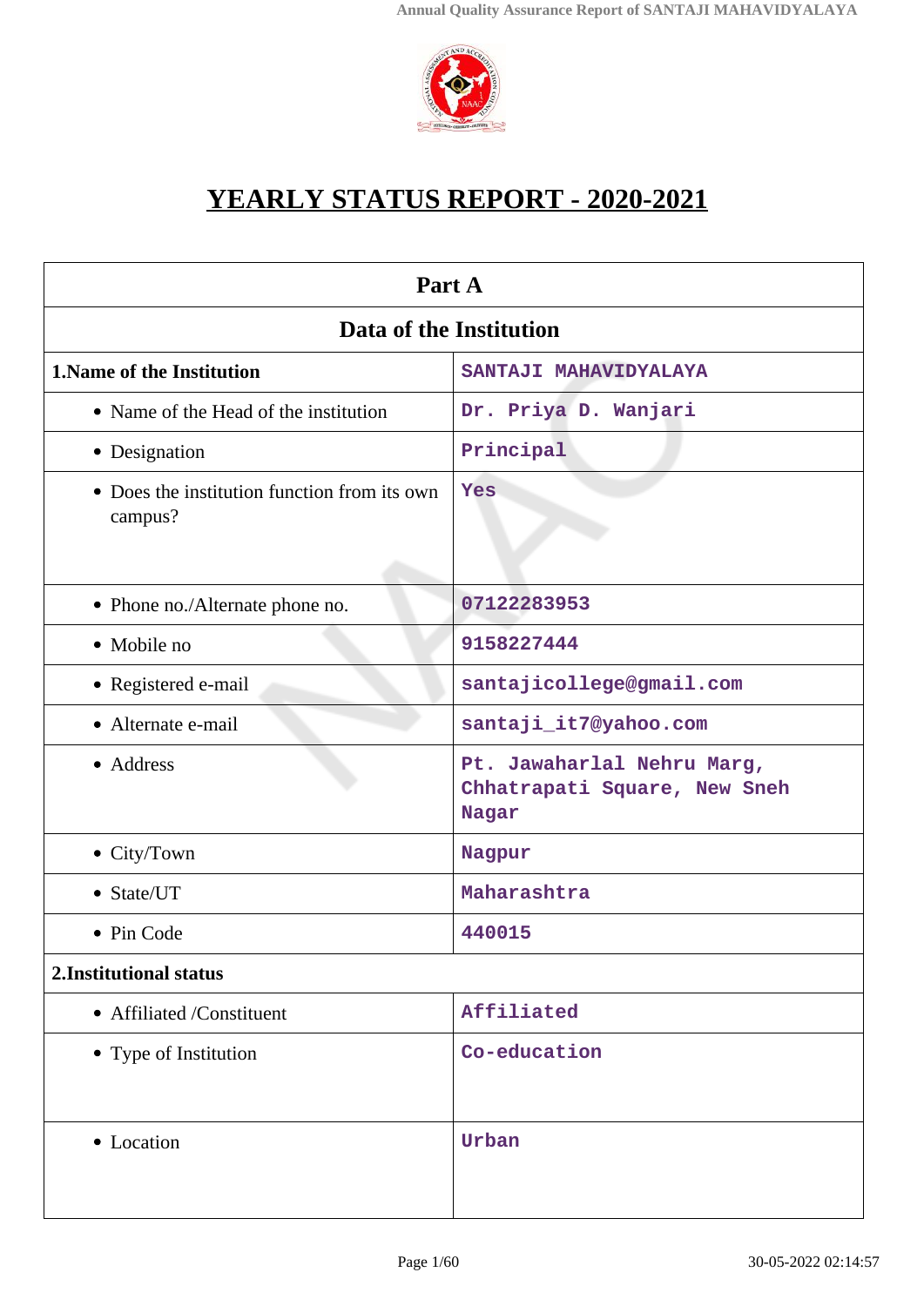# YEARLY STATUS REPORT - 2020-2021

| Part A | |
|---|---|
| **Data of the Institution** | |
| **1.Name of the Institution** | SANTAJI MAHAVIDYALAYA |
| • Name of the Head of the institution | Dr. Priya D. Wanjari |
| • Designation | Principal |
| • Does the institution function from its own campus? | Yes |
| • Phone no./Alternate phone no. | 07122283953 |
| • Mobile no | 9158227444 |
| • Registered e-mail | santajicollege@gmail.com |
| • Alternate e-mail | santaji_it7@yahoo.com |
| • Address | Pt. Jawaharlal Nehru Marg, Chhatrapati Square, New Sneh Nagar |
| • City/Town | Nagpur |
| • State/UT | Maharashtra |
| • Pin Code | 440015 |
| **2.Institutional status** | |
| • Affiliated /Constituent | Affiliated |
| • Type of Institution | Co-education |
| • Location | Urban |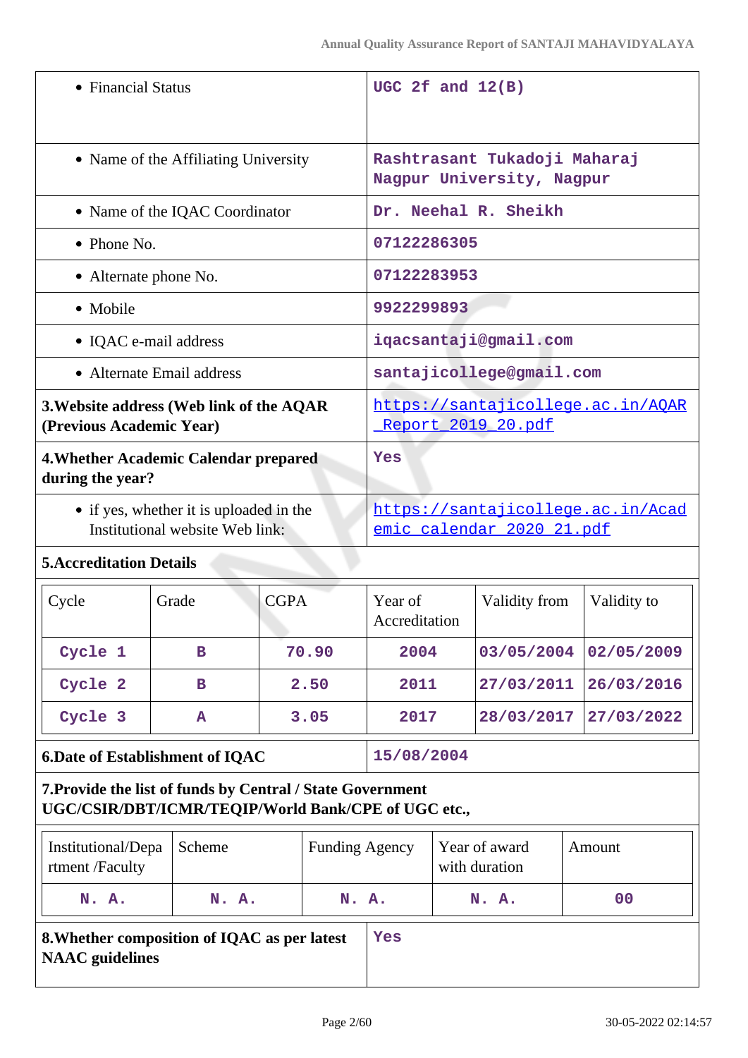| | |
|---|---|
| • Financial Status | UGC 2f and 12(B) |
| • Name of the Affiliating University | Rashtrasant Tukadoji Maharaj Nagpur University, Nagpur |
| • Name of the IQAC Coordinator | Dr. Neehal R. Sheikh |
| • Phone No. | 07122286305 |
| • Alternate phone No. | 07122283953 |
| • Mobile | 9922299893 |
| • IQAC e-mail address | iqacsantaji@gmail.com |
| • Alternate Email address | santajicollege@gmail.com |
| **3.Website address (Web link of the AQAR (Previous Academic Year)** | https://santajicollege.ac.in/AQAR_Report_2019_20.pdf |
| **4.Whether Academic Calendar prepared during the year?** | Yes |
| • if yes, whether it is uploaded in the Institutional website Web link: | https://santajicollege.ac.in/Academic_calendar_2020_21.pdf |

**5.Accreditation Details**

| Cycle | Grade | CGPA | Year of Accreditation | Validity from | Validity to |
|---|---|---|---|---|---|
| Cycle 1 | B | 70.90 | 2004 | 03/05/2004 | 02/05/2009 |
| Cycle 2 | B | 2.50 | 2011 | 27/03/2011 | 26/03/2016 |
| Cycle 3 | A | 3.05 | 2017 | 28/03/2017 | 27/03/2022 |

| | |
|---|---|
| **6.Date of Establishment of IQAC** | 15/08/2004 |

**7.Provide the list of funds by Central / State Government UGC/CSIR/DBT/ICMR/TEQIP/World Bank/CPE of UGC etc.,**

| Institutional/Department /Faculty | Scheme | Funding Agency | Year of award with duration | Amount |
|---|---|---|---|---|
| N. A. | N. A. | N. A. | N. A. | 00 |

| | |
|---|---|
| **8.Whether composition of IQAC as per latest NAAC guidelines** | Yes |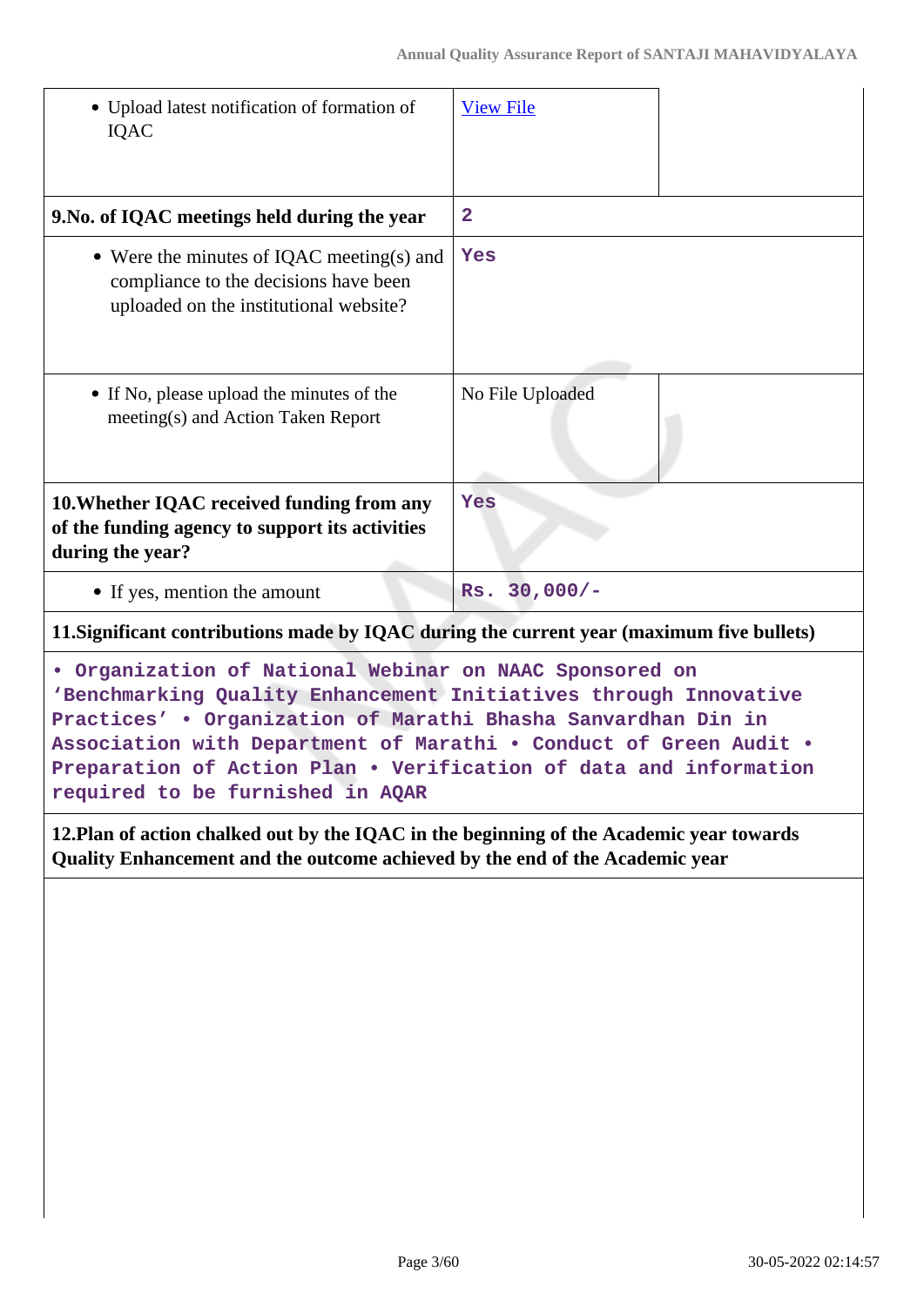| | |
|---|---|
| • Upload latest notification of formation of IQAC | View File |
| **9.No. of IQAC meetings held during the year** | 2 |
| • Were the minutes of IQAC meeting(s) and compliance to the decisions have been uploaded on the institutional website? | Yes |
| • If No, please upload the minutes of the meeting(s) and Action Taken Report | No File Uploaded |
| **10.Whether IQAC received funding from any of the funding agency to support its activities during the year?** | Yes |
| • If yes, mention the amount | Rs. 30,000/- |

**11.Significant contributions made by IQAC during the current year (maximum five bullets)**

• Organization of National Webinar on NAAC Sponsored on 'Benchmarking Quality Enhancement Initiatives through Innovative Practices' • Organization of Marathi Bhasha Sanvardhan Din in Association with Department of Marathi • Conduct of Green Audit • Preparation of Action Plan • Verification of data and information required to be furnished in AQAR

**12.Plan of action chalked out by the IQAC in the beginning of the Academic year towards Quality Enhancement and the outcome achieved by the end of the Academic year**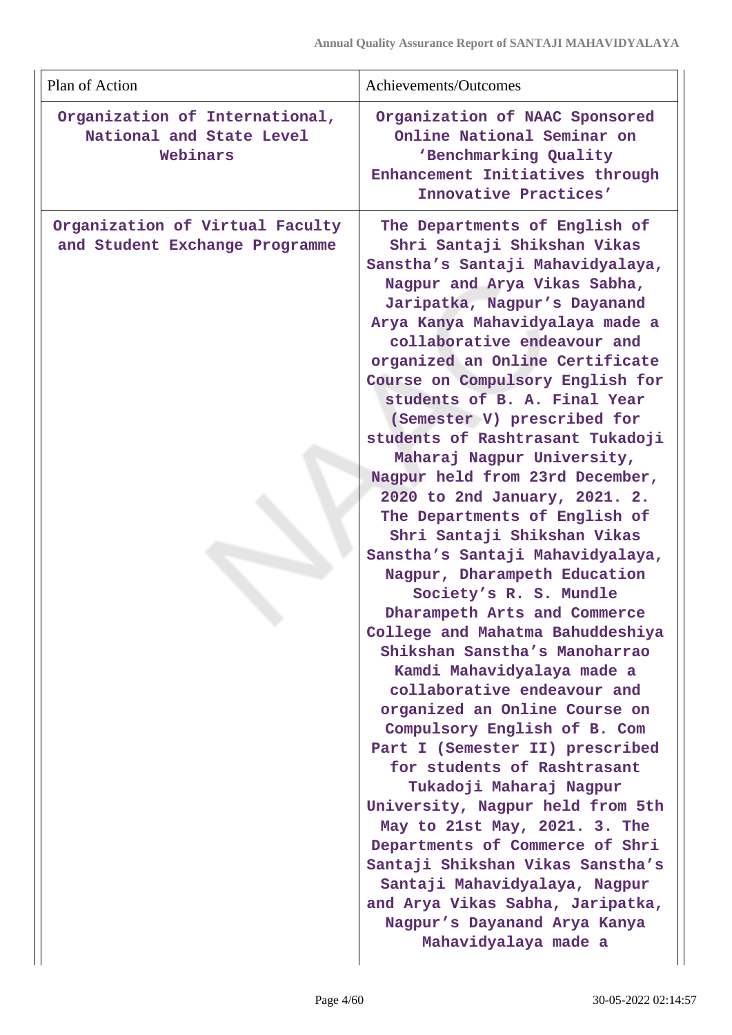| Plan of Action | Achievements/Outcomes |
| --- | --- |
| Organization of International, National and State Level Webinars | Organization of NAAC Sponsored Online National Seminar on 'Benchmarking Quality Enhancement Initiatives through Innovative Practices' |
| Organization of Virtual Faculty and Student Exchange Programme | The Departments of English of Shri Santaji Shikshan Vikas Sanstha's Santaji Mahavidyalaya, Nagpur and Arya Vikas Sabha, Jaripatka, Nagpur's Dayanand Arya Kanya Mahavidyalaya made a collaborative endeavour and organized an Online Certificate Course on Compulsory English for students of B. A. Final Year (Semester V) prescribed for students of Rashtrasant Tukadoji Maharaj Nagpur University, Nagpur held from 23rd December, 2020 to 2nd January, 2021. 2. The Departments of English of Shri Santaji Shikshan Vikas Sanstha's Santaji Mahavidyalaya, Nagpur, Dharampeth Education Society's R. S. Mundle Dharampeth Arts and Commerce College and Mahatma Bahuddeshiya Shikshan Sanstha's Manoharrao Kamdi Mahavidyalaya made a collaborative endeavour and organized an Online Course on Compulsory English of B. Com Part I (Semester II) prescribed for students of Rashtrasant Tukadoji Maharaj Nagpur University, Nagpur held from 5th May to 21st May, 2021. 3. The Departments of Commerce of Shri Santaji Shikshan Vikas Sanstha's Santaji Mahavidyalaya, Nagpur and Arya Vikas Sabha, Jaripatka, Nagpur's Dayanand Arya Kanya Mahavidyalaya made a |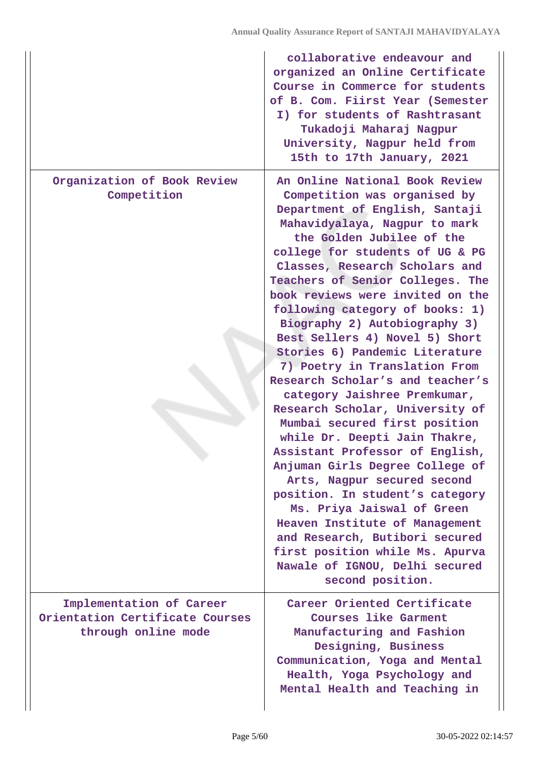|  |  |
|---|---|
|  | collaborative endeavour and organized an Online Certificate Course in Commerce for students of B. Com. Fiirst Year (Semester I) for students of Rashtrasant Tukadoji Maharaj Nagpur University, Nagpur held from 15th to 17th January, 2021 |
| Organization of Book Review Competition | An Online National Book Review Competition was organised by Department of English, Santaji Mahavidyalaya, Nagpur to mark the Golden Jubilee of the college for students of UG & PG Classes, Research Scholars and Teachers of Senior Colleges. The book reviews were invited on the following category of books: 1) Biography 2) Autobiography 3) Best Sellers 4) Novel 5) Short Stories 6) Pandemic Literature 7) Poetry in Translation From Research Scholar's and teacher's category Jaishree Premkumar, Research Scholar, University of Mumbai secured first position while Dr. Deepti Jain Thakre, Assistant Professor of English, Anjuman Girls Degree College of Arts, Nagpur secured second position. In student's category Ms. Priya Jaiswal of Green Heaven Institute of Management and Research, Butibori secured first position while Ms. Apurva Nawale of IGNOU, Delhi secured second position. |
| Implementation of Career Orientation Certificate Courses through online mode | Career Oriented Certificate Courses like Garment Manufacturing and Fashion Designing, Business Communication, Yoga and Mental Health, Yoga Psychology and Mental Health and Teaching in |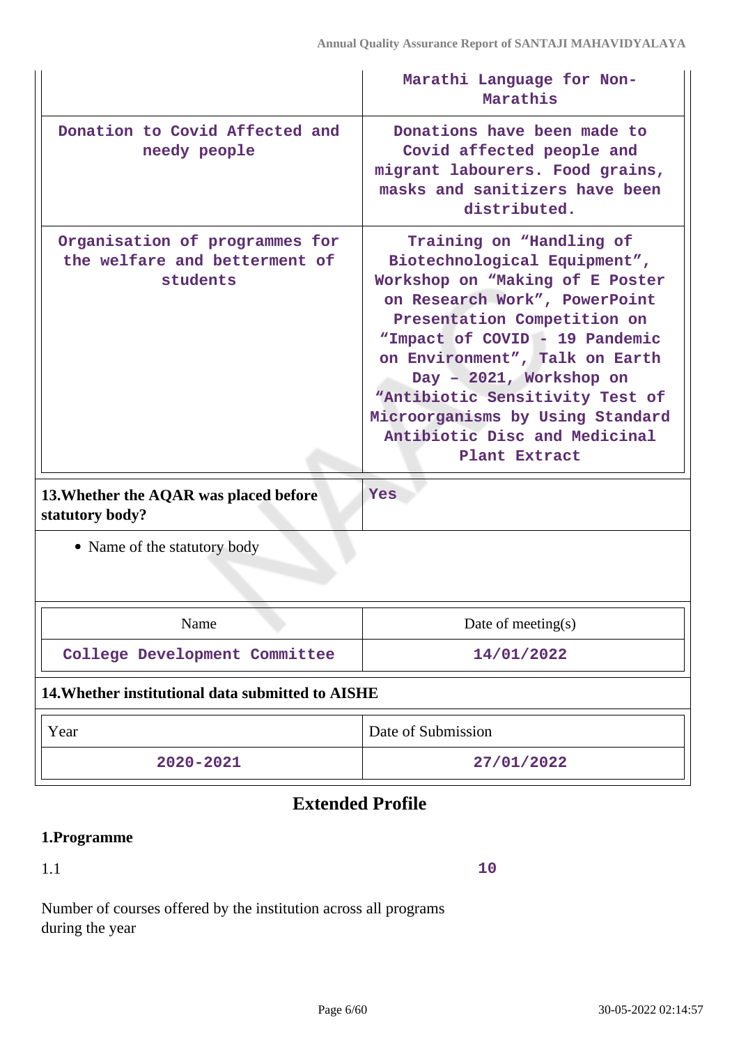| | |
|---|---|
| | Marathi Language for Non-Marathis |
| Donation to Covid Affected and needy people | Donations have been made to Covid affected people and migrant labourers. Food grains, masks and sanitizers have been distributed. |
| Organisation of programmes for the welfare and betterment of students | Training on "Handling of Biotechnological Equipment", Workshop on "Making of E Poster on Research Work", PowerPoint Presentation Competition on "Impact of COVID - 19 Pandemic on Environment", Talk on Earth Day – 2021, Workshop on "Antibiotic Sensitivity Test of Microorganisms by Using Standard Antibiotic Disc and Medicinal Plant Extract |

**13.Whether the AQAR was placed before statutory body?** Yes

- Name of the statutory body

| Name | Date of meeting(s) |
|---|---|
| College Development Committee | 14/01/2022 |

**14.Whether institutional data submitted to AISHE**

| Year | Date of Submission |
|---|---|
| 2020-2021 | 27/01/2022 |

## Extended Profile

### 1.Programme

1.1 **10**

Number of courses offered by the institution across all programs during the year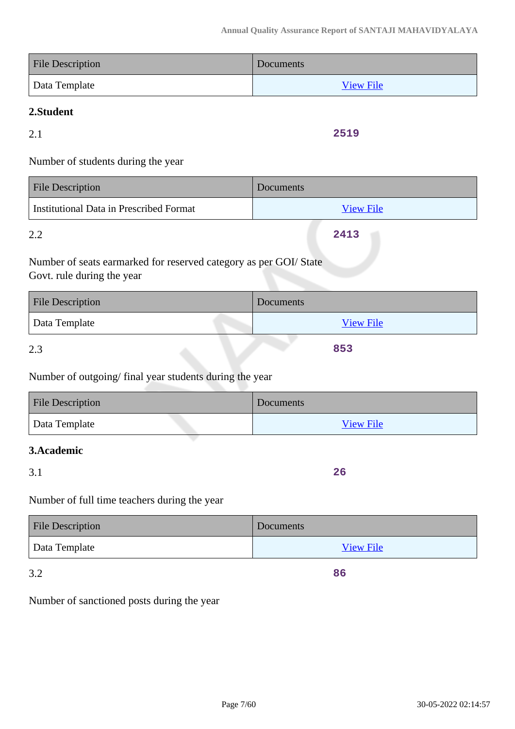| File Description | Documents |
|---|---|
| Data Template | View File |

**2.Student**

2.1 **2519**

Number of students during the year

| File Description | Documents |
|---|---|
| Institutional Data in Prescribed Format | View File |

2.2 **2413**

Number of seats earmarked for reserved category as per GOI/ State Govt. rule during the year

| File Description | Documents |
|---|---|
| Data Template | View File |

2.3 **853**

Number of outgoing/ final year students during the year

| File Description | Documents |
|---|---|
| Data Template | View File |

**3.Academic**

3.1 **26**

Number of full time teachers during the year

| File Description | Documents |
|---|---|
| Data Template | View File |

3.2 **86**

Number of sanctioned posts during the year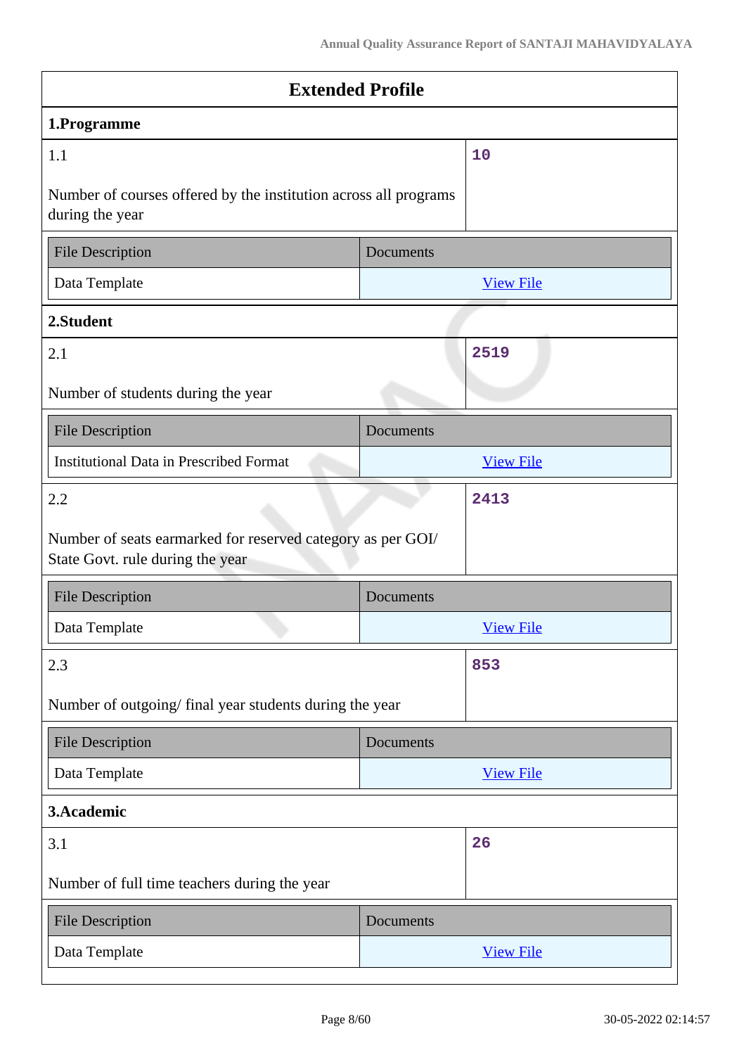# Extended Profile

## 1.Programme

| 1.1 | 10 |
|---|---|
| Number of courses offered by the institution across all programs during the year | |

| File Description | Documents |
|---|---|
| Data Template | View File |

## 2.Student

| 2.1 | 2519 |
|---|---|
| Number of students during the year | |

| File Description | Documents |
|---|---|
| Institutional Data in Prescribed Format | View File |

| 2.2 | 2413 |
|---|---|
| Number of seats earmarked for reserved category as per GOI/ State Govt. rule during the year | |

| File Description | Documents |
|---|---|
| Data Template | View File |

| 2.3 | 853 |
|---|---|
| Number of outgoing/ final year students during the year | |

| File Description | Documents |
|---|---|
| Data Template | View File |

## 3.Academic

| 3.1 | 26 |
|---|---|
| Number of full time teachers during the year | |

| File Description | Documents |
|---|---|
| Data Template | View File |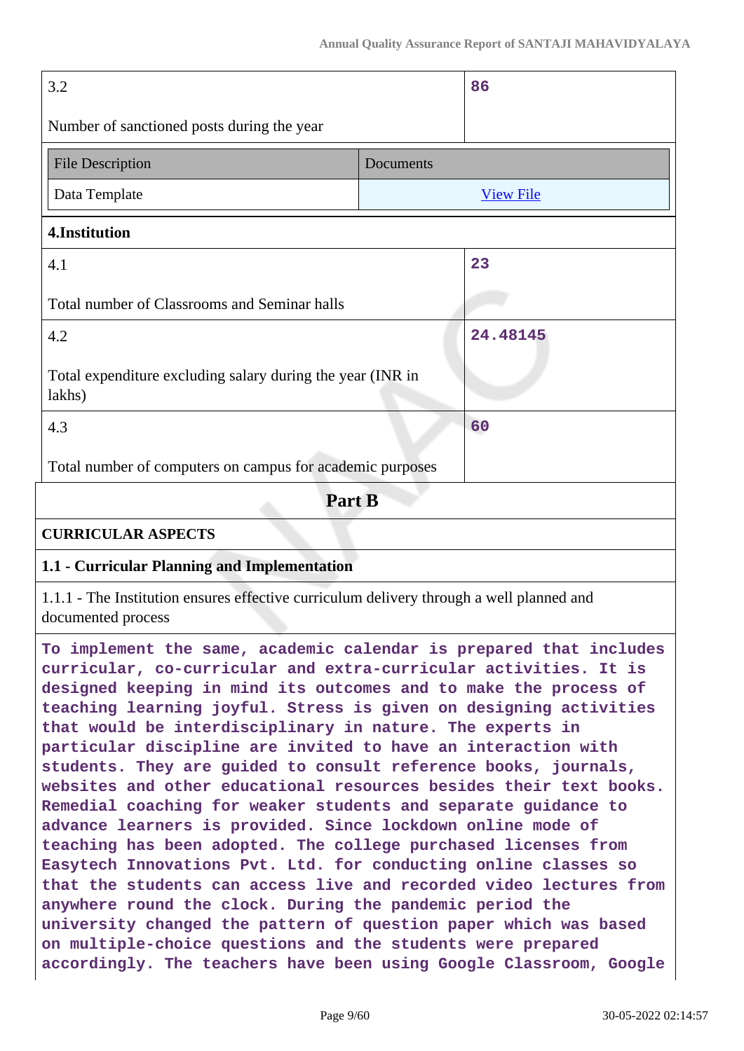| 3.2 Number of sanctioned posts during the year | 86 |
|---|---|

| File Description | Documents |
|---|---|
| Data Template | View File |

**4.Institution**

| | |
|---|---|
| 4.1 Total number of Classrooms and Seminar halls | 23 |
| 4.2 Total expenditure excluding salary during the year (INR in lakhs) | 24.48145 |
| 4.3 Total number of computers on campus for academic purposes | 60 |

## Part B

### CURRICULAR ASPECTS

### 1.1 - Curricular Planning and Implementation

1.1.1 - The Institution ensures effective curriculum delivery through a well planned and documented process

To implement the same, academic calendar is prepared that includes curricular, co-curricular and extra-curricular activities. It is designed keeping in mind its outcomes and to make the process of teaching learning joyful. Stress is given on designing activities that would be interdisciplinary in nature. The experts in particular discipline are invited to have an interaction with students. They are guided to consult reference books, journals, websites and other educational resources besides their text books. Remedial coaching for weaker students and separate guidance to advance learners is provided. Since lockdown online mode of teaching has been adopted. The college purchased licenses from Easytech Innovations Pvt. Ltd. for conducting online classes so that the students can access live and recorded video lectures from anywhere round the clock. During the pandemic period the university changed the pattern of question paper which was based on multiple-choice questions and the students were prepared accordingly. The teachers have been using Google Classroom, Google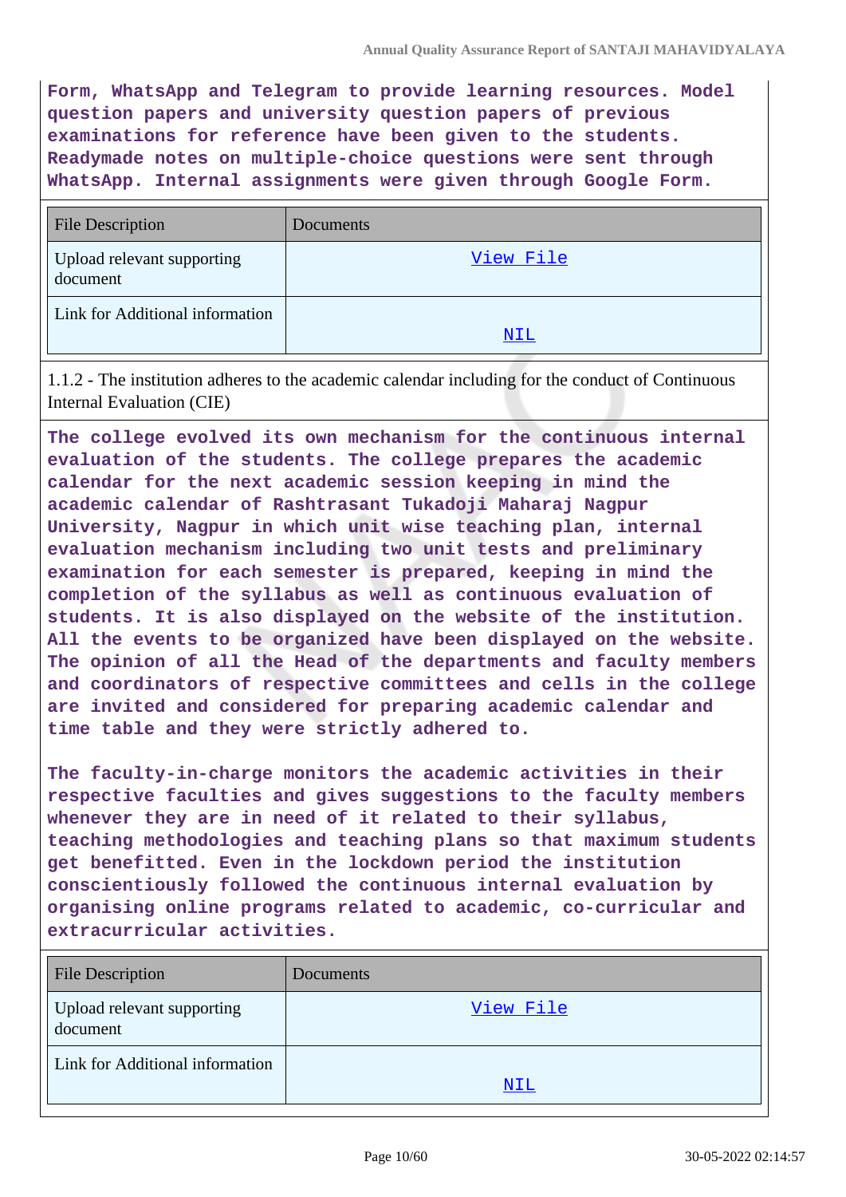**Form, WhatsApp and Telegram to provide learning resources. Model question papers and university question papers of previous examinations for reference have been given to the students. Readymade notes on multiple-choice questions were sent through WhatsApp. Internal assignments were given through Google Form.**

| File Description | Documents |
| --- | --- |
| Upload relevant supporting document | View File |
| Link for Additional information | NIL |

1.1.2 - The institution adheres to the academic calendar including for the conduct of Continuous Internal Evaluation (CIE)

**The college evolved its own mechanism for the continuous internal evaluation of the students. The college prepares the academic calendar for the next academic session keeping in mind the academic calendar of Rashtrasant Tukadoji Maharaj Nagpur University, Nagpur in which unit wise teaching plan, internal evaluation mechanism including two unit tests and preliminary examination for each semester is prepared, keeping in mind the completion of the syllabus as well as continuous evaluation of students. It is also displayed on the website of the institution. All the events to be organized have been displayed on the website. The opinion of all the Head of the departments and faculty members and coordinators of respective committees and cells in the college are invited and considered for preparing academic calendar and time table and they were strictly adhered to.**

**The faculty-in-charge monitors the academic activities in their respective faculties and gives suggestions to the faculty members whenever they are in need of it related to their syllabus, teaching methodologies and teaching plans so that maximum students get benefitted. Even in the lockdown period the institution conscientiously followed the continuous internal evaluation by organising online programs related to academic, co-curricular and extracurricular activities.**

| File Description | Documents |
| --- | --- |
| Upload relevant supporting document | View File |
| Link for Additional information | NIL |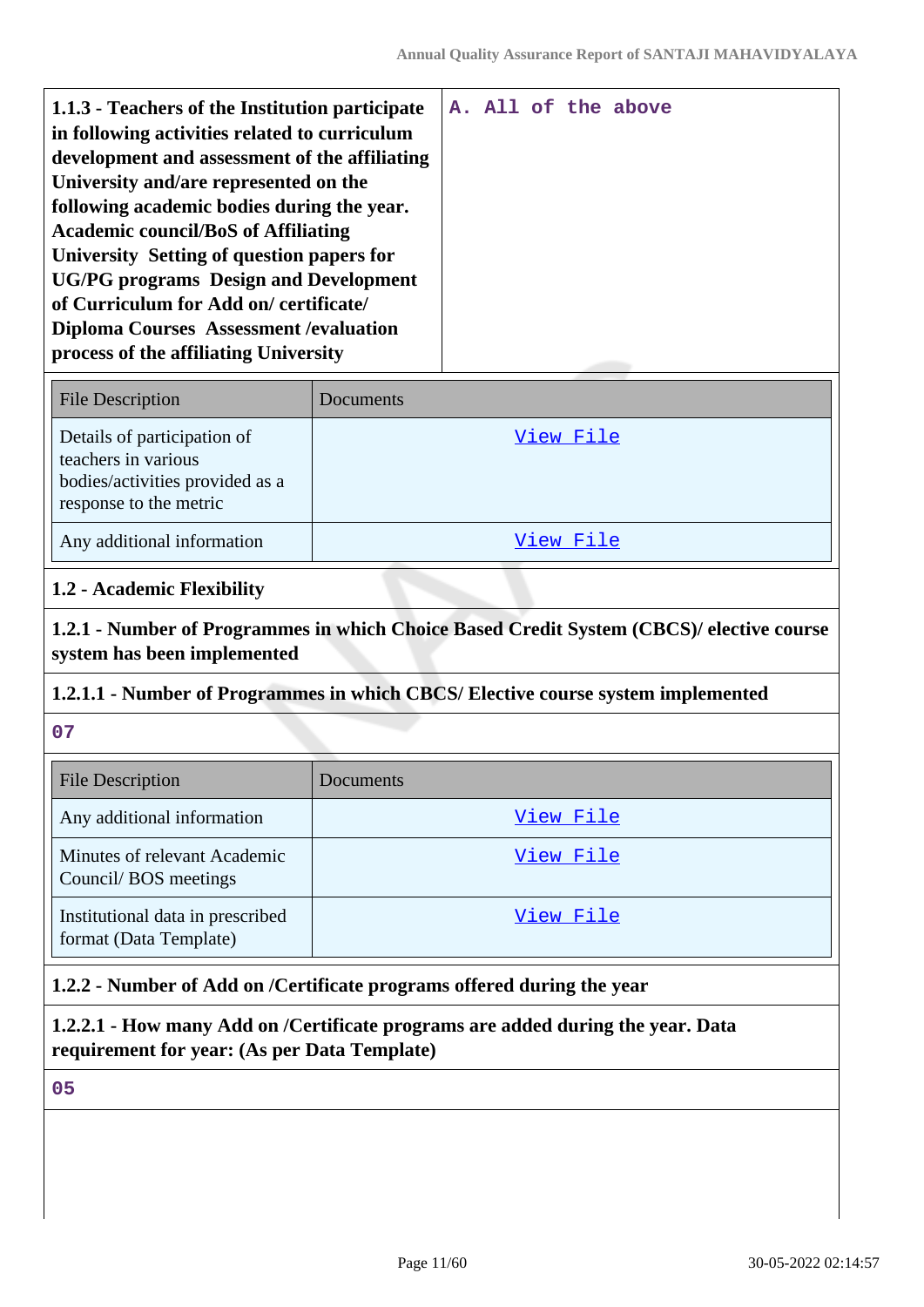| 1.1.3 - Teachers of the Institution participate in following activities related to curriculum development and assessment of the affiliating University and/are represented on the following academic bodies during the year. Academic council/BoS of Affiliating University Setting of question papers for UG/PG programs Design and Development of Curriculum for Add on/ certificate/ Diploma Courses Assessment /evaluation process of the affiliating University | A. All of the above |
|---|---|

| File Description | Documents |
|---|---|
| Details of participation of teachers in various bodies/activities provided as a response to the metric | View File |
| Any additional information | View File |

**1.2 - Academic Flexibility**

**1.2.1 - Number of Programmes in which Choice Based Credit System (CBCS)/ elective course system has been implemented**

**1.2.1.1 - Number of Programmes in which CBCS/ Elective course system implemented**

07

| File Description | Documents |
|---|---|
| Any additional information | View File |
| Minutes of relevant Academic Council/ BOS meetings | View File |
| Institutional data in prescribed format (Data Template) | View File |

**1.2.2 - Number of Add on /Certificate programs offered during the year**

**1.2.2.1 - How many Add on /Certificate programs are added during the year. Data requirement for year: (As per Data Template)**

05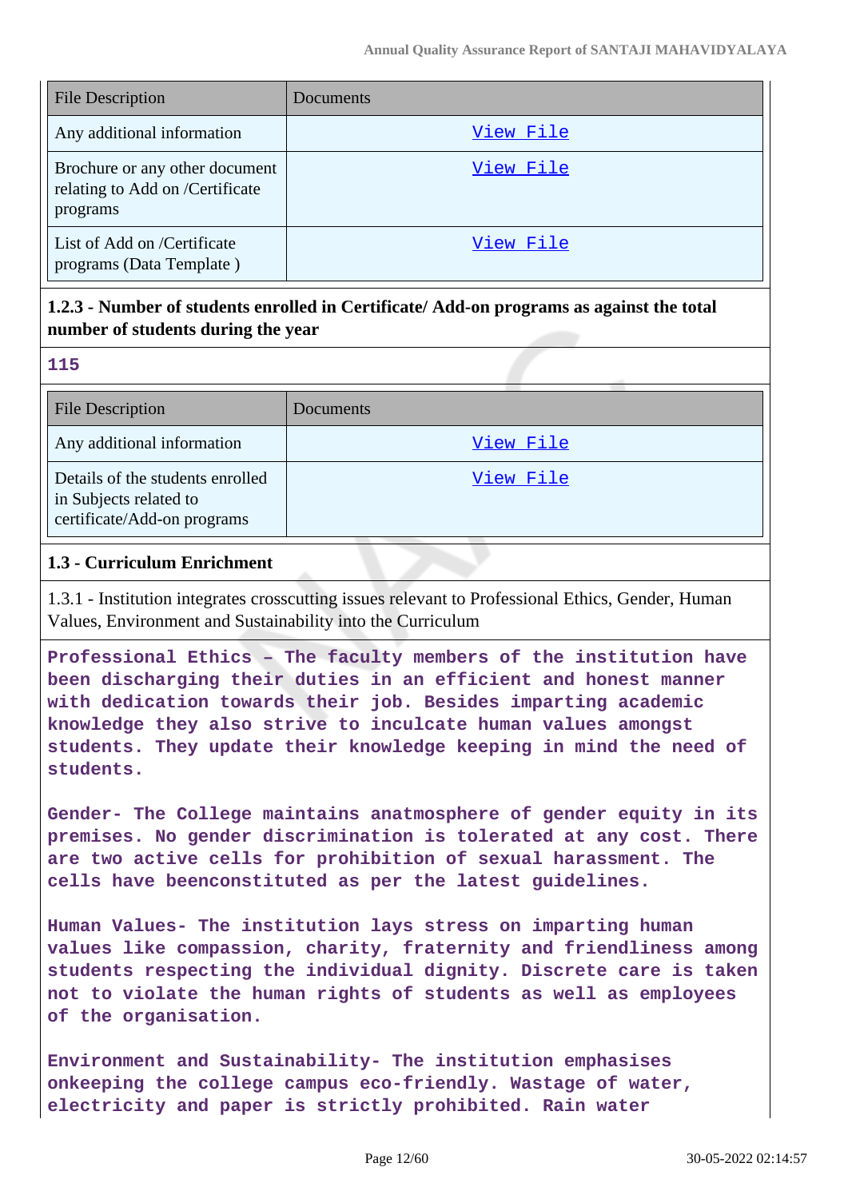| File Description | Documents |
|---|---|
| Any additional information | View File |
| Brochure or any other document relating to Add on /Certificate programs | View File |
| List of Add on /Certificate programs (Data Template ) | View File |

**1.2.3 - Number of students enrolled in Certificate/ Add-on programs as against the total number of students during the year**

**115**

| File Description | Documents |
|---|---|
| Any additional information | View File |
| Details of the students enrolled in Subjects related to certificate/Add-on programs | View File |

**1.3 - Curriculum Enrichment**

1.3.1 - Institution integrates crosscutting issues relevant to Professional Ethics, Gender, Human Values, Environment and Sustainability into the Curriculum

**Professional Ethics – The faculty members of the institution have been discharging their duties in an efficient and honest manner with dedication towards their job. Besides imparting academic knowledge they also strive to inculcate human values amongst students. They update their knowledge keeping in mind the need of students.**

**Gender- The College maintains anatmosphere of gender equity in its premises. No gender discrimination is tolerated at any cost. There are two active cells for prohibition of sexual harassment. The cells have beenconstituted as per the latest guidelines.**

**Human Values- The institution lays stress on imparting human values like compassion, charity, fraternity and friendliness among students respecting the individual dignity. Discrete care is taken not to violate the human rights of students as well as employees of the organisation.**

**Environment and Sustainability- The institution emphasises onkeeping the college campus eco-friendly. Wastage of water, electricity and paper is strictly prohibited. Rain water**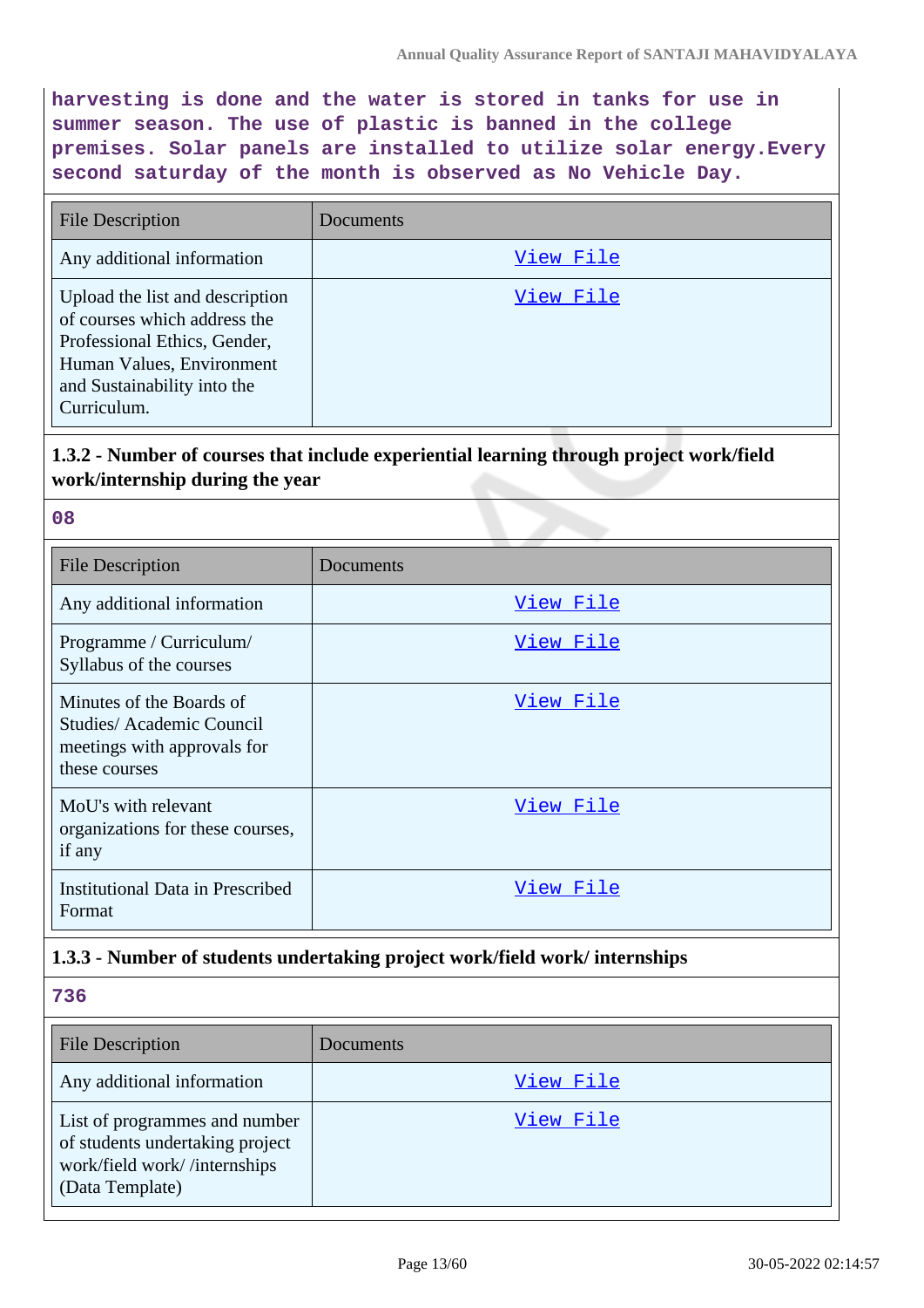harvesting is done and the water is stored in tanks for use in summer season. The use of plastic is banned in the college premises. Solar panels are installed to utilize solar energy.Every second saturday of the month is observed as No Vehicle Day.

| File Description | Documents |
|---|---|
| Any additional information | View File |
| Upload the list and description of courses which address the Professional Ethics, Gender, Human Values, Environment and Sustainability into the Curriculum. | View File |

**1.3.2 - Number of courses that include experiential learning through project work/field work/internship during the year**

08

| File Description | Documents |
|---|---|
| Any additional information | View File |
| Programme / Curriculum/ Syllabus of the courses | View File |
| Minutes of the Boards of Studies/ Academic Council meetings with approvals for these courses | View File |
| MoU's with relevant organizations for these courses, if any | View File |
| Institutional Data in Prescribed Format | View File |

**1.3.3 - Number of students undertaking project work/field work/ internships**

736

| File Description | Documents |
|---|---|
| Any additional information | View File |
| List of programmes and number of students undertaking project work/field work/ /internships (Data Template) | View File |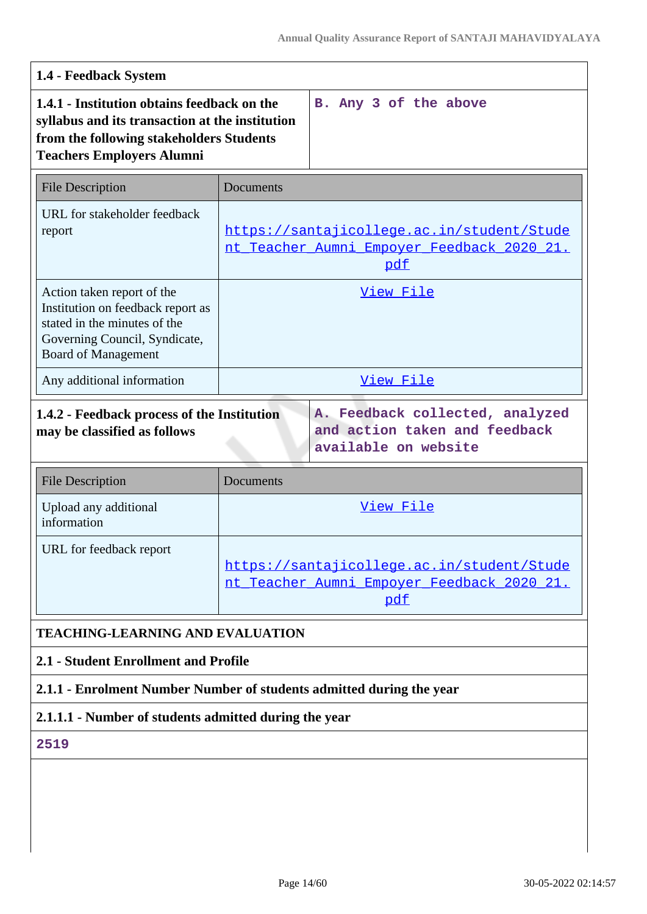### 1.4 - Feedback System

| 1.4.1 - Institution obtains feedback on the syllabus and its transaction at the institution from the following stakeholders Students Teachers Employers Alumni | B. Any 3 of the above |
|---|---|

| File Description | Documents |
|---|---|
| URL for stakeholder feedback report | https://santajicollege.ac.in/student/Student_Teacher_Aumni_Empoyer_Feedback_2020_21.pdf |
| Action taken report of the Institution on feedback report as stated in the minutes of the Governing Council, Syndicate, Board of Management | View File |
| Any additional information | View File |

| 1.4.2 - Feedback process of the Institution may be classified as follows | A. Feedback collected, analyzed and action taken and feedback available on website |
|---|---|

| File Description | Documents |
|---|---|
| Upload any additional information | View File |
| URL for feedback report | https://santajicollege.ac.in/student/Student_Teacher_Aumni_Empoyer_Feedback_2020_21.pdf |

## TEACHING-LEARNING AND EVALUATION

### 2.1 - Student Enrollment and Profile

#### 2.1.1 - Enrolment Number Number of students admitted during the year

#### 2.1.1.1 - Number of students admitted during the year

2519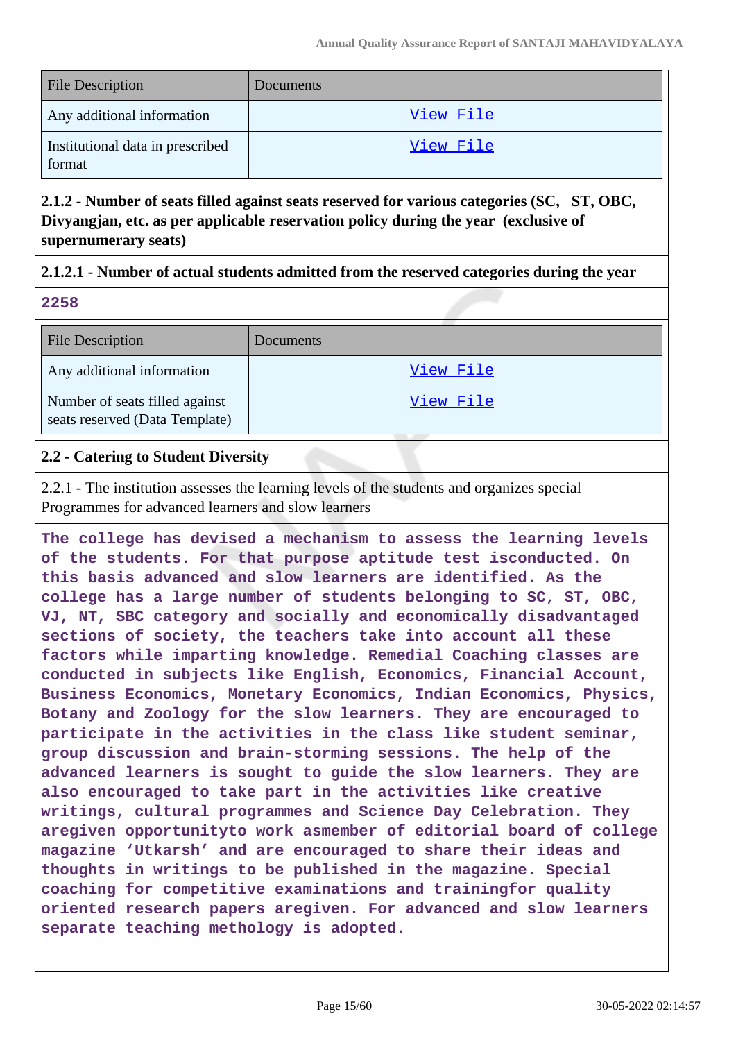| File Description | Documents |
|---|---|
| Any additional information | View File |
| Institutional data in prescribed format | View File |

**2.1.2 - Number of seats filled against seats reserved for various categories (SC, ST, OBC, Divyangjan, etc. as per applicable reservation policy during the year (exclusive of supernumerary seats)**

**2.1.2.1 - Number of actual students admitted from the reserved categories during the year**

**2258**

| File Description | Documents |
|---|---|
| Any additional information | View File |
| Number of seats filled against seats reserved (Data Template) | View File |

**2.2 - Catering to Student Diversity**

2.2.1 - The institution assesses the learning levels of the students and organizes special Programmes for advanced learners and slow learners

**The college has devised a mechanism to assess the learning levels of the students. For that purpose aptitude test isconducted. On this basis advanced and slow learners are identified. As the college has a large number of students belonging to SC, ST, OBC, VJ, NT, SBC category and socially and economically disadvantaged sections of society, the teachers take into account all these factors while imparting knowledge. Remedial Coaching classes are conducted in subjects like English, Economics, Financial Account, Business Economics, Monetary Economics, Indian Economics, Physics, Botany and Zoology for the slow learners. They are encouraged to participate in the activities in the class like student seminar, group discussion and brain-storming sessions. The help of the advanced learners is sought to guide the slow learners. They are also encouraged to take part in the activities like creative writings, cultural programmes and Science Day Celebration. They aregiven opportunityto work asmember of editorial board of college magazine 'Utkarsh' and are encouraged to share their ideas and thoughts in writings to be published in the magazine. Special coaching for competitive examinations and trainingfor quality oriented research papers aregiven. For advanced and slow learners separate teaching methology is adopted.**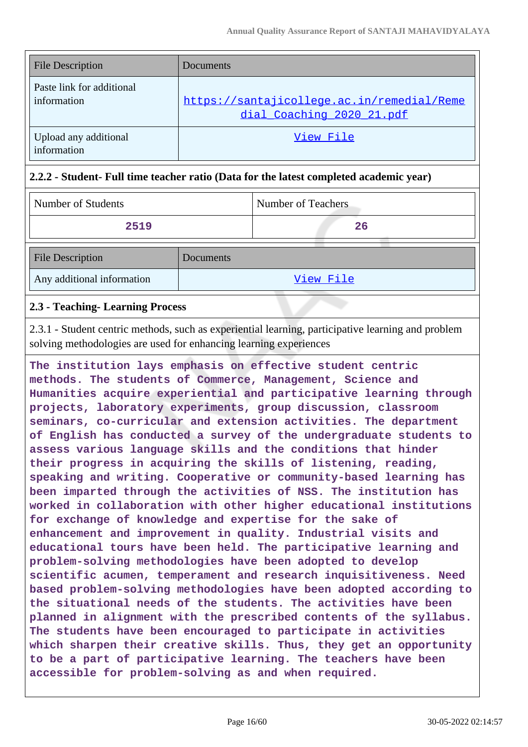| File Description | Documents |
|---|---|
| Paste link for additional information | https://santajicollege.ac.in/remedial/Remedial_Coaching_2020_21.pdf |
| Upload any additional information | View File |

**2.2.2 - Student- Full time teacher ratio (Data for the latest completed academic year)**

| Number of Students | Number of Teachers |
|---|---|
| 2519 | 26 |

| File Description | Documents |
|---|---|
| Any additional information | View File |

**2.3 - Teaching- Learning Process**

2.3.1 - Student centric methods, such as experiential learning, participative learning and problem solving methodologies are used for enhancing learning experiences

**The institution lays emphasis on effective student centric methods. The students of Commerce, Management, Science and Humanities acquire experiential and participative learning through projects, laboratory experiments, group discussion, classroom seminars, co-curricular and extension activities. The department of English has conducted a survey of the undergraduate students to assess various language skills and the conditions that hinder their progress in acquiring the skills of listening, reading, speaking and writing. Cooperative or community-based learning has been imparted through the activities of NSS. The institution has worked in collaboration with other higher educational institutions for exchange of knowledge and expertise for the sake of enhancement and improvement in quality. Industrial visits and educational tours have been held. The participative learning and problem-solving methodologies have been adopted to develop scientific acumen, temperament and research inquisitiveness. Need based problem-solving methodologies have been adopted according to the situational needs of the students. The activities have been planned in alignment with the prescribed contents of the syllabus. The students have been encouraged to participate in activities which sharpen their creative skills. Thus, they get an opportunity to be a part of participative learning. The teachers have been accessible for problem-solving as and when required.**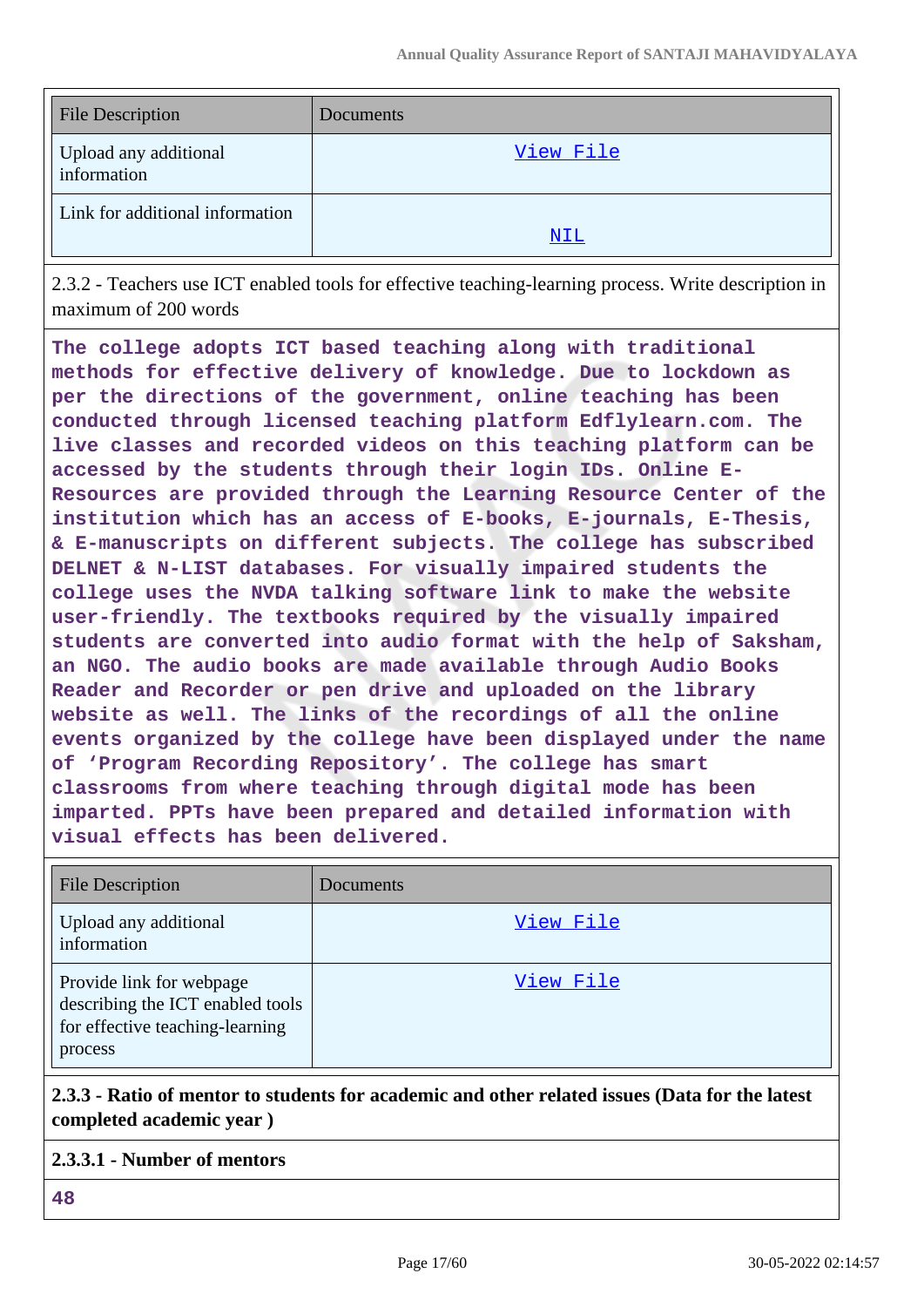| File Description | Documents |
| --- | --- |
| Upload any additional information | View File |
| Link for additional information | NIL |

2.3.2 - Teachers use ICT enabled tools for effective teaching-learning process. Write description in maximum of 200 words

**The college adopts ICT based teaching along with traditional methods for effective delivery of knowledge. Due to lockdown as per the directions of the government, online teaching has been conducted through licensed teaching platform Edflylearn.com. The live classes and recorded videos on this teaching platform can be accessed by the students through their login IDs. Online E-Resources are provided through the Learning Resource Center of the institution which has an access of E-books, E-journals, E-Thesis, & E-manuscripts on different subjects. The college has subscribed DELNET & N-LIST databases. For visually impaired students the college uses the NVDA talking software link to make the website user-friendly. The textbooks required by the visually impaired students are converted into audio format with the help of Saksham, an NGO. The audio books are made available through Audio Books Reader and Recorder or pen drive and uploaded on the library website as well. The links of the recordings of all the online events organized by the college have been displayed under the name of 'Program Recording Repository'. The college has smart classrooms from where teaching through digital mode has been imparted. PPTs have been prepared and detailed information with visual effects has been delivered.**

| File Description | Documents |
| --- | --- |
| Upload any additional information | View File |
| Provide link for webpage describing the ICT enabled tools for effective teaching-learning process | View File |

**2.3.3 - Ratio of mentor to students for academic and other related issues (Data for the latest completed academic year )**

**2.3.3.1 - Number of mentors**

**48**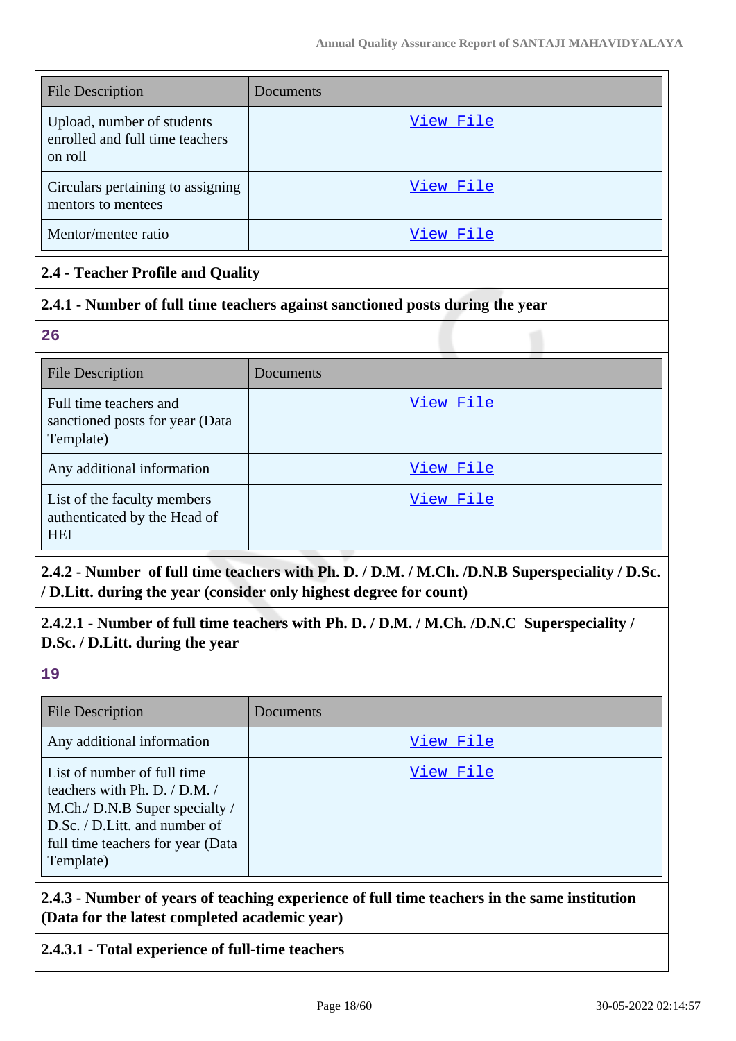| File Description | Documents |
| --- | --- |
| Upload, number of students enrolled and full time teachers on roll | View File |
| Circulars pertaining to assigning mentors to mentees | View File |
| Mentor/mentee ratio | View File |

**2.4 - Teacher Profile and Quality**

**2.4.1 - Number of full time teachers against sanctioned posts during the year**

26

| File Description | Documents |
| --- | --- |
| Full time teachers and sanctioned posts for year (Data Template) | View File |
| Any additional information | View File |
| List of the faculty members authenticated by the Head of HEI | View File |

**2.4.2 - Number of full time teachers with Ph. D. / D.M. / M.Ch. /D.N.B Superspeciality / D.Sc. / D.Litt. during the year (consider only highest degree for count)**

**2.4.2.1 - Number of full time teachers with Ph. D. / D.M. / M.Ch. /D.N.C Superspeciality / D.Sc. / D.Litt. during the year**

19

| File Description | Documents |
| --- | --- |
| Any additional information | View File |
| List of number of full time teachers with Ph. D. / D.M. / M.Ch./ D.N.B Super specialty / D.Sc. / D.Litt. and number of full time teachers for year (Data Template) | View File |

**2.4.3 - Number of years of teaching experience of full time teachers in the same institution (Data for the latest completed academic year)**

**2.4.3.1 - Total experience of full-time teachers**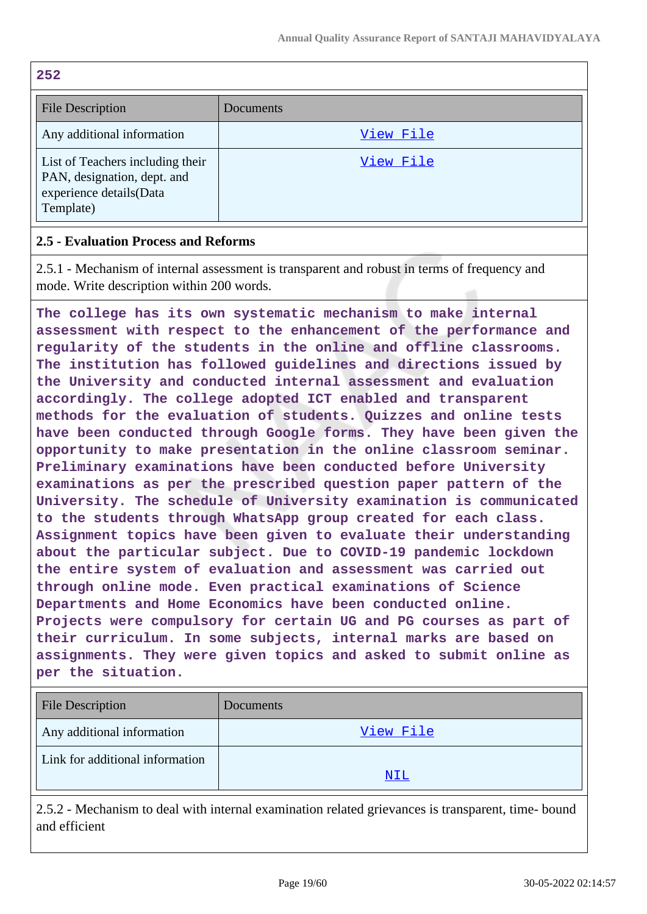252

| File Description | Documents |
|---|---|
| Any additional information | View File |
| List of Teachers including their PAN, designation, dept. and experience details(Data Template) | View File |

## 2.5 - Evaluation Process and Reforms

2.5.1 - Mechanism of internal assessment is transparent and robust in terms of frequency and mode. Write description within 200 words.

**The college has its own systematic mechanism to make internal assessment with respect to the enhancement of the performance and regularity of the students in the online and offline classrooms. The institution has followed guidelines and directions issued by the University and conducted internal assessment and evaluation accordingly. The college adopted ICT enabled and transparent methods for the evaluation of students. Quizzes and online tests have been conducted through Google forms. They have been given the opportunity to make presentation in the online classroom seminar. Preliminary examinations have been conducted before University examinations as per the prescribed question paper pattern of the University. The schedule of University examination is communicated to the students through WhatsApp group created for each class. Assignment topics have been given to evaluate their understanding about the particular subject. Due to COVID-19 pandemic lockdown the entire system of evaluation and assessment was carried out through online mode. Even practical examinations of Science Departments and Home Economics have been conducted online. Projects were compulsory for certain UG and PG courses as part of their curriculum. In some subjects, internal marks are based on assignments. They were given topics and asked to submit online as per the situation.**

| File Description | Documents |
|---|---|
| Any additional information | View File |
| Link for additional information | NIL |

2.5.2 - Mechanism to deal with internal examination related grievances is transparent, time- bound and efficient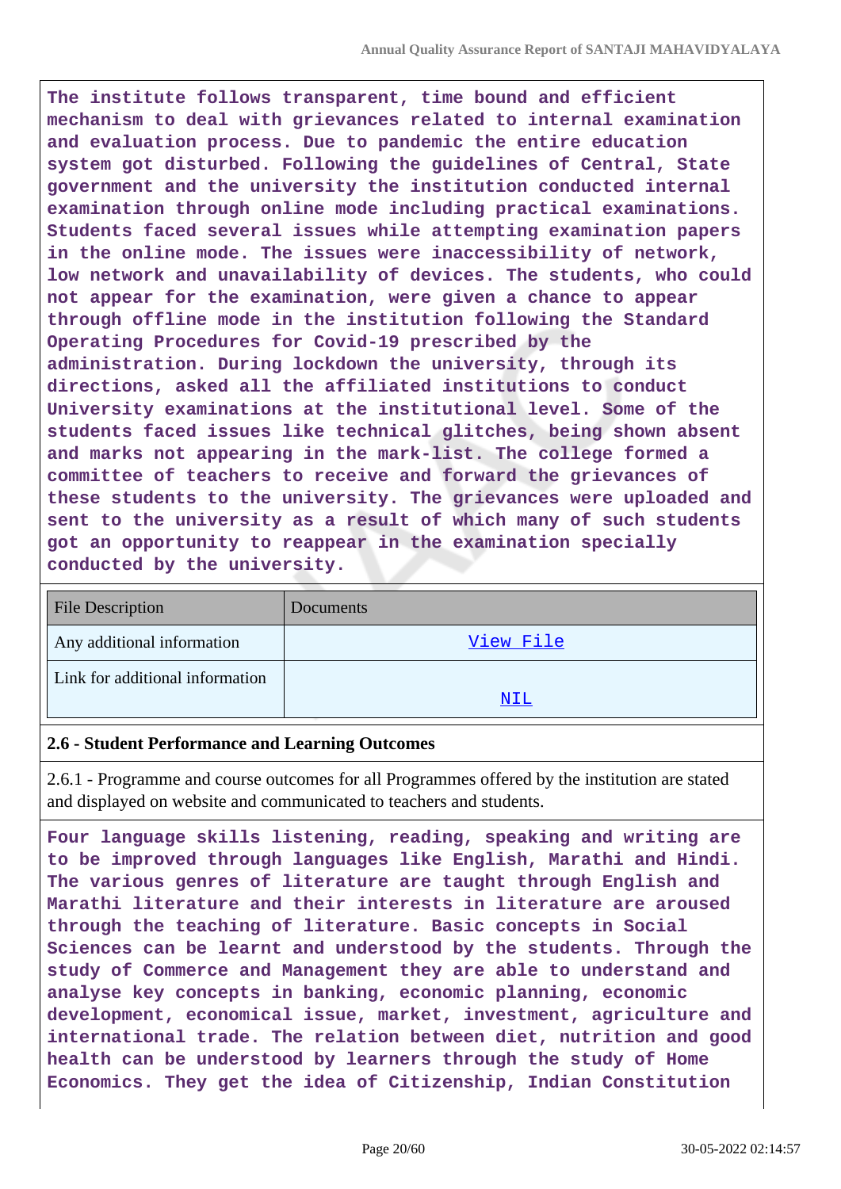**The institute follows transparent, time bound and efficient mechanism to deal with grievances related to internal examination and evaluation process. Due to pandemic the entire education system got disturbed. Following the guidelines of Central, State government and the university the institution conducted internal examination through online mode including practical examinations. Students faced several issues while attempting examination papers in the online mode. The issues were inaccessibility of network, low network and unavailability of devices. The students, who could not appear for the examination, were given a chance to appear through offline mode in the institution following the Standard Operating Procedures for Covid-19 prescribed by the administration. During lockdown the university, through its directions, asked all the affiliated institutions to conduct University examinations at the institutional level. Some of the students faced issues like technical glitches, being shown absent and marks not appearing in the mark-list. The college formed a committee of teachers to receive and forward the grievances of these students to the university. The grievances were uploaded and sent to the university as a result of which many of such students got an opportunity to reappear in the examination specially conducted by the university.**

| File Description | Documents |
|---|---|
| Any additional information | View File |
| Link for additional information | NIL |

### 2.6 - Student Performance and Learning Outcomes

2.6.1 - Programme and course outcomes for all Programmes offered by the institution are stated and displayed on website and communicated to teachers and students.

**Four language skills listening, reading, speaking and writing are to be improved through languages like English, Marathi and Hindi. The various genres of literature are taught through English and Marathi literature and their interests in literature are aroused through the teaching of literature. Basic concepts in Social Sciences can be learnt and understood by the students. Through the study of Commerce and Management they are able to understand and analyse key concepts in banking, economic planning, economic development, economical issue, market, investment, agriculture and international trade. The relation between diet, nutrition and good health can be understood by learners through the study of Home Economics. They get the idea of Citizenship, Indian Constitution**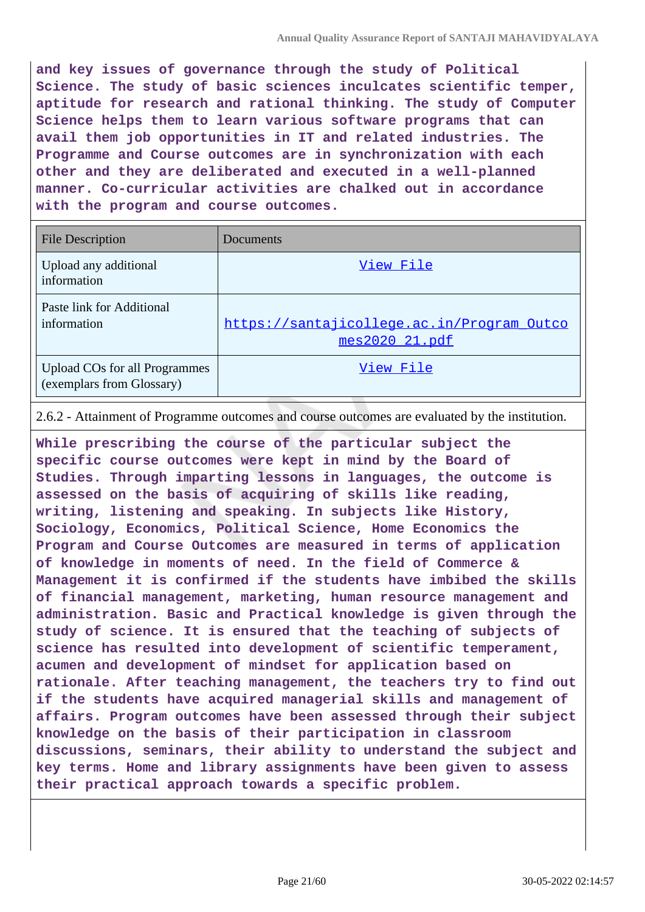and key issues of governance through the study of Political Science. The study of basic sciences inculcates scientific temper, aptitude for research and rational thinking. The study of Computer Science helps them to learn various software programs that can avail them job opportunities in IT and related industries. The Programme and Course outcomes are in synchronization with each other and they are deliberated and executed in a well-planned manner. Co-curricular activities are chalked out in accordance with the program and course outcomes.

| File Description | Documents |
| --- | --- |
| Upload any additional information | View File |
| Paste link for Additional information | https://santajicollege.ac.in/Program_Outcomes2020_21.pdf |
| Upload COs for all Programmes (exemplars from Glossary) | View File |

2.6.2 - Attainment of Programme outcomes and course outcomes are evaluated by the institution.

While prescribing the course of the particular subject the specific course outcomes were kept in mind by the Board of Studies. Through imparting lessons in languages, the outcome is assessed on the basis of acquiring of skills like reading, writing, listening and speaking. In subjects like History, Sociology, Economics, Political Science, Home Economics the Program and Course Outcomes are measured in terms of application of knowledge in moments of need. In the field of Commerce & Management it is confirmed if the students have imbibed the skills of financial management, marketing, human resource management and administration. Basic and Practical knowledge is given through the study of science. It is ensured that the teaching of subjects of science has resulted into development of scientific temperament, acumen and development of mindset for application based on rationale. After teaching management, the teachers try to find out if the students have acquired managerial skills and management of affairs. Program outcomes have been assessed through their subject knowledge on the basis of their participation in classroom discussions, seminars, their ability to understand the subject and key terms. Home and library assignments have been given to assess their practical approach towards a specific problem.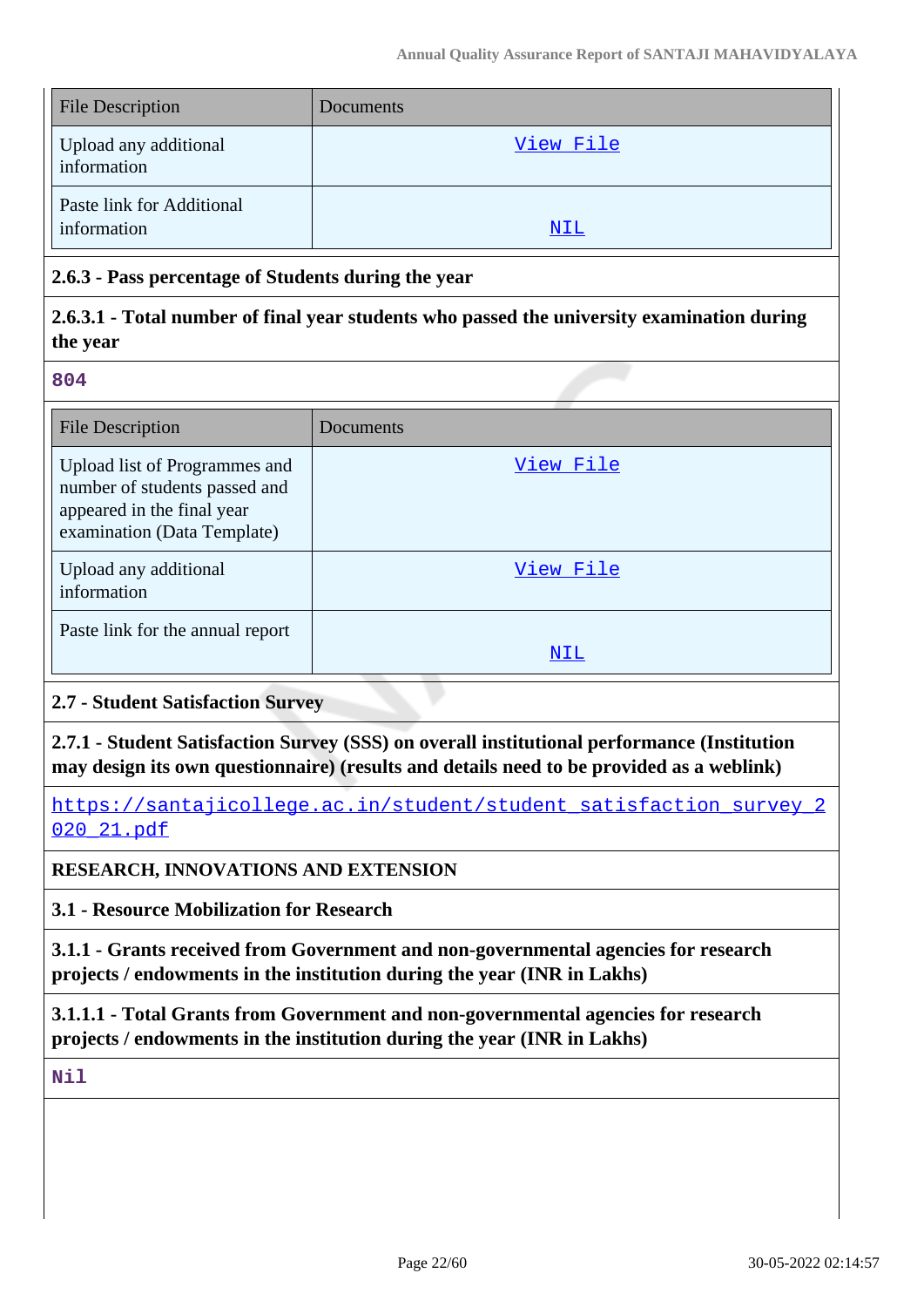| File Description | Documents |
|---|---|
| Upload any additional information | View File |
| Paste link for Additional information | NIL |

**2.6.3 - Pass percentage of Students during the year**

**2.6.3.1 - Total number of final year students who passed the university examination during the year**

804

| File Description | Documents |
|---|---|
| Upload list of Programmes and number of students passed and appeared in the final year examination (Data Template) | View File |
| Upload any additional information | View File |
| Paste link for the annual report | NIL |

**2.7 - Student Satisfaction Survey**

**2.7.1 - Student Satisfaction Survey (SSS) on overall institutional performance (Institution may design its own questionnaire) (results and details need to be provided as a weblink)**

https://santajicollege.ac.in/student/student_satisfaction_survey_2020_21.pdf

**RESEARCH, INNOVATIONS AND EXTENSION**

**3.1 - Resource Mobilization for Research**

**3.1.1 - Grants received from Government and non-governmental agencies for research projects / endowments in the institution during the year (INR in Lakhs)**

**3.1.1.1 - Total Grants from Government and non-governmental agencies for research projects / endowments in the institution during the year (INR in Lakhs)**

Nil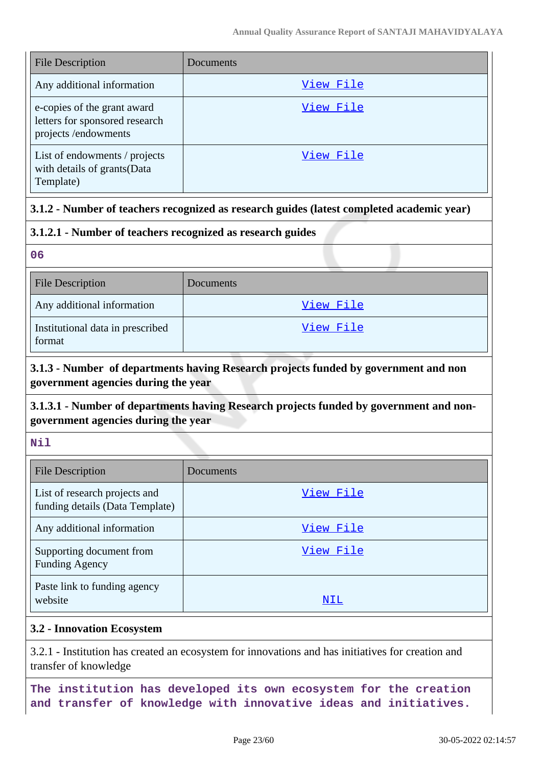| File Description | Documents |
| --- | --- |
| Any additional information | View File |
| e-copies of the grant award letters for sponsored research projects /endowments | View File |
| List of endowments / projects with details of grants(Data Template) | View File |

**3.1.2 - Number of teachers recognized as research guides (latest completed academic year)**

**3.1.2.1 - Number of teachers recognized as research guides**

**06**

| File Description | Documents |
| --- | --- |
| Any additional information | View File |
| Institutional data in prescribed format | View File |

**3.1.3 - Number of departments having Research projects funded by government and non government agencies during the year**

**3.1.3.1 - Number of departments having Research projects funded by government and non-government agencies during the year**

**Nil**

| File Description | Documents |
| --- | --- |
| List of research projects and funding details (Data Template) | View File |
| Any additional information | View File |
| Supporting document from Funding Agency | View File |
| Paste link to funding agency website | NIL |

**3.2 - Innovation Ecosystem**

3.2.1 - Institution has created an ecosystem for innovations and has initiatives for creation and transfer of knowledge

**The institution has developed its own ecosystem for the creation and transfer of knowledge with innovative ideas and initiatives.**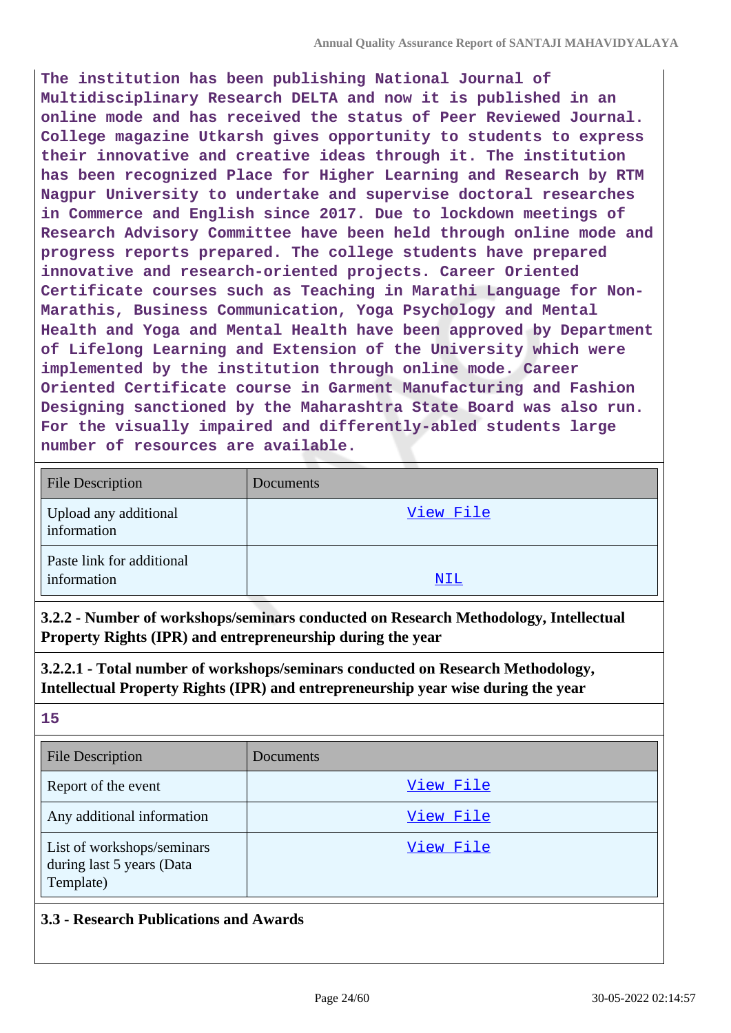The institution has been publishing National Journal of Multidisciplinary Research DELTA and now it is published in an online mode and has received the status of Peer Reviewed Journal. College magazine Utkarsh gives opportunity to students to express their innovative and creative ideas through it. The institution has been recognized Place for Higher Learning and Research by RTM Nagpur University to undertake and supervise doctoral researches in Commerce and English since 2017. Due to lockdown meetings of Research Advisory Committee have been held through online mode and progress reports prepared. The college students have prepared innovative and research-oriented projects. Career Oriented Certificate courses such as Teaching in Marathi Language for Non-Marathis, Business Communication, Yoga Psychology and Mental Health and Yoga and Mental Health have been approved by Department of Lifelong Learning and Extension of the University which were implemented by the institution through online mode. Career Oriented Certificate course in Garment Manufacturing and Fashion Designing sanctioned by the Maharashtra State Board was also run. For the visually impaired and differently-abled students large number of resources are available.

| File Description | Documents |
|---|---|
| Upload any additional information | View File |
| Paste link for additional information | NIL |

**3.2.2 - Number of workshops/seminars conducted on Research Methodology, Intellectual Property Rights (IPR) and entrepreneurship during the year**

**3.2.2.1 - Total number of workshops/seminars conducted on Research Methodology, Intellectual Property Rights (IPR) and entrepreneurship year wise during the year**

**15**

| File Description | Documents |
|---|---|
| Report of the event | View File |
| Any additional information | View File |
| List of workshops/seminars during last 5 years (Data Template) | View File |

**3.3 - Research Publications and Awards**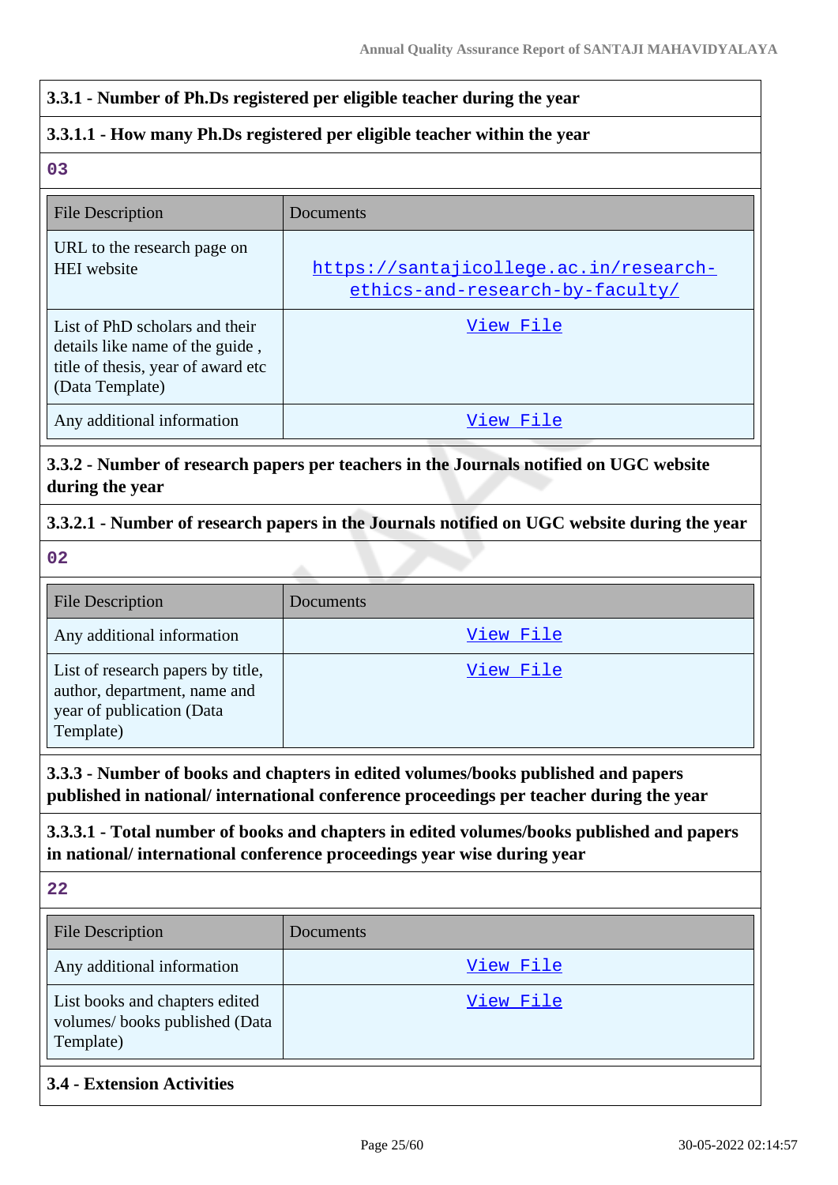### 3.3.1 - Number of Ph.Ds registered per eligible teacher during the year

#### 3.3.1.1 - How many Ph.Ds registered per eligible teacher within the year

03

| File Description | Documents |
| --- | --- |
| URL to the research page on HEI website | https://santajicollege.ac.in/research-ethics-and-research-by-faculty/ |
| List of PhD scholars and their details like name of the guide , title of thesis, year of award etc (Data Template) | View File |
| Any additional information | View File |

### 3.3.2 - Number of research papers per teachers in the Journals notified on UGC website during the year

#### 3.3.2.1 - Number of research papers in the Journals notified on UGC website during the year

02

| File Description | Documents |
| --- | --- |
| Any additional information | View File |
| List of research papers by title, author, department, name and year of publication (Data Template) | View File |

### 3.3.3 - Number of books and chapters in edited volumes/books published and papers published in national/ international conference proceedings per teacher during the year

#### 3.3.3.1 - Total number of books and chapters in edited volumes/books published and papers in national/ international conference proceedings year wise during year

22

| File Description | Documents |
| --- | --- |
| Any additional information | View File |
| List books and chapters edited volumes/ books published (Data Template) | View File |

### 3.4 - Extension Activities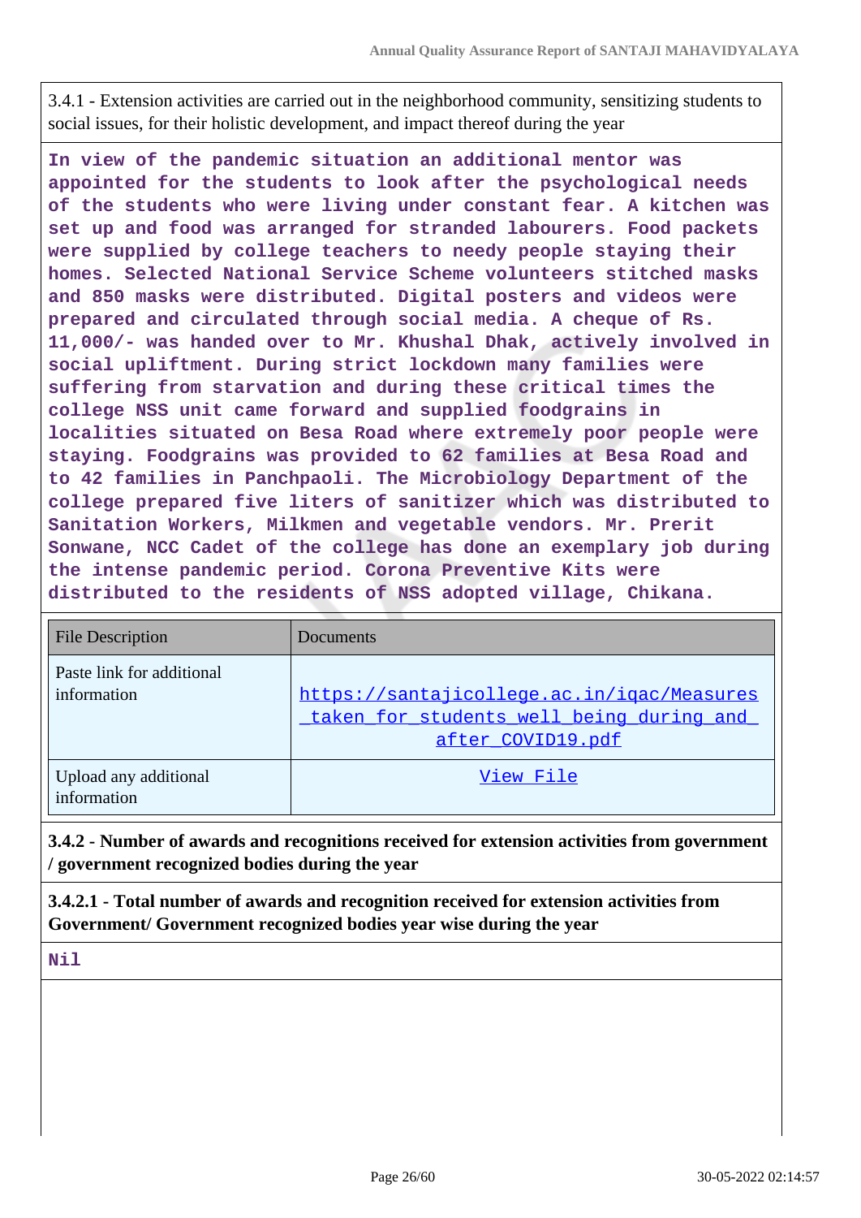3.4.1 - Extension activities are carried out in the neighborhood community, sensitizing students to social issues, for their holistic development, and impact thereof during the year

**In view of the pandemic situation an additional mentor was appointed for the students to look after the psychological needs of the students who were living under constant fear. A kitchen was set up and food was arranged for stranded labourers. Food packets were supplied by college teachers to needy people staying their homes. Selected National Service Scheme volunteers stitched masks and 850 masks were distributed. Digital posters and videos were prepared and circulated through social media. A cheque of Rs. 11,000/- was handed over to Mr. Khushal Dhak, actively involved in social upliftment. During strict lockdown many families were suffering from starvation and during these critical times the college NSS unit came forward and supplied foodgrains in localities situated on Besa Road where extremely poor people were staying. Foodgrains was provided to 62 families at Besa Road and to 42 families in Panchpaoli. The Microbiology Department of the college prepared five liters of sanitizer which was distributed to Sanitation Workers, Milkmen and vegetable vendors. Mr. Prerit Sonwane, NCC Cadet of the college has done an exemplary job during the intense pandemic period. Corona Preventive Kits were distributed to the residents of NSS adopted village, Chikana.**

| File Description | Documents |
|---|---|
| Paste link for additional information | https://santajicollege.ac.in/iqac/Measures_taken_for_students_well_being_during_and_after_COVID19.pdf |
| Upload any additional information | View File |

**3.4.2 - Number of awards and recognitions received for extension activities from government / government recognized bodies during the year**

**3.4.2.1 - Total number of awards and recognition received for extension activities from Government/ Government recognized bodies year wise during the year**

**Nil**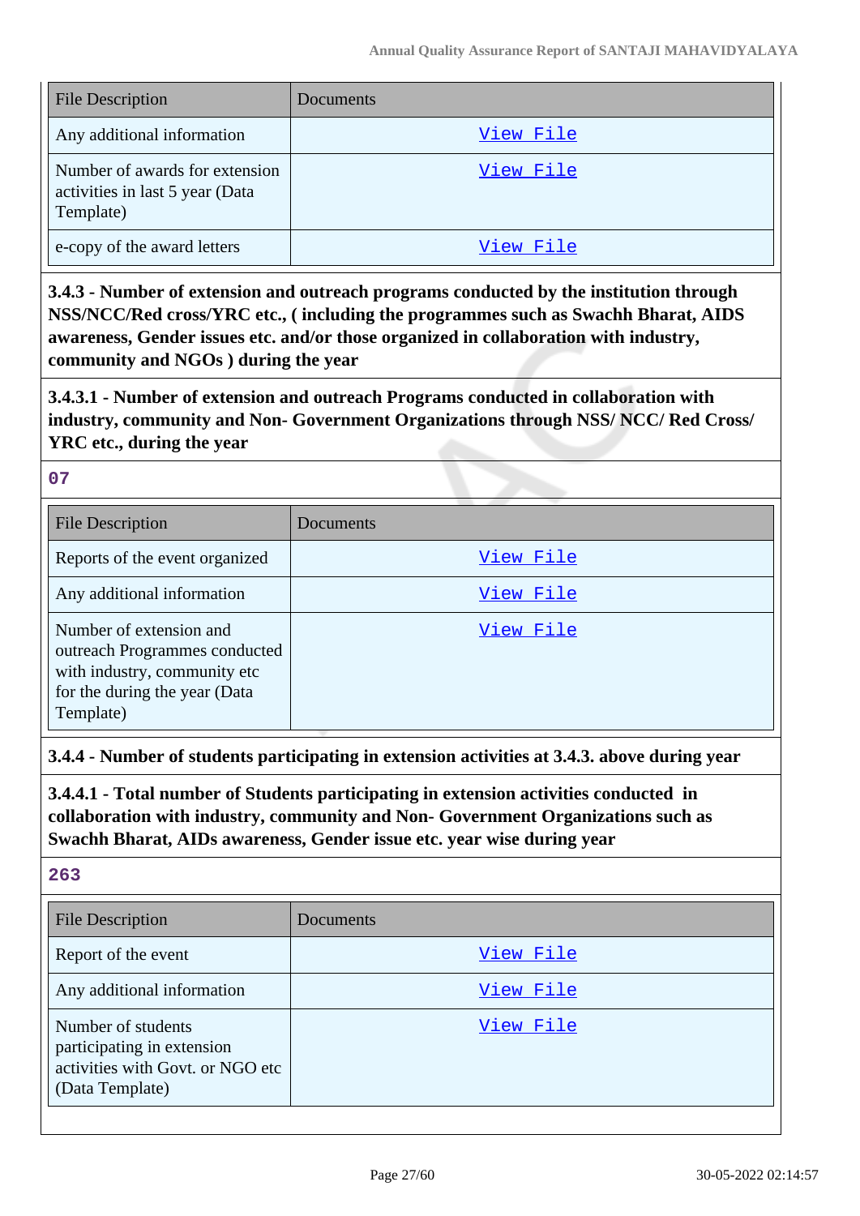| File Description | Documents |
|---|---|
| Any additional information | View File |
| Number of awards for extension activities in last 5 year (Data Template) | View File |
| e-copy of the award letters | View File |

**3.4.3 - Number of extension and outreach programs conducted by the institution through NSS/NCC/Red cross/YRC etc., ( including the programmes such as Swachh Bharat, AIDS awareness, Gender issues etc. and/or those organized in collaboration with industry, community and NGOs ) during the year**

**3.4.3.1 - Number of extension and outreach Programs conducted in collaboration with industry, community and Non- Government Organizations through NSS/ NCC/ Red Cross/ YRC etc., during the year**

07

| File Description | Documents |
|---|---|
| Reports of the event organized | View File |
| Any additional information | View File |
| Number of extension and outreach Programmes conducted with industry, community etc for the during the year (Data Template) | View File |

**3.4.4 - Number of students participating in extension activities at 3.4.3. above during year**

**3.4.4.1 - Total number of Students participating in extension activities conducted in collaboration with industry, community and Non- Government Organizations such as Swachh Bharat, AIDs awareness, Gender issue etc. year wise during year**

263

| File Description | Documents |
|---|---|
| Report of the event | View File |
| Any additional information | View File |
| Number of students participating in extension activities with Govt. or NGO etc (Data Template) | View File |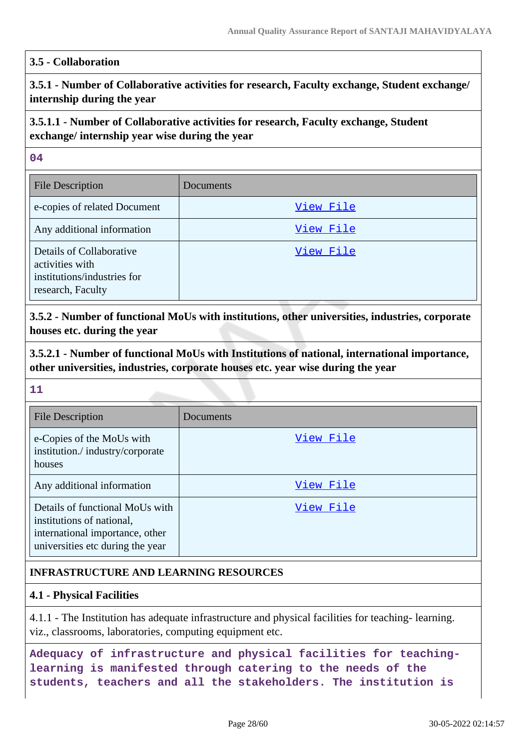**3.5 - Collaboration**

**3.5.1 - Number of Collaborative activities for research, Faculty exchange, Student exchange/ internship during the year**

**3.5.1.1 - Number of Collaborative activities for research, Faculty exchange, Student exchange/ internship year wise during the year**

04

| File Description | Documents |
|---|---|
| e-copies of related Document | View File |
| Any additional information | View File |
| Details of Collaborative activities with institutions/industries for research, Faculty | View File |

**3.5.2 - Number of functional MoUs with institutions, other universities, industries, corporate houses etc. during the year**

**3.5.2.1 - Number of functional MoUs with Institutions of national, international importance, other universities, industries, corporate houses etc. year wise during the year**

11

| File Description | Documents |
|---|---|
| e-Copies of the MoUs with institution./ industry/corporate houses | View File |
| Any additional information | View File |
| Details of functional MoUs with institutions of national, international importance, other universities etc during the year | View File |

**INFRASTRUCTURE AND LEARNING RESOURCES**

**4.1 - Physical Facilities**

4.1.1 - The Institution has adequate infrastructure and physical facilities for teaching- learning. viz., classrooms, laboratories, computing equipment etc.

Adequacy of infrastructure and physical facilities for teaching-learning is manifested through catering to the needs of the students, teachers and all the stakeholders. The institution is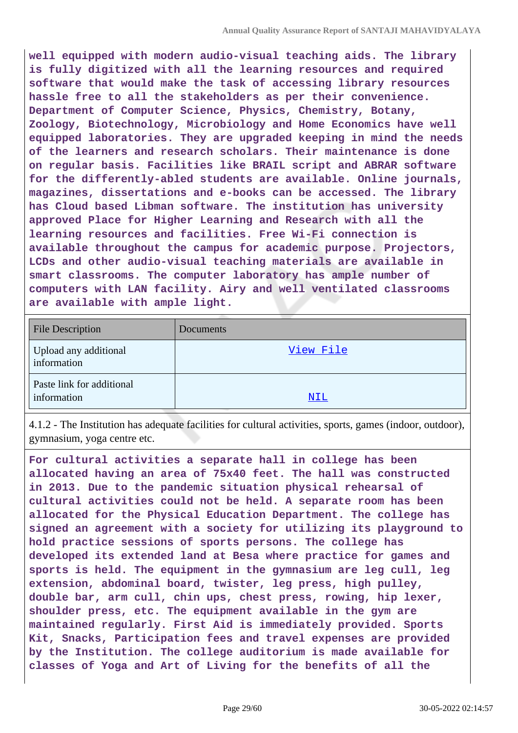**well equipped with modern audio-visual teaching aids. The library is fully digitized with all the learning resources and required software that would make the task of accessing library resources hassle free to all the stakeholders as per their convenience. Department of Computer Science, Physics, Chemistry, Botany, Zoology, Biotechnology, Microbiology and Home Economics have well equipped laboratories. They are upgraded keeping in mind the needs of the learners and research scholars. Their maintenance is done on regular basis. Facilities like BRAIL script and ABRAR software for the differently-abled students are available. Online journals, magazines, dissertations and e-books can be accessed. The library has Cloud based Libman software. The institution has university approved Place for Higher Learning and Research with all the learning resources and facilities. Free Wi-Fi connection is available throughout the campus for academic purpose. Projectors, LCDs and other audio-visual teaching materials are available in smart classrooms. The computer laboratory has ample number of computers with LAN facility. Airy and well ventilated classrooms are available with ample light.**

| File Description | Documents |
| --- | --- |
| Upload any additional information | View File |
| Paste link for additional information | NIL |

4.1.2 - The Institution has adequate facilities for cultural activities, sports, games (indoor, outdoor), gymnasium, yoga centre etc.

**For cultural activities a separate hall in college has been allocated having an area of 75x40 feet. The hall was constructed in 2013. Due to the pandemic situation physical rehearsal of cultural activities could not be held. A separate room has been allocated for the Physical Education Department. The college has signed an agreement with a society for utilizing its playground to hold practice sessions of sports persons. The college has developed its extended land at Besa where practice for games and sports is held. The equipment in the gymnasium are leg cull, leg extension, abdominal board, twister, leg press, high pulley, double bar, arm cull, chin ups, chest press, rowing, hip lexer, shoulder press, etc. The equipment available in the gym are maintained regularly. First Aid is immediately provided. Sports Kit, Snacks, Participation fees and travel expenses are provided by the Institution. The college auditorium is made available for classes of Yoga and Art of Living for the benefits of all the**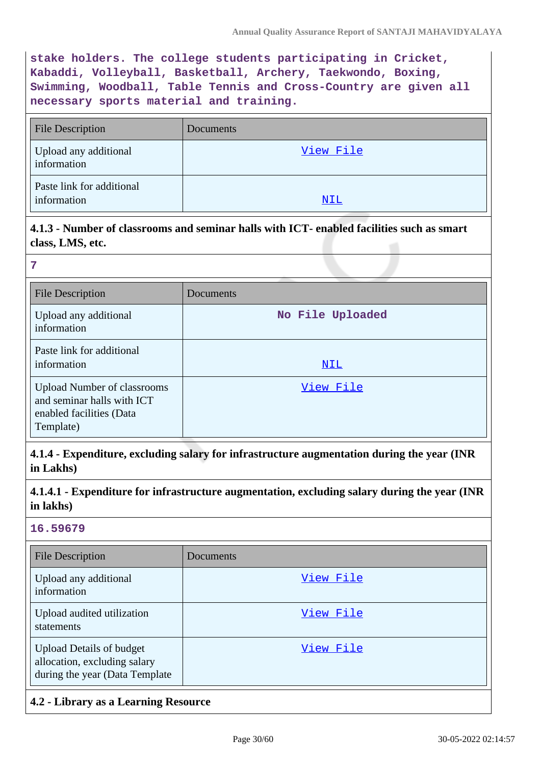stake holders. The college students participating in Cricket, Kabaddi, Volleyball, Basketball, Archery, Taekwondo, Boxing, Swimming, Woodball, Table Tennis and Cross-Country are given all necessary sports material and training.

| File Description | Documents |
| --- | --- |
| Upload any additional information | View File |
| Paste link for additional information | NIL |

### 4.1.3 - Number of classrooms and seminar halls with ICT- enabled facilities such as smart class, LMS, etc.

7

| File Description | Documents |
| --- | --- |
| Upload any additional information | No File Uploaded |
| Paste link for additional information | NIL |
| Upload Number of classrooms and seminar halls with ICT enabled facilities (Data Template) | View File |

### 4.1.4 - Expenditure, excluding salary for infrastructure augmentation during the year (INR in Lakhs)

### 4.1.4.1 - Expenditure for infrastructure augmentation, excluding salary during the year (INR in lakhs)

16.59679

| File Description | Documents |
| --- | --- |
| Upload any additional information | View File |
| Upload audited utilization statements | View File |
| Upload Details of budget allocation, excluding salary during the year (Data Template | View File |

### 4.2 - Library as a Learning Resource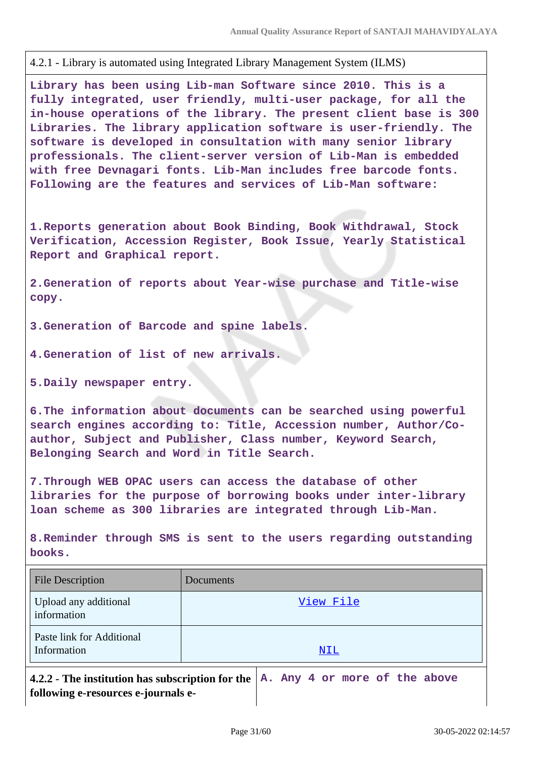4.2.1 - Library is automated using Integrated Library Management System (ILMS)

**Library has been using Lib-man Software since 2010. This is a fully integrated, user friendly, multi-user package, for all the in-house operations of the library. The present client base is 300 Libraries. The library application software is user-friendly. The software is developed in consultation with many senior library professionals. The client-server version of Lib-Man is embedded with free Devnagari fonts. Lib-Man includes free barcode fonts. Following are the features and services of Lib-Man software:**

**1.Reports generation about Book Binding, Book Withdrawal, Stock Verification, Accession Register, Book Issue, Yearly Statistical Report and Graphical report.**

**2.Generation of reports about Year-wise purchase and Title-wise copy.**

**3.Generation of Barcode and spine labels.**

**4.Generation of list of new arrivals.**

**5.Daily newspaper entry.**

**6.The information about documents can be searched using powerful search engines according to: Title, Accession number, Author/Co-author, Subject and Publisher, Class number, Keyword Search, Belonging Search and Word in Title Search.**

**7.Through WEB OPAC users can access the database of other libraries for the purpose of borrowing books under inter-library loan scheme as 300 libraries are integrated through Lib-Man.**

**8.Reminder through SMS is sent to the users regarding outstanding books.**

| File Description | Documents |
|---|---|
| Upload any additional information | View File |
| Paste link for Additional Information | NIL |

| **4.2.2 - The institution has subscription for the following e-resources e-journals e-** | **A. Any 4 or more of the above** |
|---|---|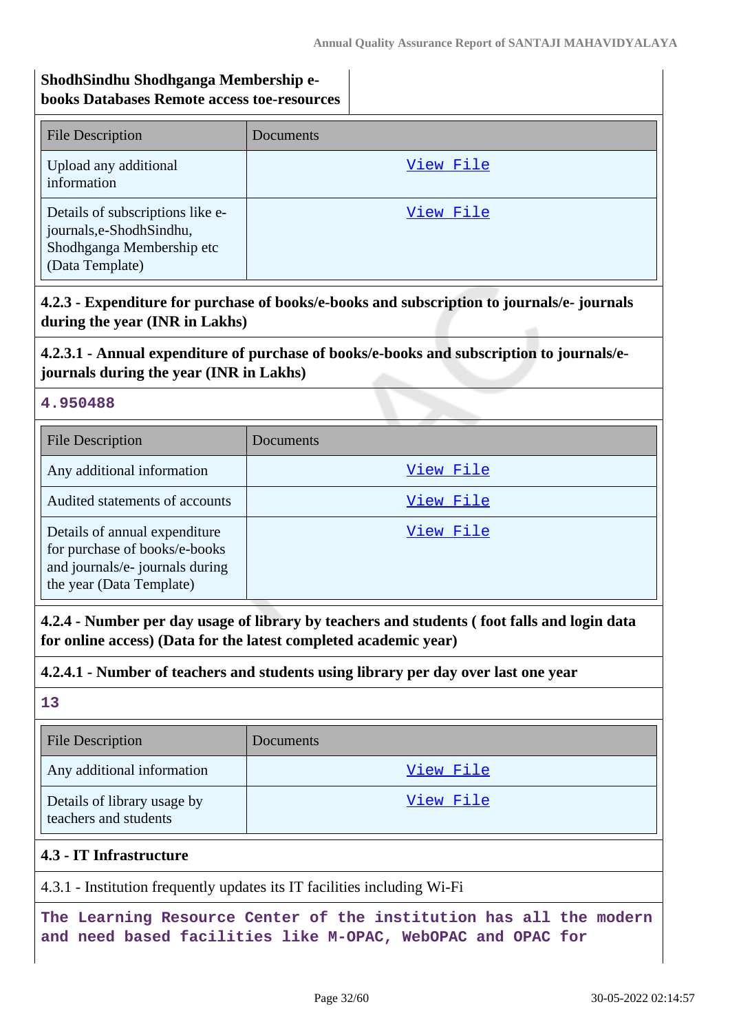**ShodhSindhu Shodhganga Membership e-books Databases Remote access toe-resources**

| File Description | Documents |
|---|---|
| Upload any additional information | View File |
| Details of subscriptions like e-journals,e-ShodhSindhu, Shodhganga Membership etc (Data Template) | View File |

**4.2.3 - Expenditure for purchase of books/e-books and subscription to journals/e- journals during the year (INR in Lakhs)**

**4.2.3.1 - Annual expenditure of purchase of books/e-books and subscription to journals/e-journals during the year (INR in Lakhs)**

**4.950488**

| File Description | Documents |
|---|---|
| Any additional information | View File |
| Audited statements of accounts | View File |
| Details of annual expenditure for purchase of books/e-books and journals/e- journals during the year (Data Template) | View File |

**4.2.4 - Number per day usage of library by teachers and students ( foot falls and login data for online access) (Data for the latest completed academic year)**

**4.2.4.1 - Number of teachers and students using library per day over last one year**

**13**

| File Description | Documents |
|---|---|
| Any additional information | View File |
| Details of library usage by teachers and students | View File |

**4.3 - IT Infrastructure**

4.3.1 - Institution frequently updates its IT facilities including Wi-Fi

**The Learning Resource Center of the institution has all the modern and need based facilities like M-OPAC, WebOPAC and OPAC for**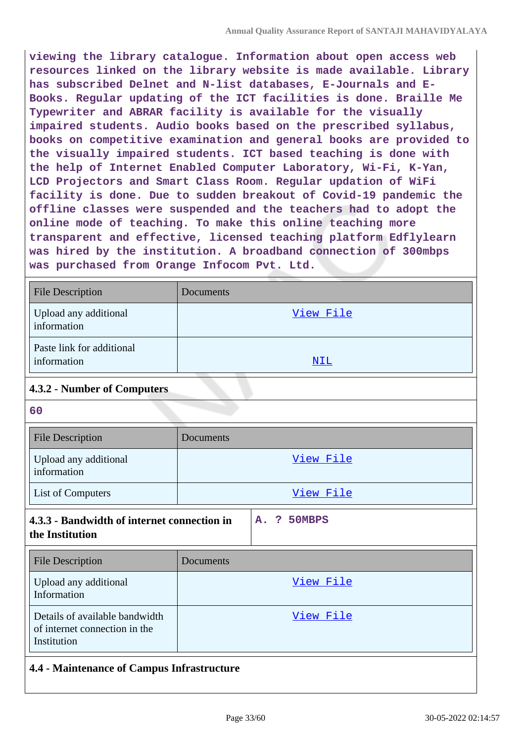viewing the library catalogue. Information about open access web resources linked on the library website is made available. Library has subscribed Delnet and N-list databases, E-Journals and E-Books. Regular updating of the ICT facilities is done. Braille Me Typewriter and ABRAR facility is available for the visually impaired students. Audio books based on the prescribed syllabus, books on competitive examination and general books are provided to the visually impaired students. ICT based teaching is done with the help of Internet Enabled Computer Laboratory, Wi-Fi, K-Yan, LCD Projectors and Smart Class Room. Regular updation of WiFi facility is done. Due to sudden breakout of Covid-19 pandemic the offline classes were suspended and the teachers had to adopt the online mode of teaching. To make this online teaching more transparent and effective, licensed teaching platform Edflylearn was hired by the institution. A broadband connection of 300mbps was purchased from Orange Infocom Pvt. Ltd.

| File Description | Documents |
|---|---|
| Upload any additional information | View File |
| Paste link for additional information | NIL |

**4.3.2 - Number of Computers**

60

| File Description | Documents |
|---|---|
| Upload any additional information | View File |
| List of Computers | View File |

**4.3.3 - Bandwidth of internet connection in the Institution**

A. ? 50MBPS

| File Description | Documents |
|---|---|
| Upload any additional Information | View File |
| Details of available bandwidth of internet connection in the Institution | View File |

**4.4 - Maintenance of Campus Infrastructure**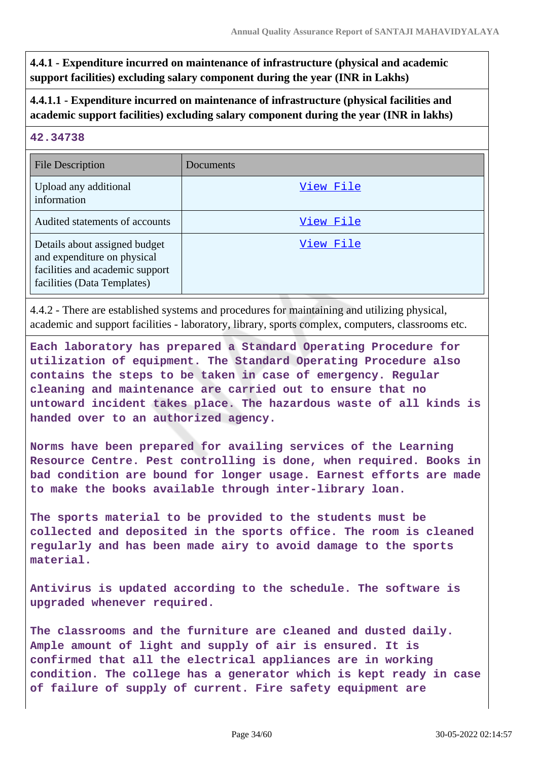**4.4.1 - Expenditure incurred on maintenance of infrastructure (physical and academic support facilities) excluding salary component during the year (INR in Lakhs)**

**4.4.1.1 - Expenditure incurred on maintenance of infrastructure (physical facilities and academic support facilities) excluding salary component during the year (INR in lakhs)**

**42.34738**

| File Description | Documents |
|---|---|
| Upload any additional information | View File |
| Audited statements of accounts | View File |
| Details about assigned budget and expenditure on physical facilities and academic support facilities (Data Templates) | View File |

4.4.2 - There are established systems and procedures for maintaining and utilizing physical, academic and support facilities - laboratory, library, sports complex, computers, classrooms etc.

**Each laboratory has prepared a Standard Operating Procedure for utilization of equipment. The Standard Operating Procedure also contains the steps to be taken in case of emergency. Regular cleaning and maintenance are carried out to ensure that no untoward incident takes place. The hazardous waste of all kinds is handed over to an authorized agency.**

**Norms have been prepared for availing services of the Learning Resource Centre. Pest controlling is done, when required. Books in bad condition are bound for longer usage. Earnest efforts are made to make the books available through inter-library loan.**

**The sports material to be provided to the students must be collected and deposited in the sports office. The room is cleaned regularly and has been made airy to avoid damage to the sports material.**

**Antivirus is updated according to the schedule. The software is upgraded whenever required.**

**The classrooms and the furniture are cleaned and dusted daily. Ample amount of light and supply of air is ensured. It is confirmed that all the electrical appliances are in working condition. The college has a generator which is kept ready in case of failure of supply of current. Fire safety equipment are**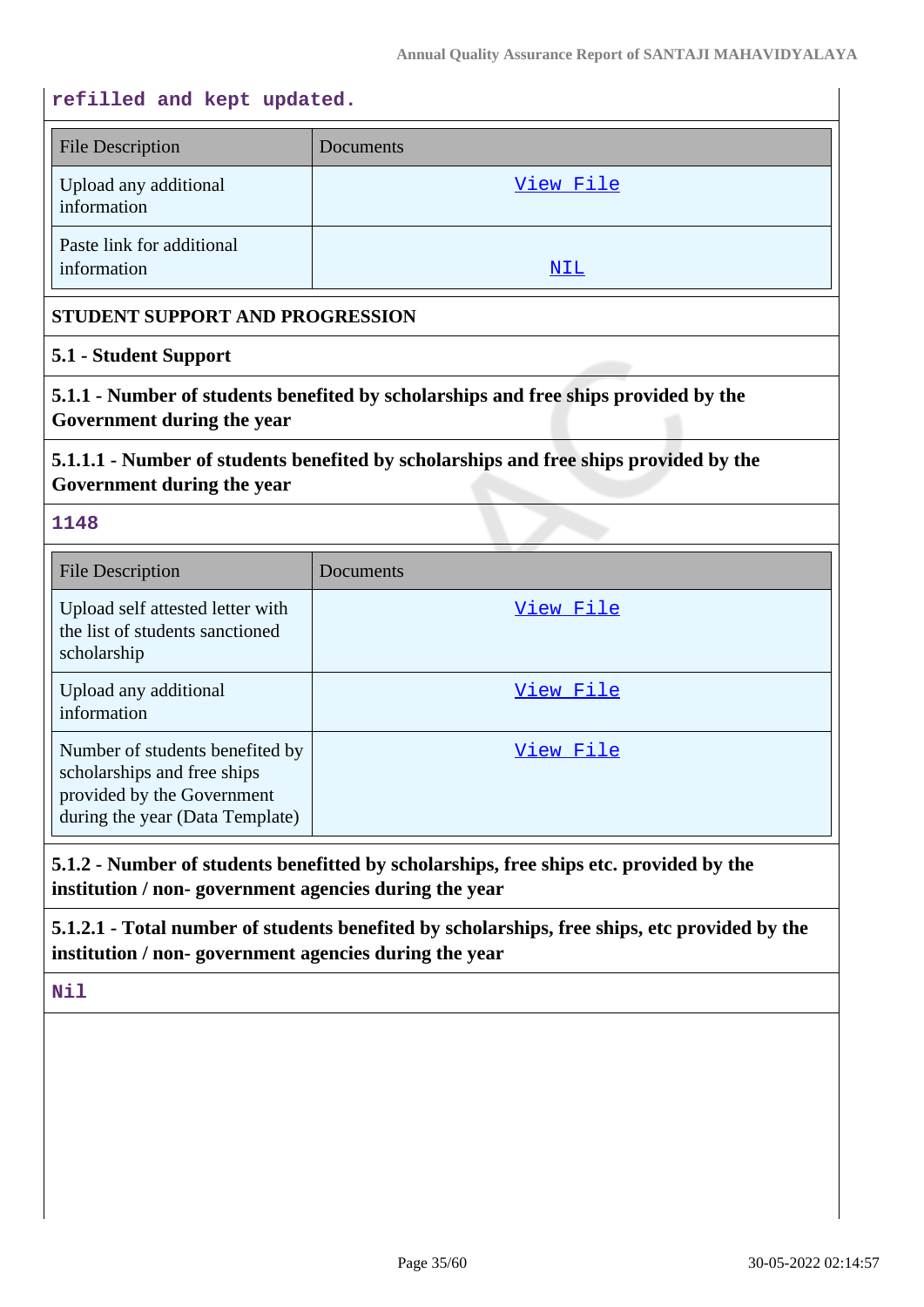refilled and kept updated.

| File Description | Documents |
|---|---|
| Upload any additional information | View File |
| Paste link for additional information | NIL |

**STUDENT SUPPORT AND PROGRESSION**

**5.1 - Student Support**

**5.1.1 - Number of students benefited by scholarships and free ships provided by the Government during the year**

**5.1.1.1 - Number of students benefited by scholarships and free ships provided by the Government during the year**

1148

| File Description | Documents |
|---|---|
| Upload self attested letter with the list of students sanctioned scholarship | View File |
| Upload any additional information | View File |
| Number of students benefited by scholarships and free ships provided by the Government during the year (Data Template) | View File |

**5.1.2 - Number of students benefitted by scholarships, free ships etc. provided by the institution / non- government agencies during the year**

**5.1.2.1 - Total number of students benefited by scholarships, free ships, etc provided by the institution / non- government agencies during the year**

Nil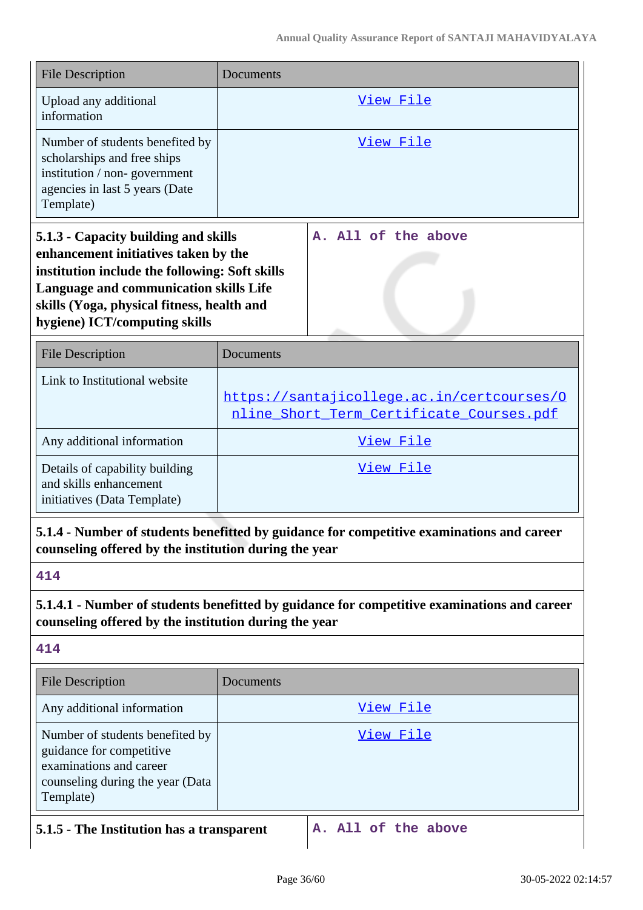| File Description | Documents |
|---|---|
| Upload any additional information | View File |
| Number of students benefited by scholarships and free ships institution / non- government agencies in last 5 years (Date Template) | View File |

| **5.1.3 - Capacity building and skills enhancement initiatives taken by the institution include the following: Soft skills Language and communication skills Life skills (Yoga, physical fitness, health and hygiene) ICT/computing skills** | A. All of the above |
|---|---|

| File Description | Documents |
|---|---|
| Link to Institutional website | https://santajicollege.ac.in/certcourses/Online_Short_Term_Certificate_Courses.pdf |
| Any additional information | View File |
| Details of capability building and skills enhancement initiatives (Data Template) | View File |

**5.1.4 - Number of students benefitted by guidance for competitive examinations and career counseling offered by the institution during the year**

414

**5.1.4.1 - Number of students benefitted by guidance for competitive examinations and career counseling offered by the institution during the year**

414

| File Description | Documents |
|---|---|
| Any additional information | View File |
| Number of students benefited by guidance for competitive examinations and career counseling during the year (Data Template) | View File |

| **5.1.5 - The Institution has a transparent** | A. All of the above |
|---|---|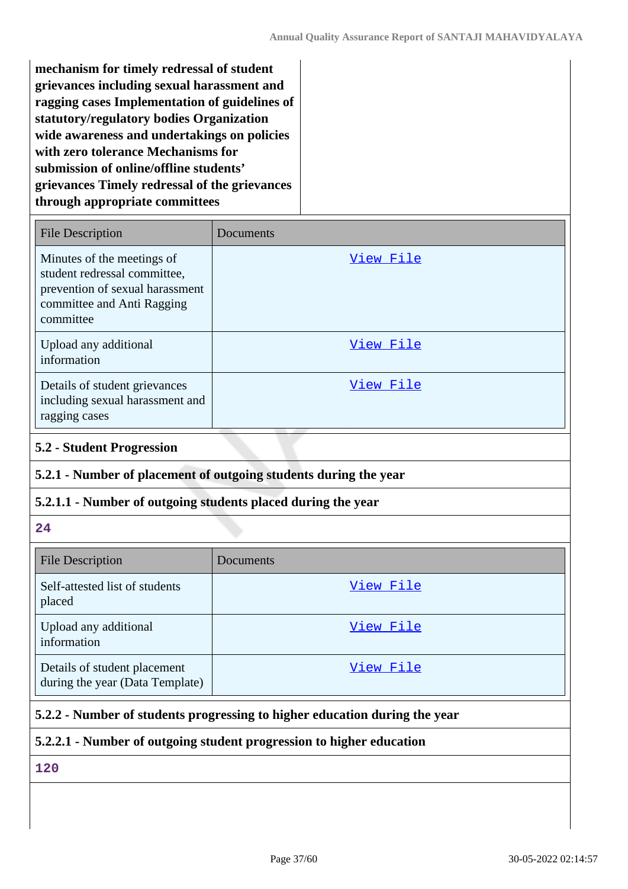**mechanism for timely redressal of student grievances including sexual harassment and ragging cases Implementation of guidelines of statutory/regulatory bodies Organization wide awareness and undertakings on policies with zero tolerance Mechanisms for submission of online/offline students' grievances Timely redressal of the grievances through appropriate committees**

| File Description | Documents |
|---|---|
| Minutes of the meetings of student redressal committee, prevention of sexual harassment committee and Anti Ragging committee | View File |
| Upload any additional information | View File |
| Details of student grievances including sexual harassment and ragging cases | View File |

### 5.2 - Student Progression

**5.2.1 - Number of placement of outgoing students during the year**

**5.2.1.1 - Number of outgoing students placed during the year**

**24**

| File Description | Documents |
|---|---|
| Self-attested list of students placed | View File |
| Upload any additional information | View File |
| Details of student placement during the year (Data Template) | View File |

**5.2.2 - Number of students progressing to higher education during the year**

**5.2.2.1 - Number of outgoing student progression to higher education**

**120**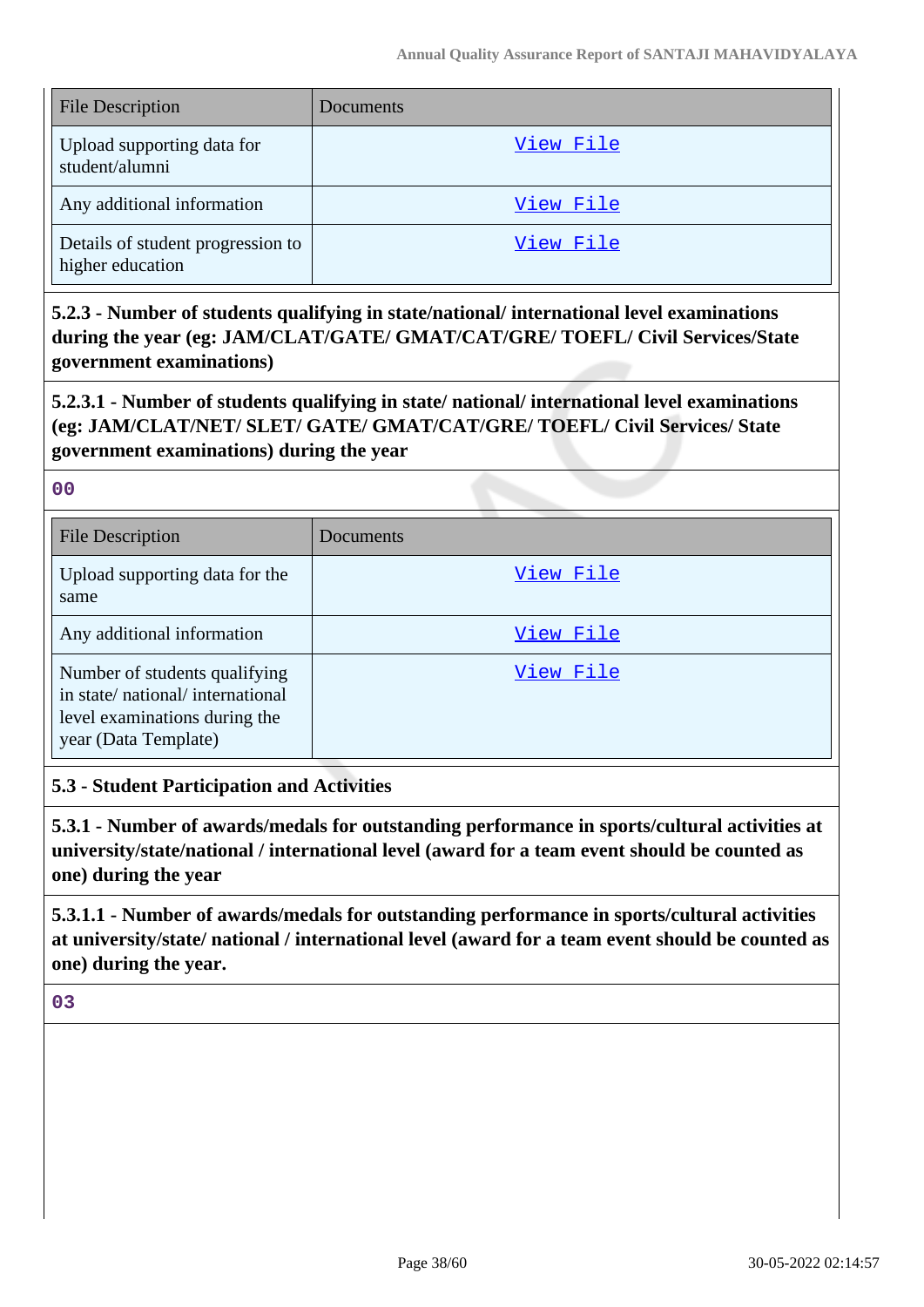| File Description | Documents |
| --- | --- |
| Upload supporting data for student/alumni | View File |
| Any additional information | View File |
| Details of student progression to higher education | View File |

**5.2.3 - Number of students qualifying in state/national/ international level examinations during the year (eg: JAM/CLAT/GATE/ GMAT/CAT/GRE/ TOEFL/ Civil Services/State government examinations)**

**5.2.3.1 - Number of students qualifying in state/ national/ international level examinations (eg: JAM/CLAT/NET/ SLET/ GATE/ GMAT/CAT/GRE/ TOEFL/ Civil Services/ State government examinations) during the year**

00

| File Description | Documents |
| --- | --- |
| Upload supporting data for the same | View File |
| Any additional information | View File |
| Number of students qualifying in state/ national/ international level examinations during the year (Data Template) | View File |

**5.3 - Student Participation and Activities**

**5.3.1 - Number of awards/medals for outstanding performance in sports/cultural activities at university/state/national / international level (award for a team event should be counted as one) during the year**

**5.3.1.1 - Number of awards/medals for outstanding performance in sports/cultural activities at university/state/ national / international level (award for a team event should be counted as one) during the year.**

03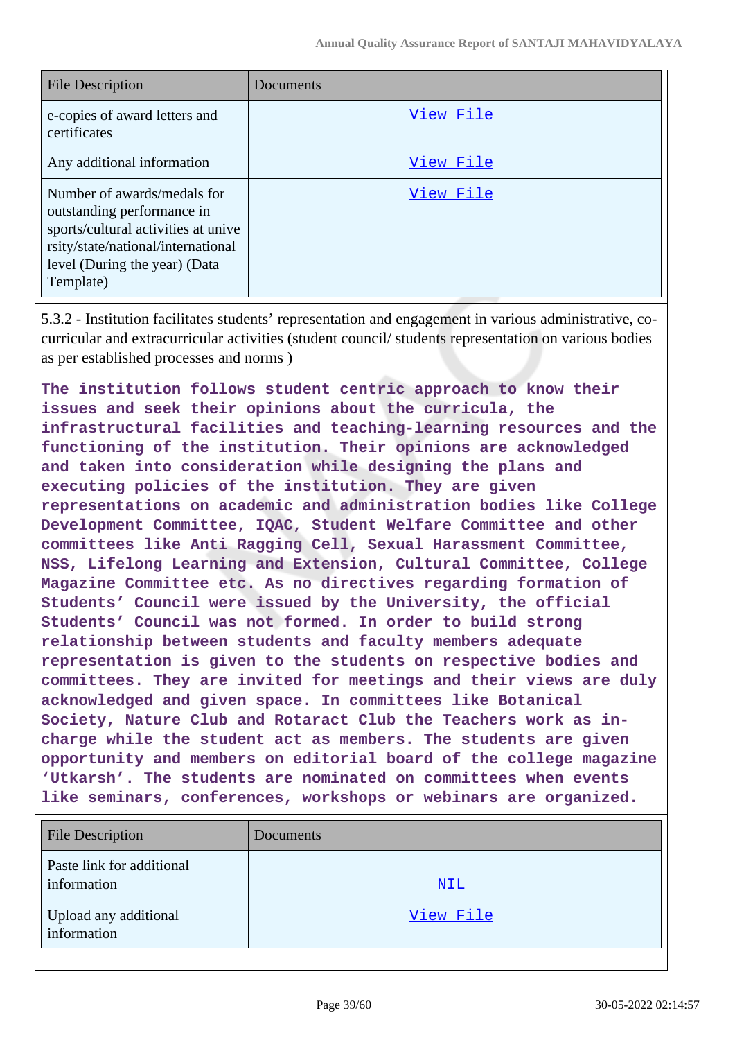| File Description | Documents |
| --- | --- |
| e-copies of award letters and certificates | View File |
| Any additional information | View File |
| Number of awards/medals for outstanding performance in sports/cultural activities at university/state/national/international level (During the year) (Data Template) | View File |

5.3.2 - Institution facilitates students' representation and engagement in various administrative, co-curricular and extracurricular activities (student council/ students representation on various bodies as per established processes and norms )

**The institution follows student centric approach to know their issues and seek their opinions about the curricula, the infrastructural facilities and teaching-learning resources and the functioning of the institution. Their opinions are acknowledged and taken into consideration while designing the plans and executing policies of the institution. They are given representations on academic and administration bodies like College Development Committee, IQAC, Student Welfare Committee and other committees like Anti Ragging Cell, Sexual Harassment Committee, NSS, Lifelong Learning and Extension, Cultural Committee, College Magazine Committee etc. As no directives regarding formation of Students' Council were issued by the University, the official Students' Council was not formed. In order to build strong relationship between students and faculty members adequate representation is given to the students on respective bodies and committees. They are invited for meetings and their views are duly acknowledged and given space. In committees like Botanical Society, Nature Club and Rotaract Club the Teachers work as in-charge while the student act as members. The students are given opportunity and members on editorial board of the college magazine 'Utkarsh'. The students are nominated on committees when events like seminars, conferences, workshops or webinars are organized.**

| File Description | Documents |
| --- | --- |
| Paste link for additional information | NIL |
| Upload any additional information | View File |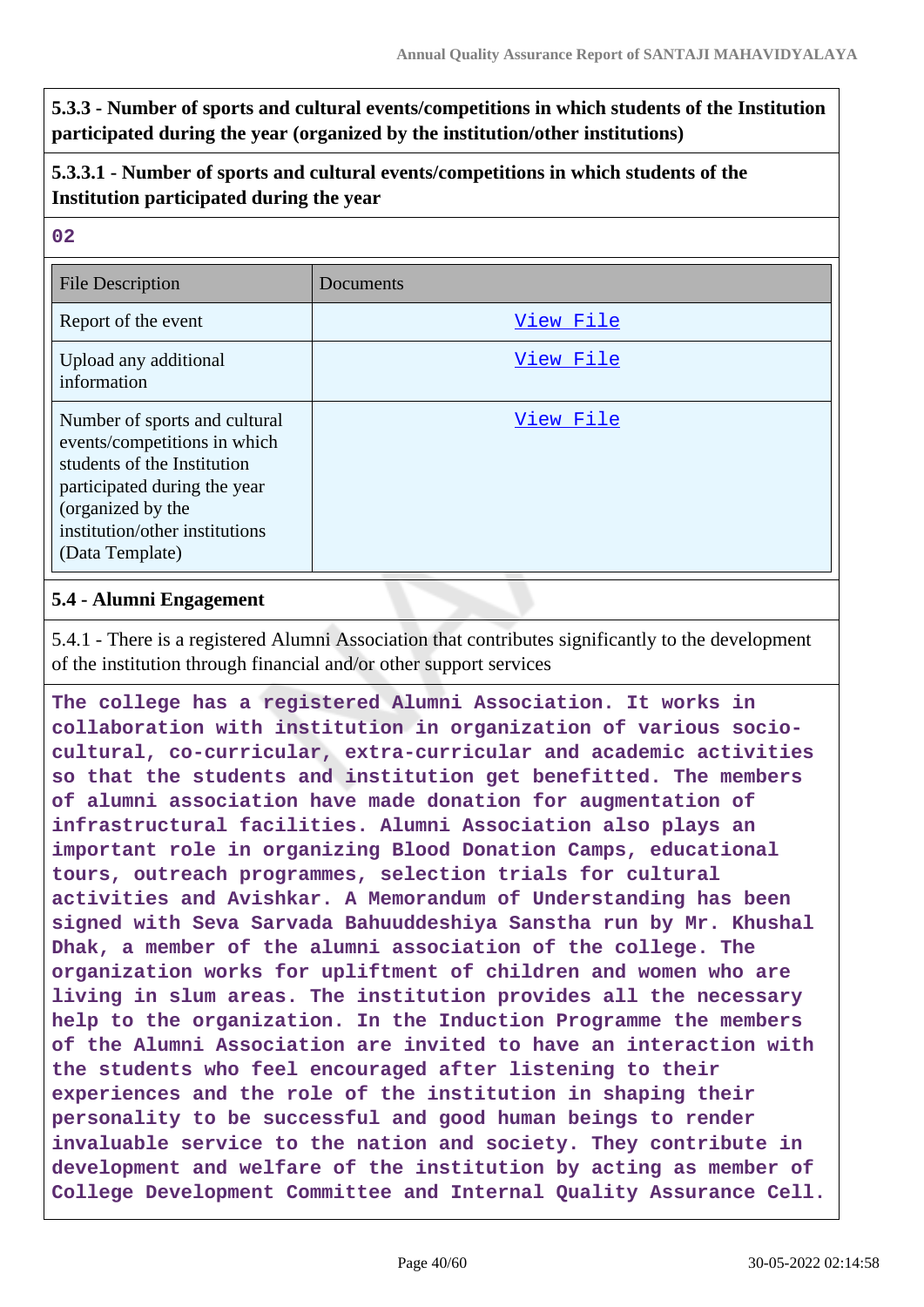**5.3.3 - Number of sports and cultural events/competitions in which students of the Institution participated during the year (organized by the institution/other institutions)**

**5.3.3.1 - Number of sports and cultural events/competitions in which students of the Institution participated during the year**

**02**

| File Description | Documents |
|---|---|
| Report of the event | View File |
| Upload any additional information | View File |
| Number of sports and cultural events/competitions in which students of the Institution participated during the year (organized by the institution/other institutions (Data Template) | View File |

**5.4 - Alumni Engagement**

5.4.1 - There is a registered Alumni Association that contributes significantly to the development of the institution through financial and/or other support services

**The college has a registered Alumni Association. It works in collaboration with institution in organization of various socio-cultural, co-curricular, extra-curricular and academic activities so that the students and institution get benefitted. The members of alumni association have made donation for augmentation of infrastructural facilities. Alumni Association also plays an important role in organizing Blood Donation Camps, educational tours, outreach programmes, selection trials for cultural activities and Avishkar. A Memorandum of Understanding has been signed with Seva Sarvada Bahuuddeshiya Sanstha run by Mr. Khushal Dhak, a member of the alumni association of the college. The organization works for upliftment of children and women who are living in slum areas. The institution provides all the necessary help to the organization. In the Induction Programme the members of the Alumni Association are invited to have an interaction with the students who feel encouraged after listening to their experiences and the role of the institution in shaping their personality to be successful and good human beings to render invaluable service to the nation and society. They contribute in development and welfare of the institution by acting as member of College Development Committee and Internal Quality Assurance Cell.**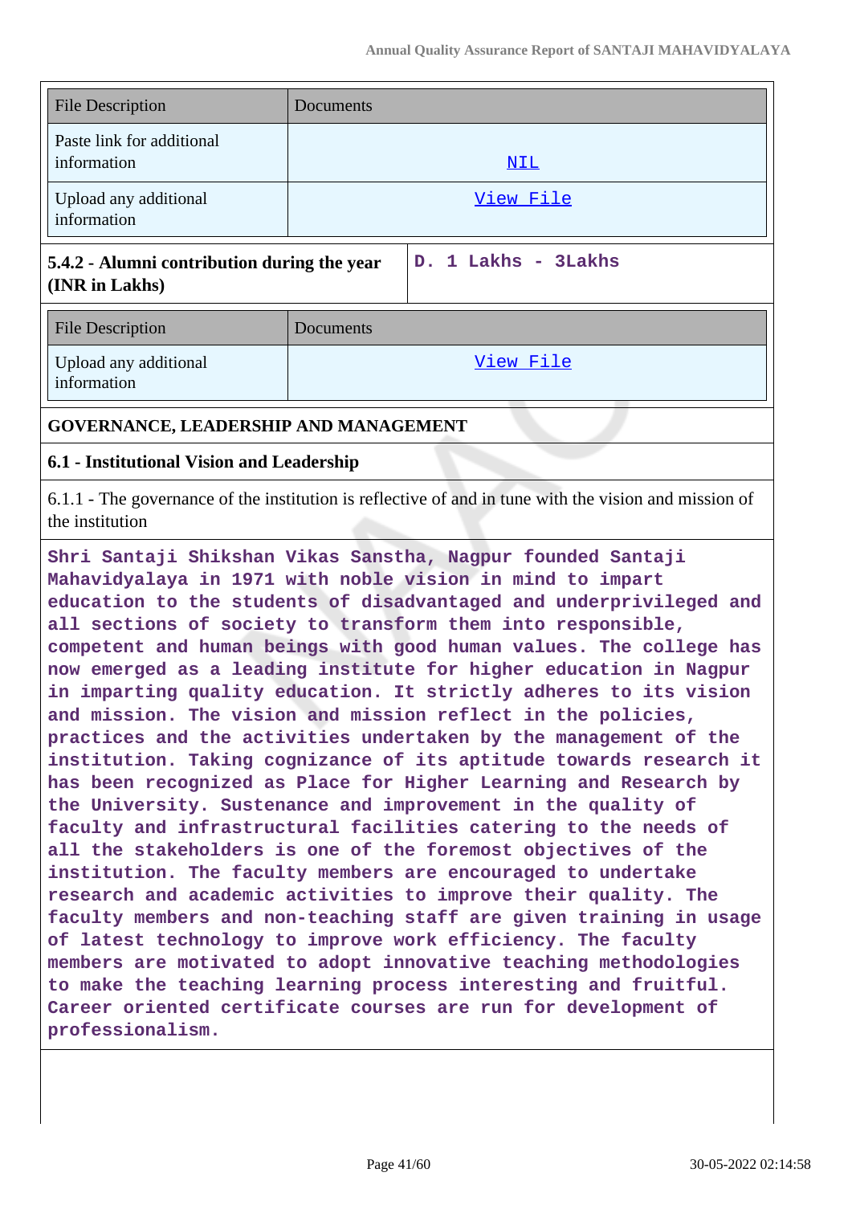| File Description | Documents |
|---|---|
| Paste link for additional information | NIL |
| Upload any additional information | View File |

| 5.4.2 - Alumni contribution during the year (INR in Lakhs) | D. 1 Lakhs - 3Lakhs |
|---|---|

| File Description | Documents |
|---|---|
| Upload any additional information | View File |

## GOVERNANCE, LEADERSHIP AND MANAGEMENT

### 6.1 - Institutional Vision and Leadership

6.1.1 - The governance of the institution is reflective of and in tune with the vision and mission of the institution

Shri Santaji Shikshan Vikas Sanstha, Nagpur founded Santaji Mahavidyalaya in 1971 with noble vision in mind to impart education to the students of disadvantaged and underprivileged and all sections of society to transform them into responsible, competent and human beings with good human values. The college has now emerged as a leading institute for higher education in Nagpur in imparting quality education. It strictly adheres to its vision and mission. The vision and mission reflect in the policies, practices and the activities undertaken by the management of the institution. Taking cognizance of its aptitude towards research it has been recognized as Place for Higher Learning and Research by the University. Sustenance and improvement in the quality of faculty and infrastructural facilities catering to the needs of all the stakeholders is one of the foremost objectives of the institution. The faculty members are encouraged to undertake research and academic activities to improve their quality. The faculty members and non-teaching staff are given training in usage of latest technology to improve work efficiency. The faculty members are motivated to adopt innovative teaching methodologies to make the teaching learning process interesting and fruitful. Career oriented certificate courses are run for development of professionalism.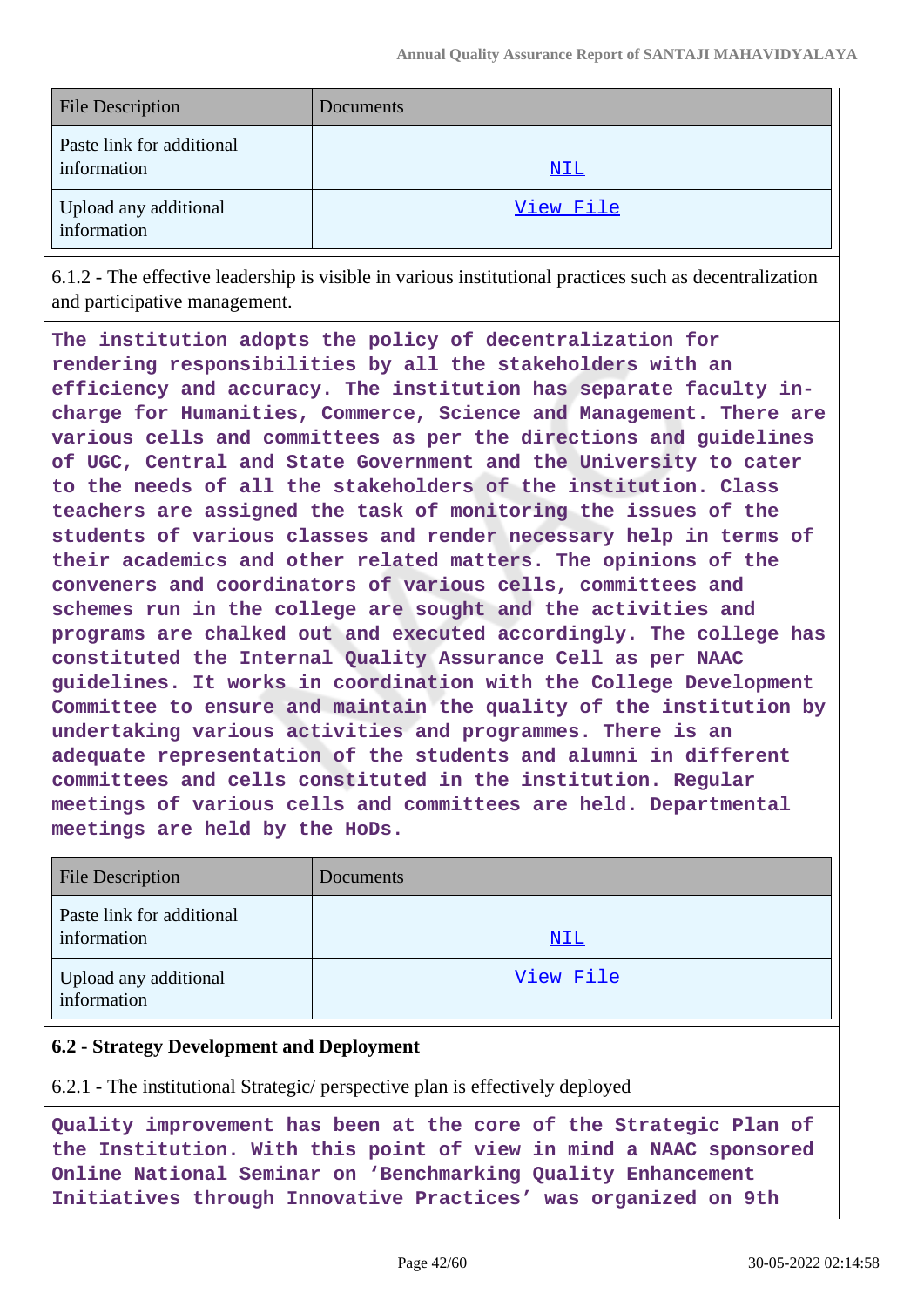| File Description | Documents |
|---|---|
| Paste link for additional information | NIL |
| Upload any additional information | View File |

6.1.2 - The effective leadership is visible in various institutional practices such as decentralization and participative management.

**The institution adopts the policy of decentralization for rendering responsibilities by all the stakeholders with an efficiency and accuracy. The institution has separate faculty in-charge for Humanities, Commerce, Science and Management. There are various cells and committees as per the directions and guidelines of UGC, Central and State Government and the University to cater to the needs of all the stakeholders of the institution. Class teachers are assigned the task of monitoring the issues of the students of various classes and render necessary help in terms of their academics and other related matters. The opinions of the conveners and coordinators of various cells, committees and schemes run in the college are sought and the activities and programs are chalked out and executed accordingly. The college has constituted the Internal Quality Assurance Cell as per NAAC guidelines. It works in coordination with the College Development Committee to ensure and maintain the quality of the institution by undertaking various activities and programmes. There is an adequate representation of the students and alumni in different committees and cells constituted in the institution. Regular meetings of various cells and committees are held. Departmental meetings are held by the HoDs.**

| File Description | Documents |
|---|---|
| Paste link for additional information | NIL |
| Upload any additional information | View File |

**6.2 - Strategy Development and Deployment**

6.2.1 - The institutional Strategic/ perspective plan is effectively deployed

**Quality improvement has been at the core of the Strategic Plan of the Institution. With this point of view in mind a NAAC sponsored Online National Seminar on 'Benchmarking Quality Enhancement Initiatives through Innovative Practices' was organized on 9th**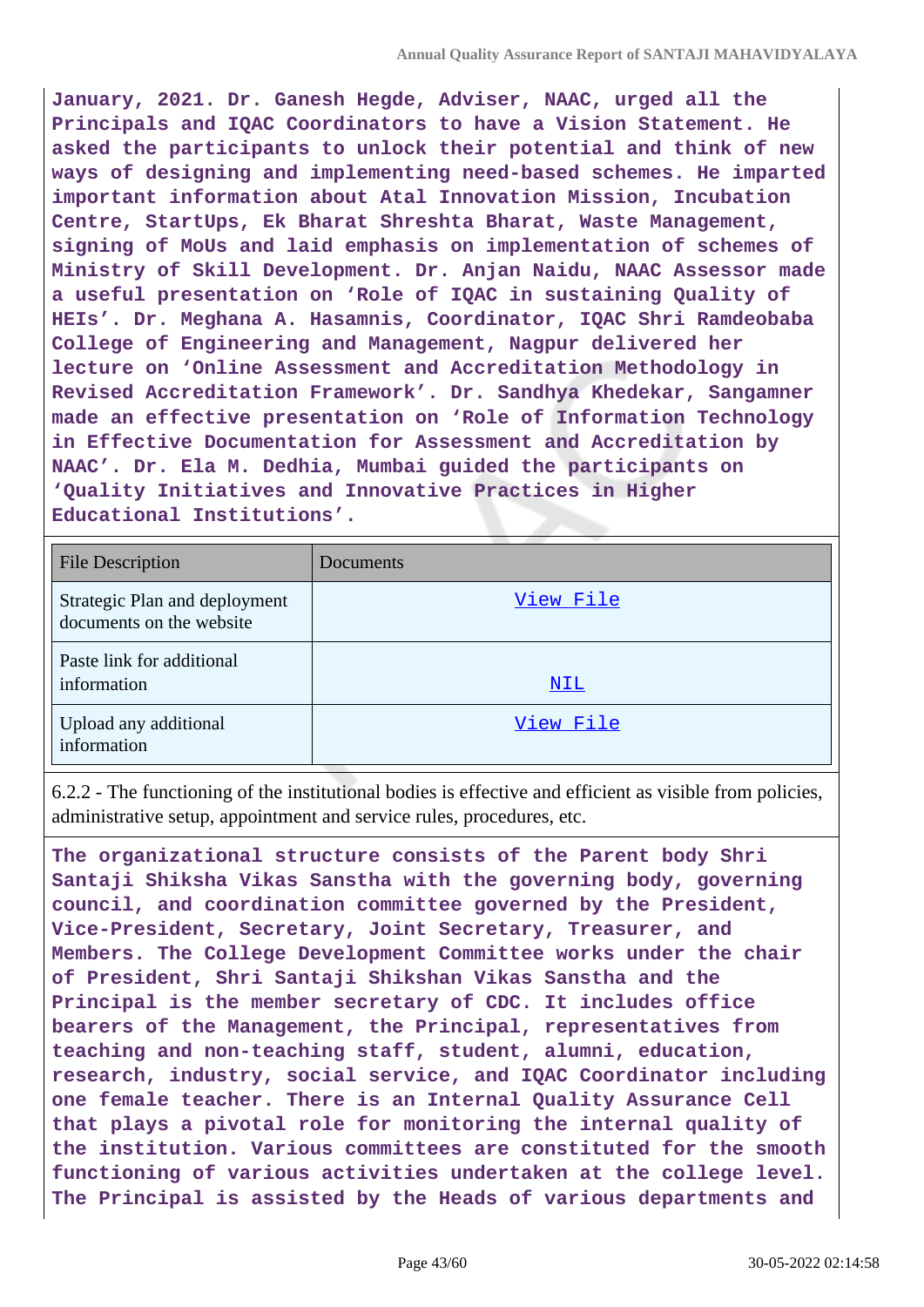**January, 2021. Dr. Ganesh Hegde, Adviser, NAAC, urged all the Principals and IQAC Coordinators to have a Vision Statement. He asked the participants to unlock their potential and think of new ways of designing and implementing need-based schemes. He imparted important information about Atal Innovation Mission, Incubation Centre, StartUps, Ek Bharat Shreshta Bharat, Waste Management, signing of MoUs and laid emphasis on implementation of schemes of Ministry of Skill Development. Dr. Anjan Naidu, NAAC Assessor made a useful presentation on 'Role of IQAC in sustaining Quality of HEIs'. Dr. Meghana A. Hasamnis, Coordinator, IQAC Shri Ramdeobaba College of Engineering and Management, Nagpur delivered her lecture on 'Online Assessment and Accreditation Methodology in Revised Accreditation Framework'. Dr. Sandhya Khedekar, Sangamner made an effective presentation on 'Role of Information Technology in Effective Documentation for Assessment and Accreditation by NAAC'. Dr. Ela M. Dedhia, Mumbai guided the participants on 'Quality Initiatives and Innovative Practices in Higher Educational Institutions'.**

| File Description | Documents |
|---|---|
| Strategic Plan and deployment documents on the website | View File |
| Paste link for additional information | NIL |
| Upload any additional information | View File |

6.2.2 - The functioning of the institutional bodies is effective and efficient as visible from policies, administrative setup, appointment and service rules, procedures, etc.

**The organizational structure consists of the Parent body Shri Santaji Shiksha Vikas Sanstha with the governing body, governing council, and coordination committee governed by the President, Vice-President, Secretary, Joint Secretary, Treasurer, and Members. The College Development Committee works under the chair of President, Shri Santaji Shikshan Vikas Sanstha and the Principal is the member secretary of CDC. It includes office bearers of the Management, the Principal, representatives from teaching and non-teaching staff, student, alumni, education, research, industry, social service, and IQAC Coordinator including one female teacher. There is an Internal Quality Assurance Cell that plays a pivotal role for monitoring the internal quality of the institution. Various committees are constituted for the smooth functioning of various activities undertaken at the college level. The Principal is assisted by the Heads of various departments and**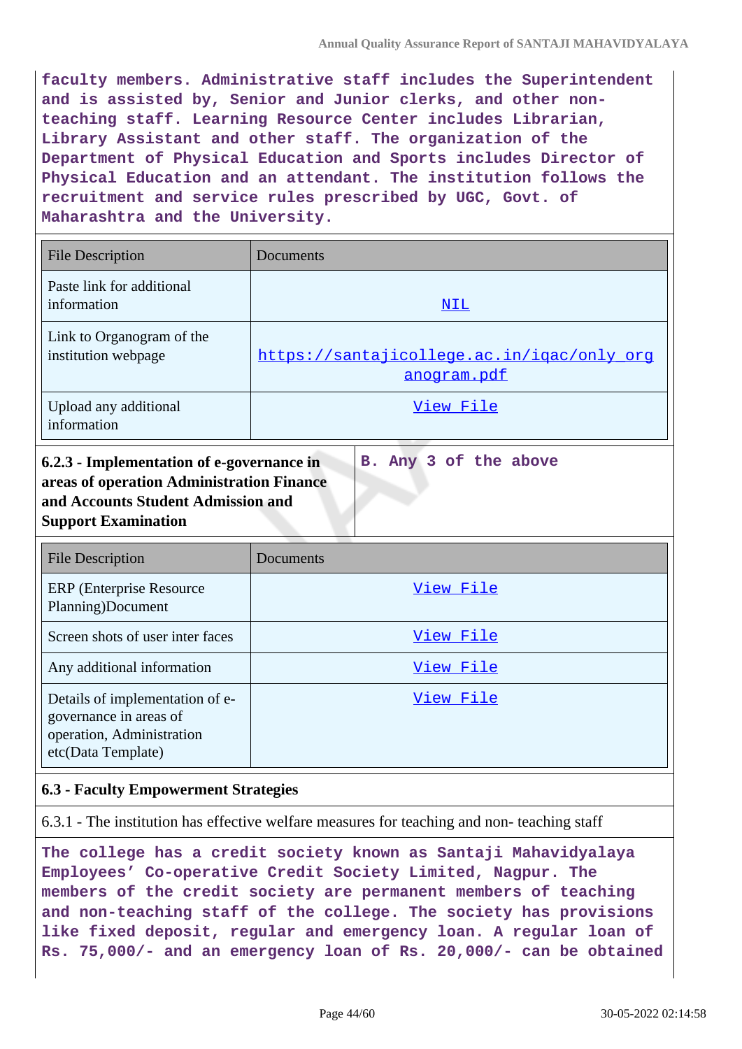**faculty members. Administrative staff includes the Superintendent and is assisted by, Senior and Junior clerks, and other non-teaching staff. Learning Resource Center includes Librarian, Library Assistant and other staff. The organization of the Department of Physical Education and Sports includes Director of Physical Education and an attendant. The institution follows the recruitment and service rules prescribed by UGC, Govt. of Maharashtra and the University.**

| File Description | Documents |
|---|---|
| Paste link for additional information | NIL |
| Link to Organogram of the institution webpage | https://santajicollege.ac.in/iqac/only_organogram.pdf |
| Upload any additional information | View File |

| **6.2.3 - Implementation of e-governance in areas of operation Administration Finance and Accounts Student Admission and Support Examination** | **B. Any 3 of the above** |
|---|---|

| File Description | Documents |
|---|---|
| ERP (Enterprise Resource Planning)Document | View File |
| Screen shots of user inter faces | View File |
| Any additional information | View File |
| Details of implementation of e-governance in areas of operation, Administration etc(Data Template) | View File |

**6.3 - Faculty Empowerment Strategies**

6.3.1 - The institution has effective welfare measures for teaching and non- teaching staff

**The college has a credit society known as Santaji Mahavidyalaya Employees' Co-operative Credit Society Limited, Nagpur. The members of the credit society are permanent members of teaching and non-teaching staff of the college. The society has provisions like fixed deposit, regular and emergency loan. A regular loan of Rs. 75,000/- and an emergency loan of Rs. 20,000/- can be obtained**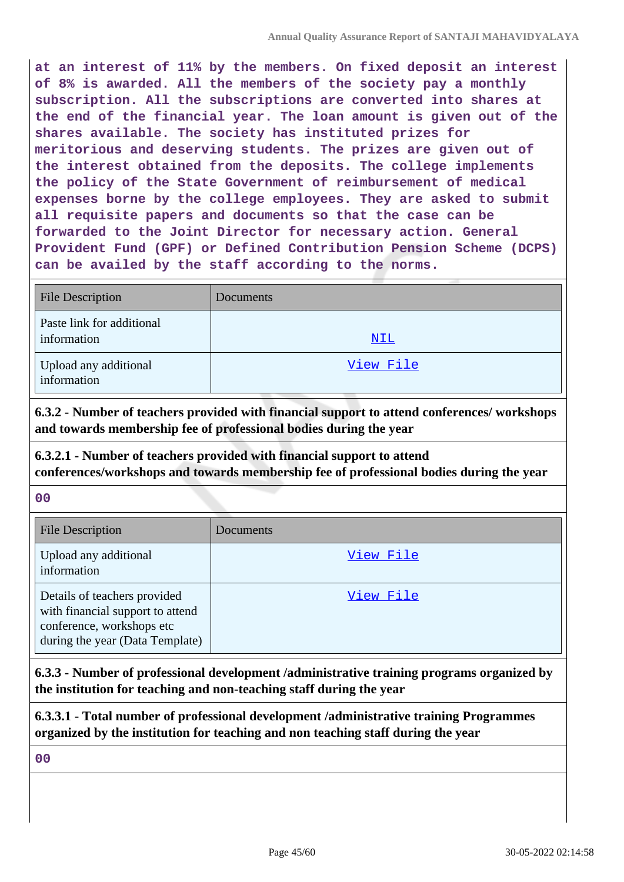at an interest of 11% by the members. On fixed deposit an interest of 8% is awarded. All the members of the society pay a monthly subscription. All the subscriptions are converted into shares at the end of the financial year. The loan amount is given out of the shares available. The society has instituted prizes for meritorious and deserving students. The prizes are given out of the interest obtained from the deposits. The college implements the policy of the State Government of reimbursement of medical expenses borne by the college employees. They are asked to submit all requisite papers and documents so that the case can be forwarded to the Joint Director for necessary action. General Provident Fund (GPF) or Defined Contribution Pension Scheme (DCPS) can be availed by the staff according to the norms.

| File Description | Documents |
|---|---|
| Paste link for additional information | NIL |
| Upload any additional information | View File |

**6.3.2 - Number of teachers provided with financial support to attend conferences/ workshops and towards membership fee of professional bodies during the year**

**6.3.2.1 - Number of teachers provided with financial support to attend conferences/workshops and towards membership fee of professional bodies during the year**

00

| File Description | Documents |
|---|---|
| Upload any additional information | View File |
| Details of teachers provided with financial support to attend conference, workshops etc during the year (Data Template) | View File |

**6.3.3 - Number of professional development /administrative training programs organized by the institution for teaching and non-teaching staff during the year**

**6.3.3.1 - Total number of professional development /administrative training Programmes organized by the institution for teaching and non teaching staff during the year**

00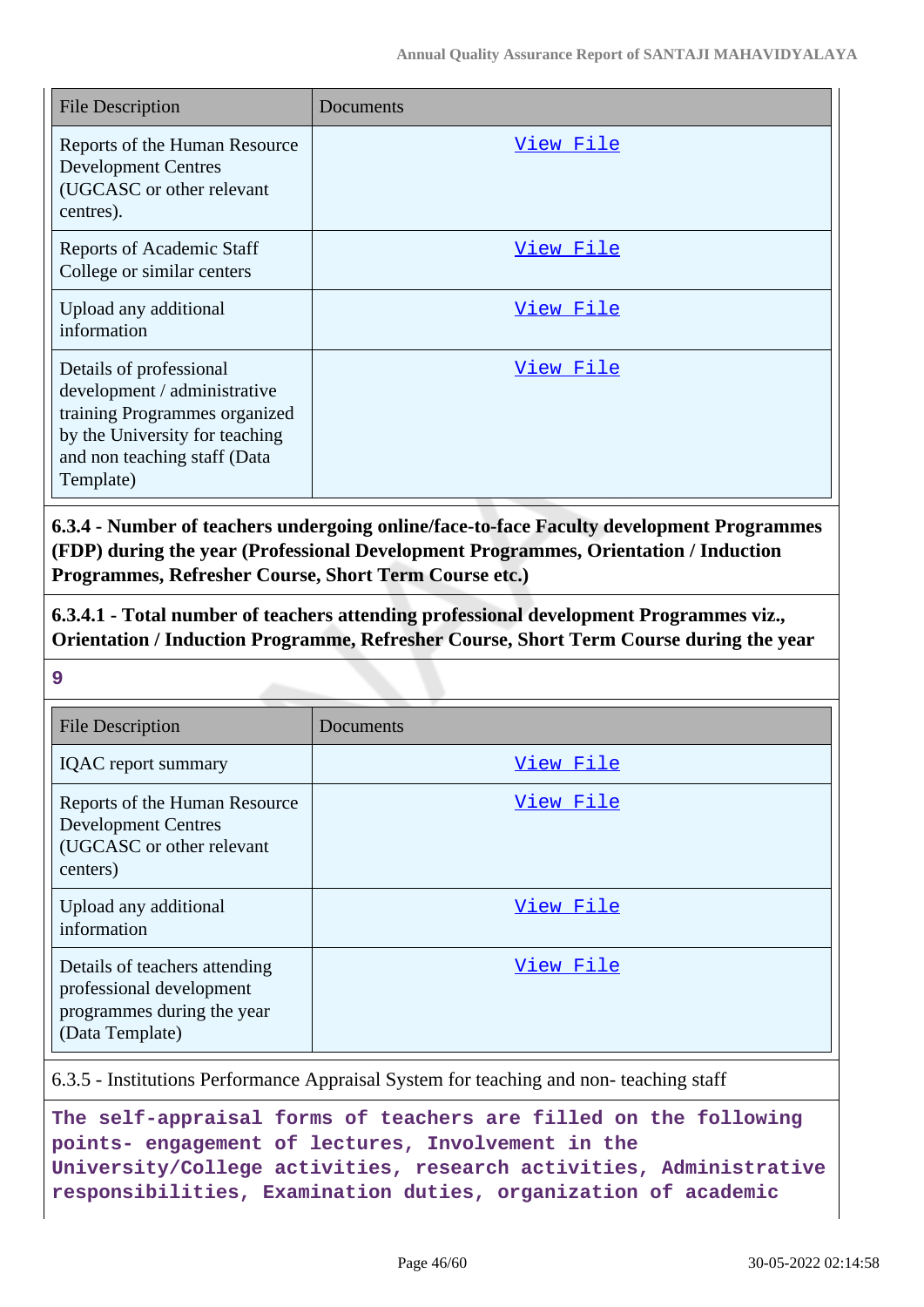| File Description | Documents |
| --- | --- |
| Reports of the Human Resource Development Centres (UGCASC or other relevant centres). | View File |
| Reports of Academic Staff College or similar centers | View File |
| Upload any additional information | View File |
| Details of professional development / administrative training Programmes organized by the University for teaching and non teaching staff (Data Template) | View File |

**6.3.4 - Number of teachers undergoing online/face-to-face Faculty development Programmes (FDP) during the year (Professional Development Programmes, Orientation / Induction Programmes, Refresher Course, Short Term Course etc.)**

**6.3.4.1 - Total number of teachers attending professional development Programmes viz., Orientation / Induction Programme, Refresher Course, Short Term Course during the year**

**9**

| File Description | Documents |
| --- | --- |
| IQAC report summary | View File |
| Reports of the Human Resource Development Centres (UGCASC or other relevant centers) | View File |
| Upload any additional information | View File |
| Details of teachers attending professional development programmes during the year (Data Template) | View File |

6.3.5 - Institutions Performance Appraisal System for teaching and non- teaching staff

**The self-appraisal forms of teachers are filled on the following points- engagement of lectures, Involvement in the University/College activities, research activities, Administrative responsibilities, Examination duties, organization of academic**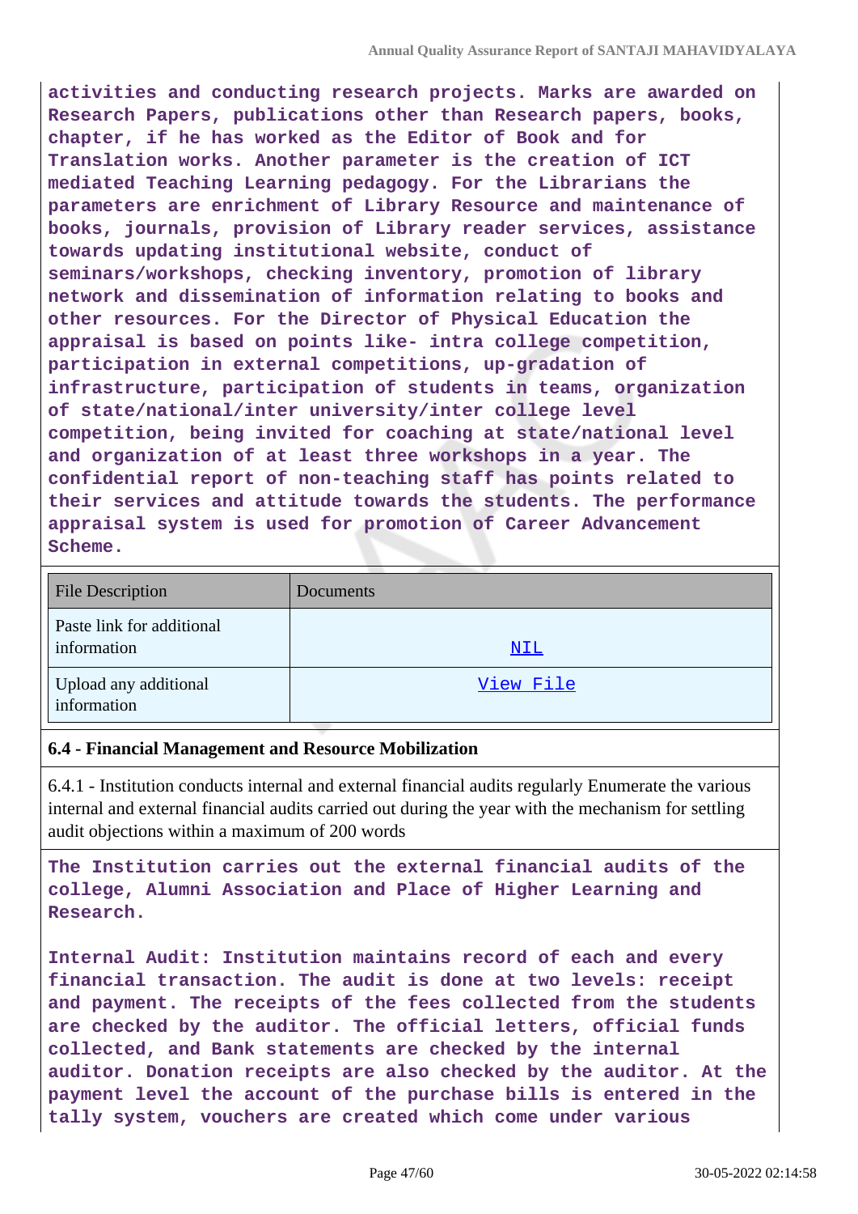**activities and conducting research projects. Marks are awarded on Research Papers, publications other than Research papers, books, chapter, if he has worked as the Editor of Book and for Translation works. Another parameter is the creation of ICT mediated Teaching Learning pedagogy. For the Librarians the parameters are enrichment of Library Resource and maintenance of books, journals, provision of Library reader services, assistance towards updating institutional website, conduct of seminars/workshops, checking inventory, promotion of library network and dissemination of information relating to books and other resources. For the Director of Physical Education the appraisal is based on points like- intra college competition, participation in external competitions, up-gradation of infrastructure, participation of students in teams, organization of state/national/inter university/inter college level competition, being invited for coaching at state/national level and organization of at least three workshops in a year. The confidential report of non-teaching staff has points related to their services and attitude towards the students. The performance appraisal system is used for promotion of Career Advancement Scheme.**

| File Description | Documents |
|---|---|
| Paste link for additional information | NIL |
| Upload any additional information | View File |

**6.4 - Financial Management and Resource Mobilization**

6.4.1 - Institution conducts internal and external financial audits regularly Enumerate the various internal and external financial audits carried out during the year with the mechanism for settling audit objections within a maximum of 200 words

**The Institution carries out the external financial audits of the college, Alumni Association and Place of Higher Learning and Research.**

**Internal Audit: Institution maintains record of each and every financial transaction. The audit is done at two levels: receipt and payment. The receipts of the fees collected from the students are checked by the auditor. The official letters, official funds collected, and Bank statements are checked by the internal auditor. Donation receipts are also checked by the auditor. At the payment level the account of the purchase bills is entered in the tally system, vouchers are created which come under various**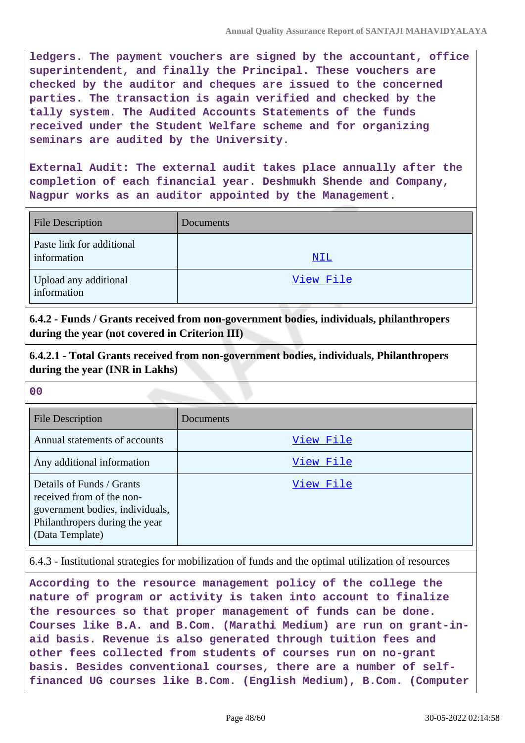ledgers. The payment vouchers are signed by the accountant, office superintendent, and finally the Principal. These vouchers are checked by the auditor and cheques are issued to the concerned parties. The transaction is again verified and checked by the tally system. The Audited Accounts Statements of the funds received under the Student Welfare scheme and for organizing seminars are audited by the University.

External Audit: The external audit takes place annually after the completion of each financial year. Deshmukh Shende and Company, Nagpur works as an auditor appointed by the Management.

| File Description | Documents |
| --- | --- |
| Paste link for additional information | NIL |
| Upload any additional information | View File |

**6.4.2 - Funds / Grants received from non-government bodies, individuals, philanthropers during the year (not covered in Criterion III)**

**6.4.2.1 - Total Grants received from non-government bodies, individuals, Philanthropers during the year (INR in Lakhs)**

00

| File Description | Documents |
| --- | --- |
| Annual statements of accounts | View File |
| Any additional information | View File |
| Details of Funds / Grants received from of the non-government bodies, individuals, Philanthropers during the year (Data Template) | View File |

6.4.3 - Institutional strategies for mobilization of funds and the optimal utilization of resources

According to the resource management policy of the college the nature of program or activity is taken into account to finalize the resources so that proper management of funds can be done. Courses like B.A. and B.Com. (Marathi Medium) are run on grant-in-aid basis. Revenue is also generated through tuition fees and other fees collected from students of courses run on no-grant basis. Besides conventional courses, there are a number of self-financed UG courses like B.Com. (English Medium), B.Com. (Computer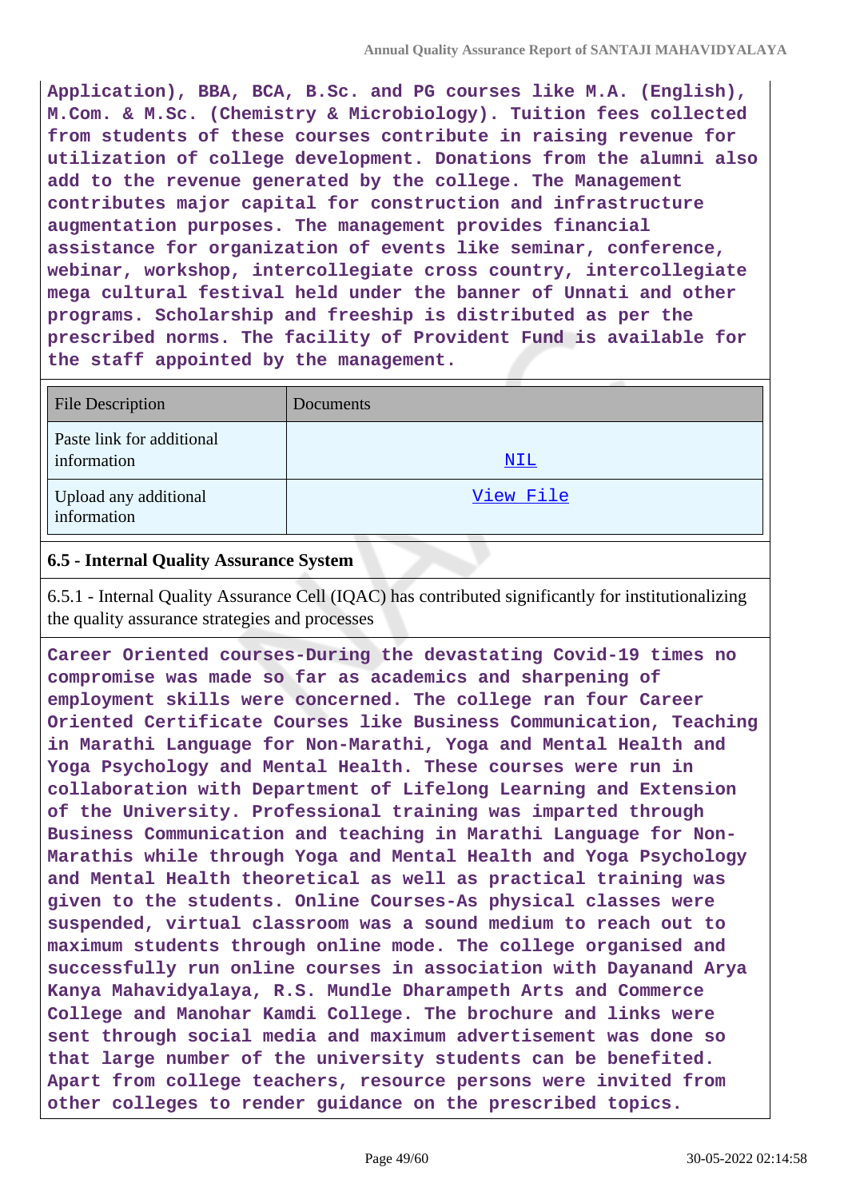**Application), BBA, BCA, B.Sc. and PG courses like M.A. (English), M.Com. & M.Sc. (Chemistry & Microbiology). Tuition fees collected from students of these courses contribute in raising revenue for utilization of college development. Donations from the alumni also add to the revenue generated by the college. The Management contributes major capital for construction and infrastructure augmentation purposes. The management provides financial assistance for organization of events like seminar, conference, webinar, workshop, intercollegiate cross country, intercollegiate mega cultural festival held under the banner of Unnati and other programs. Scholarship and freeship is distributed as per the prescribed norms. The facility of Provident Fund is available for the staff appointed by the management.**

| File Description | Documents |
| --- | --- |
| Paste link for additional information | NIL |
| Upload any additional information | View File |

**6.5 - Internal Quality Assurance System**

6.5.1 - Internal Quality Assurance Cell (IQAC) has contributed significantly for institutionalizing the quality assurance strategies and processes

**Career Oriented courses-During the devastating Covid-19 times no compromise was made so far as academics and sharpening of employment skills were concerned. The college ran four Career Oriented Certificate Courses like Business Communication, Teaching in Marathi Language for Non-Marathi, Yoga and Mental Health and Yoga Psychology and Mental Health. These courses were run in collaboration with Department of Lifelong Learning and Extension of the University. Professional training was imparted through Business Communication and teaching in Marathi Language for Non-Marathis while through Yoga and Mental Health and Yoga Psychology and Mental Health theoretical as well as practical training was given to the students. Online Courses-As physical classes were suspended, virtual classroom was a sound medium to reach out to maximum students through online mode. The college organised and successfully run online courses in association with Dayanand Arya Kanya Mahavidyalaya, R.S. Mundle Dharampeth Arts and Commerce College and Manohar Kamdi College. The brochure and links were sent through social media and maximum advertisement was done so that large number of the university students can be benefited. Apart from college teachers, resource persons were invited from other colleges to render guidance on the prescribed topics.**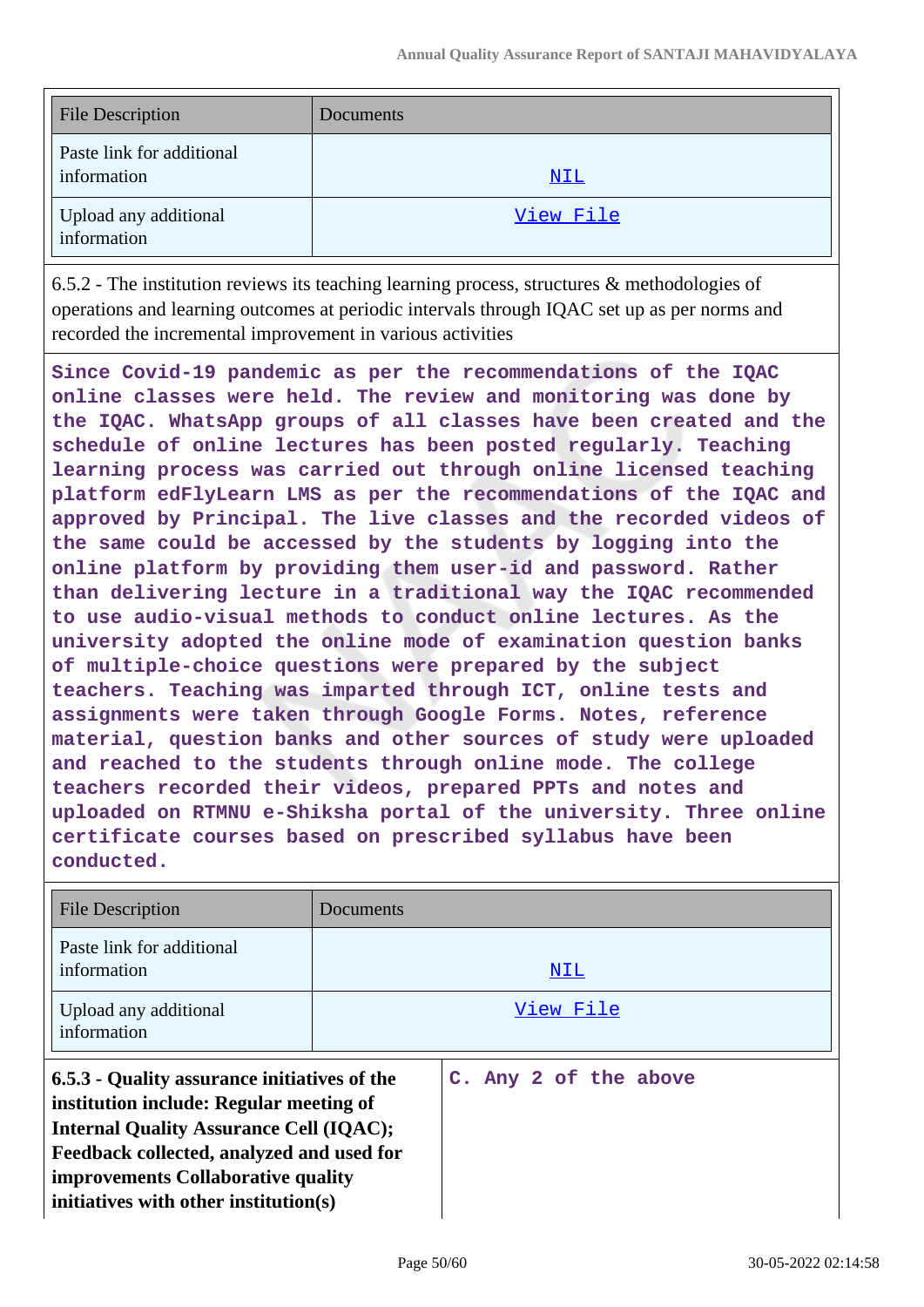| File Description | Documents |
|---|---|
| Paste link for additional information | NIL |
| Upload any additional information | View File |

6.5.2 - The institution reviews its teaching learning process, structures & methodologies of operations and learning outcomes at periodic intervals through IQAC set up as per norms and recorded the incremental improvement in various activities

**Since Covid-19 pandemic as per the recommendations of the IQAC online classes were held. The review and monitoring was done by the IQAC. WhatsApp groups of all classes have been created and the schedule of online lectures has been posted regularly. Teaching learning process was carried out through online licensed teaching platform edFlyLearn LMS as per the recommendations of the IQAC and approved by Principal. The live classes and the recorded videos of the same could be accessed by the students by logging into the online platform by providing them user-id and password. Rather than delivering lecture in a traditional way the IQAC recommended to use audio-visual methods to conduct online lectures. As the university adopted the online mode of examination question banks of multiple-choice questions were prepared by the subject teachers. Teaching was imparted through ICT, online tests and assignments were taken through Google Forms. Notes, reference material, question banks and other sources of study were uploaded and reached to the students through online mode. The college teachers recorded their videos, prepared PPTs and notes and uploaded on RTMNU e-Shiksha portal of the university. Three online certificate courses based on prescribed syllabus have been conducted.**

| File Description | Documents |
|---|---|
| Paste link for additional information | NIL |
| Upload any additional information | View File |

| **6.5.3 - Quality assurance initiatives of the institution include: Regular meeting of Internal Quality Assurance Cell (IQAC); Feedback collected, analyzed and used for improvements Collaborative quality initiatives with other institution(s)** | **C. Any 2 of the above** |
|---|---|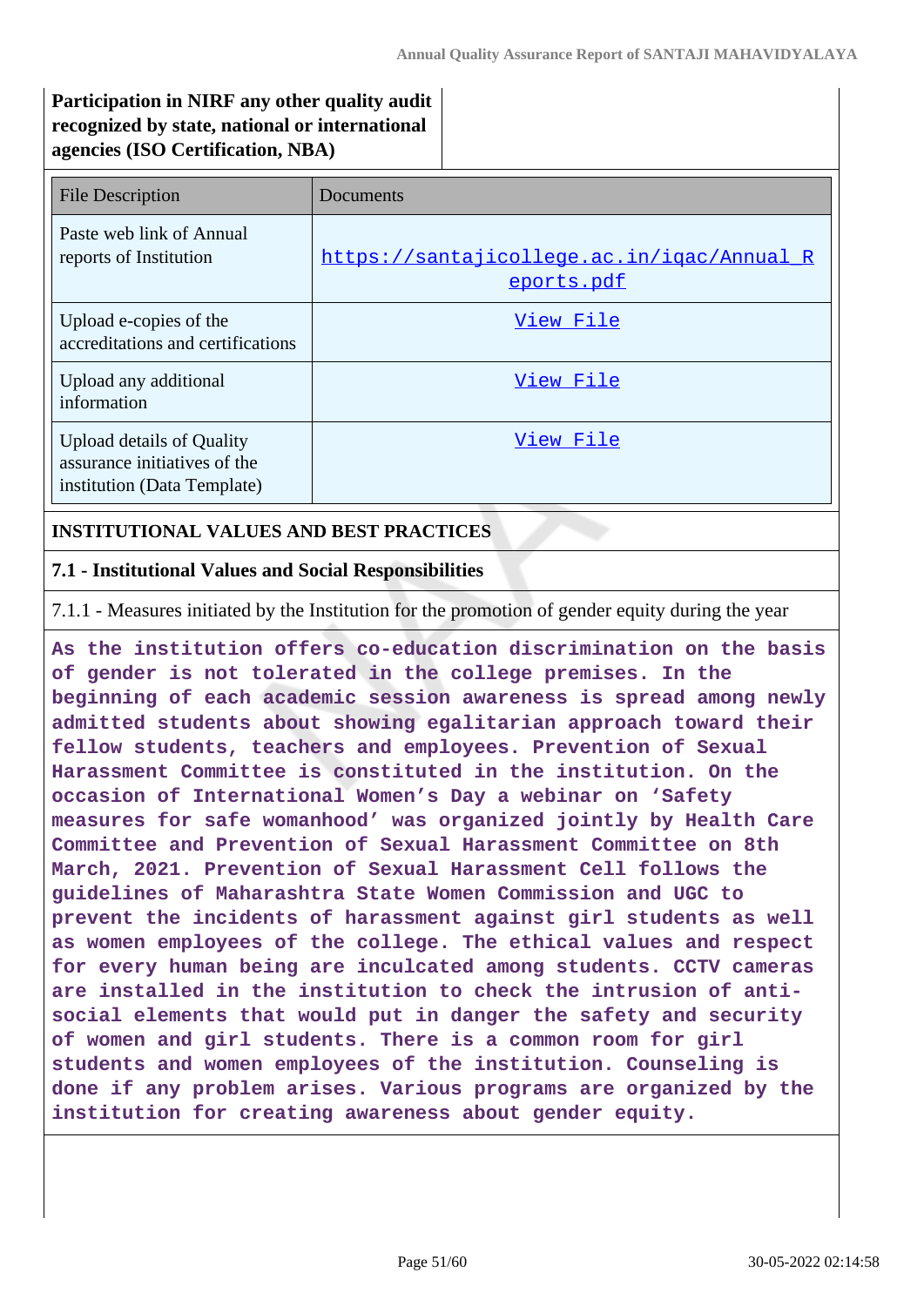| Participation in NIRF any other quality audit recognized by state, national or international agencies (ISO Certification, NBA) | |
|---|---|

| File Description | Documents |
|---|---|
| Paste web link of Annual reports of Institution | https://santajicollege.ac.in/iqac/Annual_Reports.pdf |
| Upload e-copies of the accreditations and certifications | View File |
| Upload any additional information | View File |
| Upload details of Quality assurance initiatives of the institution (Data Template) | View File |

## INSTITUTIONAL VALUES AND BEST PRACTICES

### 7.1 - Institutional Values and Social Responsibilities

7.1.1 - Measures initiated by the Institution for the promotion of gender equity during the year

**As the institution offers co-education discrimination on the basis of gender is not tolerated in the college premises. In the beginning of each academic session awareness is spread among newly admitted students about showing egalitarian approach toward their fellow students, teachers and employees. Prevention of Sexual Harassment Committee is constituted in the institution. On the occasion of International Women's Day a webinar on 'Safety measures for safe womanhood' was organized jointly by Health Care Committee and Prevention of Sexual Harassment Committee on 8th March, 2021. Prevention of Sexual Harassment Cell follows the guidelines of Maharashtra State Women Commission and UGC to prevent the incidents of harassment against girl students as well as women employees of the college. The ethical values and respect for every human being are inculcated among students. CCTV cameras are installed in the institution to check the intrusion of anti-social elements that would put in danger the safety and security of women and girl students. There is a common room for girl students and women employees of the institution. Counseling is done if any problem arises. Various programs are organized by the institution for creating awareness about gender equity.**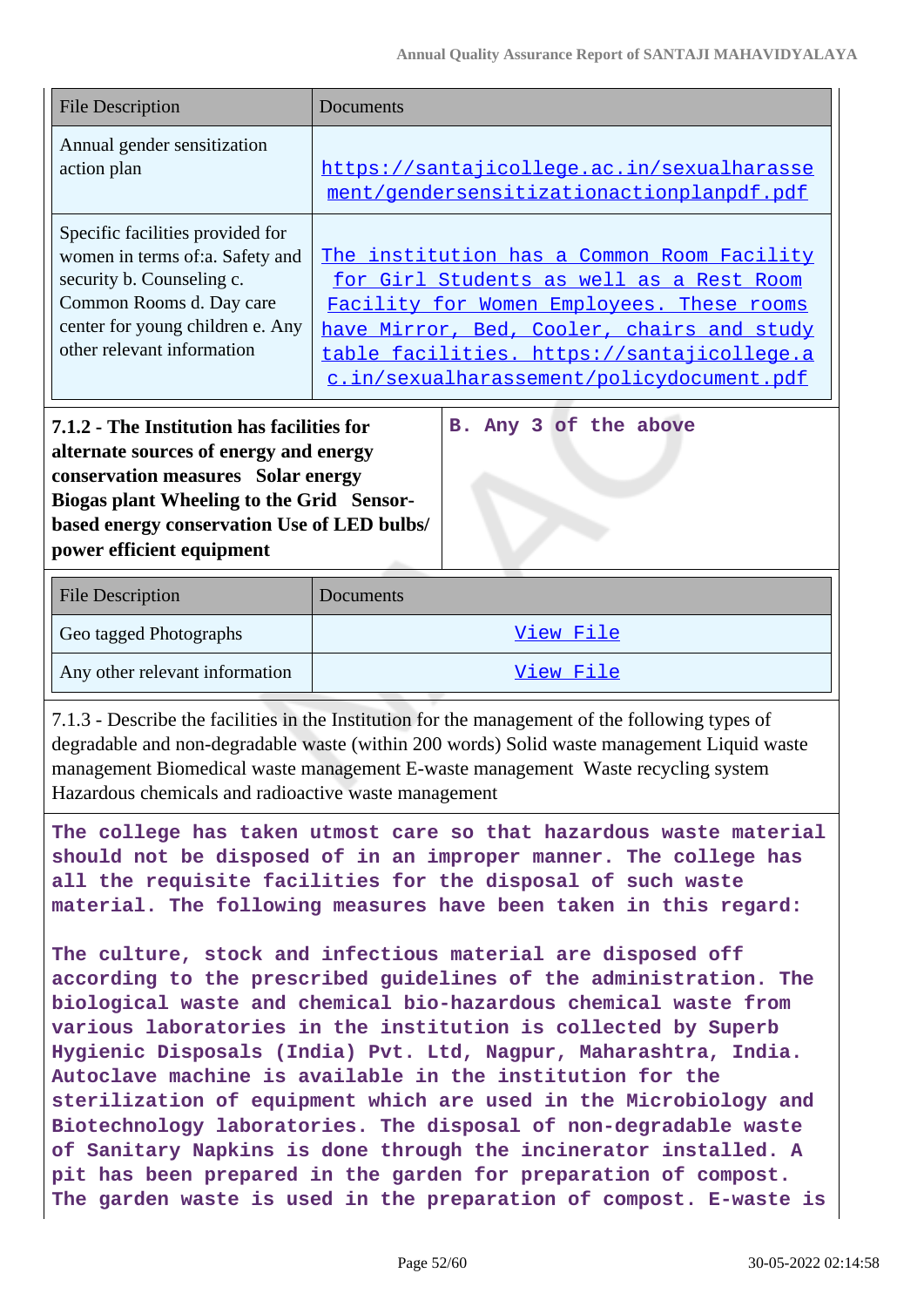| File Description | Documents |
|---|---|
| Annual gender sensitization action plan | https://santajicollege.ac.in/sexualharassement/gendersensitizationactionplanpdf.pdf |
| Specific facilities provided for women in terms of:a. Safety and security b. Counseling c. Common Rooms d. Day care center for young children e. Any other relevant information | The institution has a Common Room Facility for Girl Students as well as a Rest Room Facility for Women Employees. These rooms have Mirror, Bed, Cooler, chairs and study table facilities. https://santajicollege.ac.in/sexualharassement/policydocument.pdf |

| 7.1.2 - The Institution has facilities for alternate sources of energy and energy conservation measures Solar energy Biogas plant Wheeling to the Grid Sensor-based energy conservation Use of LED bulbs/ power efficient equipment | B. Any 3 of the above |
|---|---|

| File Description | Documents |
|---|---|
| Geo tagged Photographs | View File |
| Any other relevant information | View File |

7.1.3 - Describe the facilities in the Institution for the management of the following types of degradable and non-degradable waste (within 200 words) Solid waste management Liquid waste management Biomedical waste management E-waste management Waste recycling system Hazardous chemicals and radioactive waste management

The college has taken utmost care so that hazardous waste material should not be disposed of in an improper manner. The college has all the requisite facilities for the disposal of such waste material. The following measures have been taken in this regard:

The culture, stock and infectious material are disposed off according to the prescribed guidelines of the administration. The biological waste and chemical bio-hazardous chemical waste from various laboratories in the institution is collected by Superb Hygienic Disposals (India) Pvt. Ltd, Nagpur, Maharashtra, India. Autoclave machine is available in the institution for the sterilization of equipment which are used in the Microbiology and Biotechnology laboratories. The disposal of non-degradable waste of Sanitary Napkins is done through the incinerator installed. A pit has been prepared in the garden for preparation of compost. The garden waste is used in the preparation of compost. E-waste is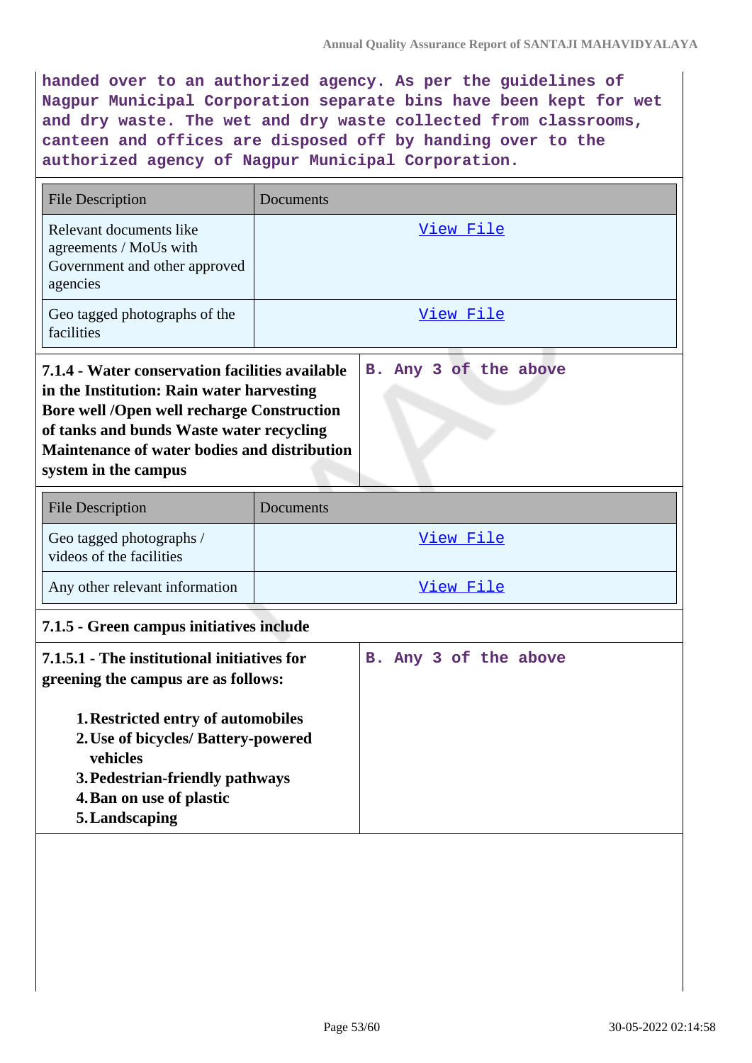handed over to an authorized agency. As per the guidelines of Nagpur Municipal Corporation separate bins have been kept for wet and dry waste. The wet and dry waste collected from classrooms, canteen and offices are disposed off by handing over to the authorized agency of Nagpur Municipal Corporation.

| File Description | Documents |
|---|---|
| Relevant documents like agreements / MoUs with Government and other approved agencies | View File |
| Geo tagged photographs of the facilities | View File |

| **7.1.4 - Water conservation facilities available in the Institution: Rain water harvesting Bore well /Open well recharge Construction of tanks and bunds Waste water recycling Maintenance of water bodies and distribution system in the campus** | B. Any 3 of the above |
|---|---|

| File Description | Documents |
|---|---|
| Geo tagged photographs / videos of the facilities | View File |
| Any other relevant information | View File |

**7.1.5 - Green campus initiatives include**

| **7.1.5.1 - The institutional initiatives for greening the campus are as follows:**<br><br>1. **Restricted entry of automobiles**<br>2. **Use of bicycles/ Battery-powered vehicles**<br>3. **Pedestrian-friendly pathways**<br>4. **Ban on use of plastic**<br>5. **Landscaping** | B. Any 3 of the above |
|---|---|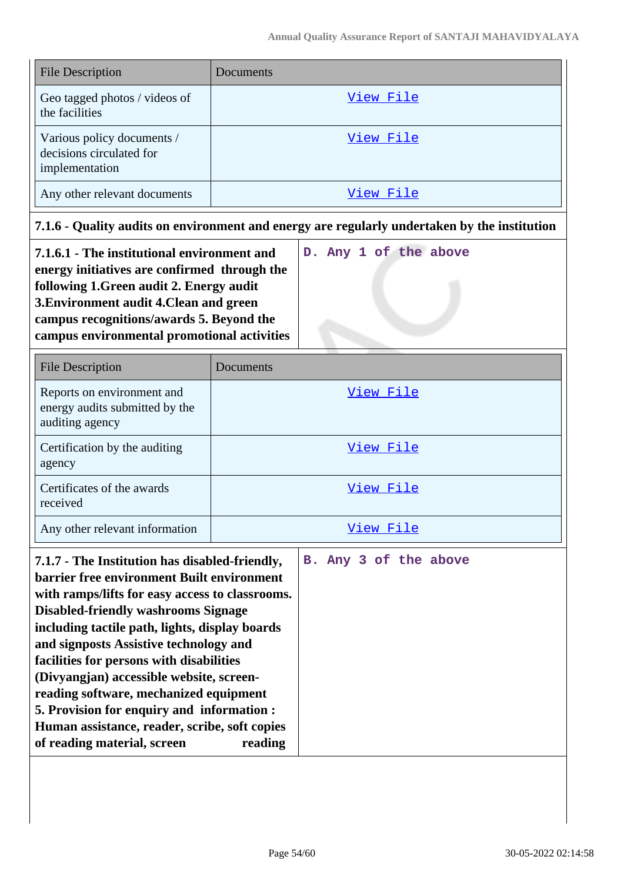| File Description | Documents |
| --- | --- |
| Geo tagged photos / videos of the facilities | View File |
| Various policy documents / decisions circulated for implementation | View File |
| Any other relevant documents | View File |

**7.1.6 - Quality audits on environment and energy are regularly undertaken by the institution**

| **7.1.6.1 - The institutional environment and energy initiatives are confirmed through the following 1.Green audit 2. Energy audit 3.Environment audit 4.Clean and green campus recognitions/awards 5. Beyond the campus environmental promotional activities** | D. Any 1 of the above |
| --- | --- |

| File Description | Documents |
| --- | --- |
| Reports on environment and energy audits submitted by the auditing agency | View File |
| Certification by the auditing agency | View File |
| Certificates of the awards received | View File |
| Any other relevant information | View File |

| **7.1.7 - The Institution has disabled-friendly, barrier free environment Built environment with ramps/lifts for easy access to classrooms. Disabled-friendly washrooms Signage including tactile path, lights, display boards and signposts Assistive technology and facilities for persons with disabilities (Divyangjan) accessible website, screen-reading software, mechanized equipment 5. Provision for enquiry and information : Human assistance, reader, scribe, soft copies of reading material, screen reading** | B. Any 3 of the above |
| --- | --- |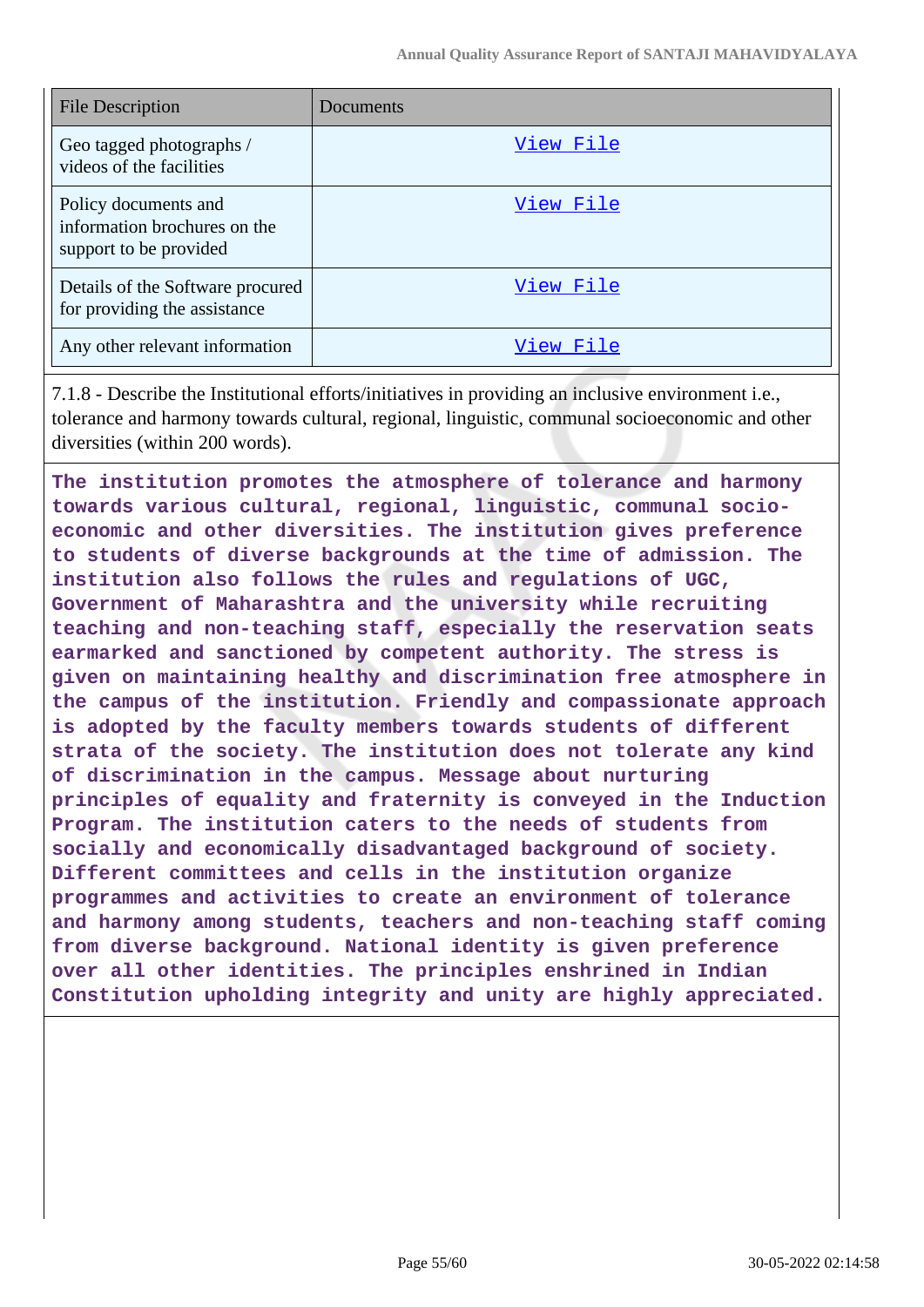| File Description | Documents |
|---|---|
| Geo tagged photographs / videos of the facilities | View File |
| Policy documents and information brochures on the support to be provided | View File |
| Details of the Software procured for providing the assistance | View File |
| Any other relevant information | View File |

7.1.8 - Describe the Institutional efforts/initiatives in providing an inclusive environment i.e., tolerance and harmony towards cultural, regional, linguistic, communal socioeconomic and other diversities (within 200 words).

**The institution promotes the atmosphere of tolerance and harmony towards various cultural, regional, linguistic, communal socio-economic and other diversities. The institution gives preference to students of diverse backgrounds at the time of admission. The institution also follows the rules and regulations of UGC, Government of Maharashtra and the university while recruiting teaching and non-teaching staff, especially the reservation seats earmarked and sanctioned by competent authority. The stress is given on maintaining healthy and discrimination free atmosphere in the campus of the institution. Friendly and compassionate approach is adopted by the faculty members towards students of different strata of the society. The institution does not tolerate any kind of discrimination in the campus. Message about nurturing principles of equality and fraternity is conveyed in the Induction Program. The institution caters to the needs of students from socially and economically disadvantaged background of society. Different committees and cells in the institution organize programmes and activities to create an environment of tolerance and harmony among students, teachers and non-teaching staff coming from diverse background. National identity is given preference over all other identities. The principles enshrined in Indian Constitution upholding integrity and unity are highly appreciated.**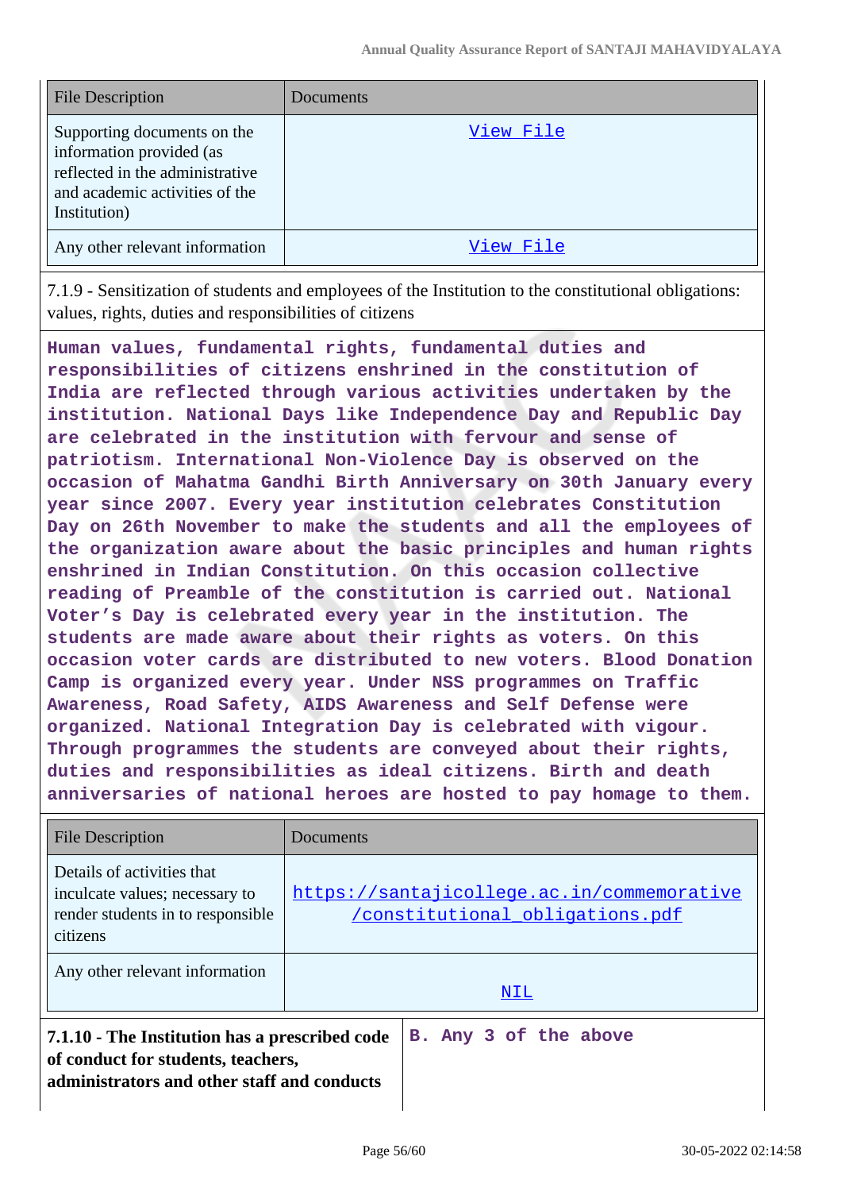| File Description | Documents |
| --- | --- |
| Supporting documents on the information provided (as reflected in the administrative and academic activities of the Institution) | View File |
| Any other relevant information | View File |

7.1.9 - Sensitization of students and employees of the Institution to the constitutional obligations: values, rights, duties and responsibilities of citizens

**Human values, fundamental rights, fundamental duties and responsibilities of citizens enshrined in the constitution of India are reflected through various activities undertaken by the institution. National Days like Independence Day and Republic Day are celebrated in the institution with fervour and sense of patriotism. International Non-Violence Day is observed on the occasion of Mahatma Gandhi Birth Anniversary on 30th January every year since 2007. Every year institution celebrates Constitution Day on 26th November to make the students and all the employees of the organization aware about the basic principles and human rights enshrined in Indian Constitution. On this occasion collective reading of Preamble of the constitution is carried out. National Voter's Day is celebrated every year in the institution. The students are made aware about their rights as voters. On this occasion voter cards are distributed to new voters. Blood Donation Camp is organized every year. Under NSS programmes on Traffic Awareness, Road Safety, AIDS Awareness and Self Defense were organized. National Integration Day is celebrated with vigour. Through programmes the students are conveyed about their rights, duties and responsibilities as ideal citizens. Birth and death anniversaries of national heroes are hosted to pay homage to them.**

| File Description | Documents |
| --- | --- |
| Details of activities that inculcate values; necessary to render students in to responsible citizens | https://santajicollege.ac.in/commemorative/constitutional_obligations.pdf |
| Any other relevant information | NIL |

| **7.1.10 - The Institution has a prescribed code of conduct for students, teachers, administrators and other staff and conducts** | **B. Any 3 of the above** |
| --- | --- |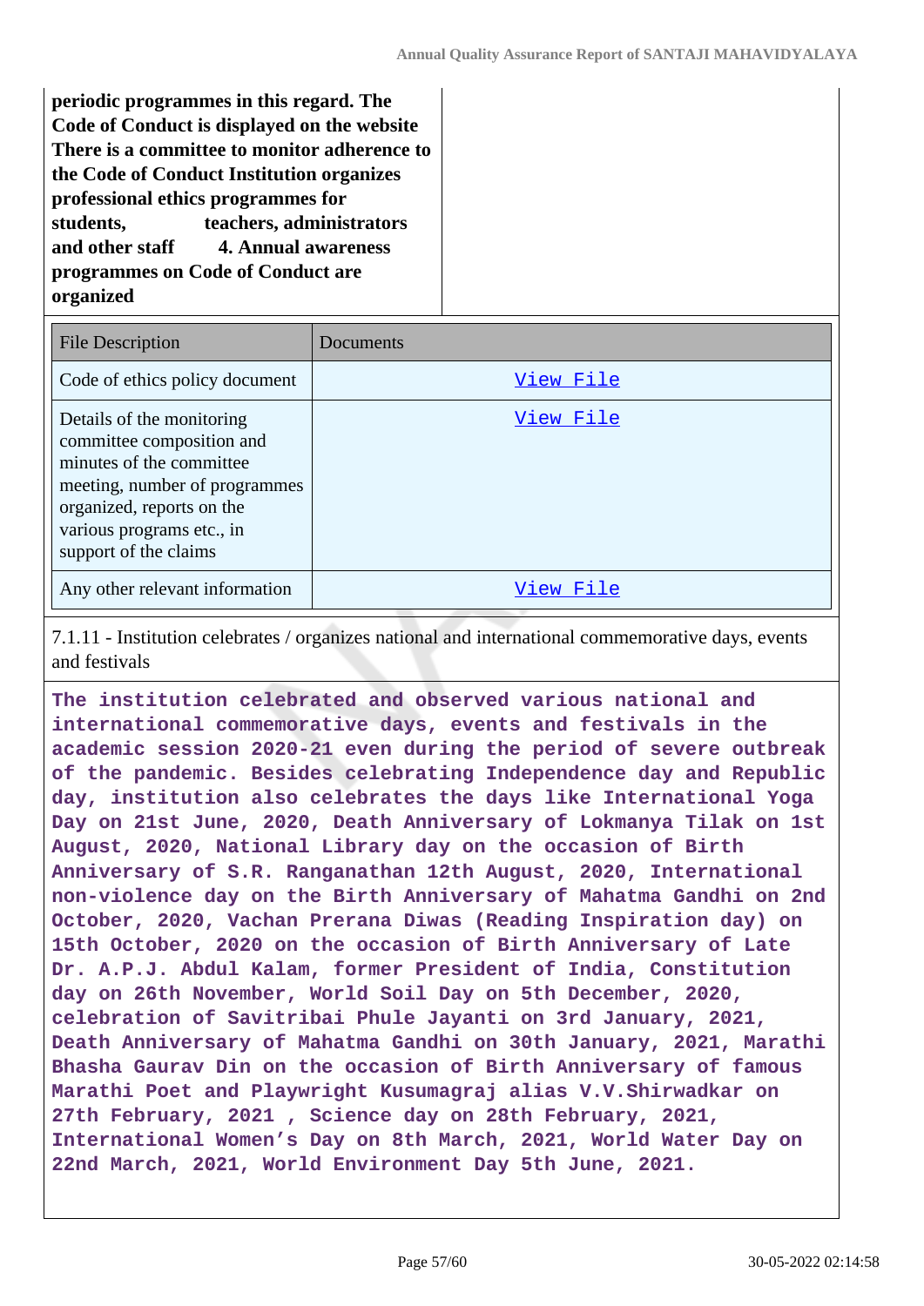**periodic programmes in this regard. The Code of Conduct is displayed on the website There is a committee to monitor adherence to the Code of Conduct Institution organizes professional ethics programmes for students, teachers, administrators and other staff 4. Annual awareness programmes on Code of Conduct are organized**

| File Description | Documents |
|---|---|
| Code of ethics policy document | View File |
| Details of the monitoring committee composition and minutes of the committee meeting, number of programmes organized, reports on the various programs etc., in support of the claims | View File |
| Any other relevant information | View File |

7.1.11 - Institution celebrates / organizes national and international commemorative days, events and festivals

**The institution celebrated and observed various national and international commemorative days, events and festivals in the academic session 2020-21 even during the period of severe outbreak of the pandemic. Besides celebrating Independence day and Republic day, institution also celebrates the days like International Yoga Day on 21st June, 2020, Death Anniversary of Lokmanya Tilak on 1st August, 2020, National Library day on the occasion of Birth Anniversary of S.R. Ranganathan 12th August, 2020, International non-violence day on the Birth Anniversary of Mahatma Gandhi on 2nd October, 2020, Vachan Prerana Diwas (Reading Inspiration day) on 15th October, 2020 on the occasion of Birth Anniversary of Late Dr. A.P.J. Abdul Kalam, former President of India, Constitution day on 26th November, World Soil Day on 5th December, 2020, celebration of Savitribai Phule Jayanti on 3rd January, 2021, Death Anniversary of Mahatma Gandhi on 30th January, 2021, Marathi Bhasha Gaurav Din on the occasion of Birth Anniversary of famous Marathi Poet and Playwright Kusumagraj alias V.V.Shirwadkar on 27th February, 2021 , Science day on 28th February, 2021, International Women's Day on 8th March, 2021, World Water Day on 22nd March, 2021, World Environment Day 5th June, 2021.**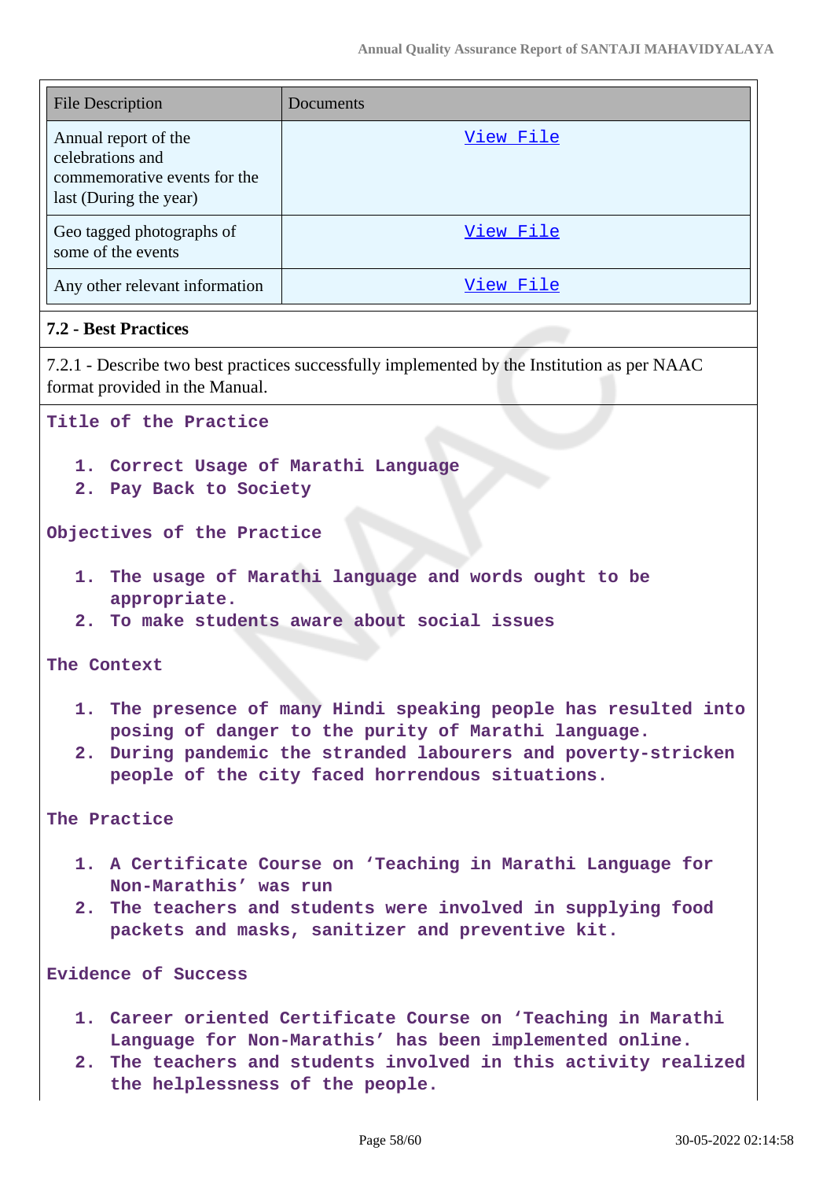| File Description | Documents |
| --- | --- |
| Annual report of the celebrations and commemorative events for the last (During the year) | View File |
| Geo tagged photographs of some of the events | View File |
| Any other relevant information | View File |

**7.2 - Best Practices**

7.2.1 - Describe two best practices successfully implemented by the Institution as per NAAC format provided in the Manual.

**Title of the Practice**

1. **Correct Usage of Marathi Language**
2. **Pay Back to Society**

**Objectives of the Practice**

1. **The usage of Marathi language and words ought to be appropriate.**
2. **To make students aware about social issues**

**The Context**

1. **The presence of many Hindi speaking people has resulted into posing of danger to the purity of Marathi language.**
2. **During pandemic the stranded labourers and poverty-stricken people of the city faced horrendous situations.**

**The Practice**

1. **A Certificate Course on 'Teaching in Marathi Language for Non-Marathis' was run**
2. **The teachers and students were involved in supplying food packets and masks, sanitizer and preventive kit.**

**Evidence of Success**

1. **Career oriented Certificate Course on 'Teaching in Marathi Language for Non-Marathis' has been implemented online.**
2. **The teachers and students involved in this activity realized the helplessness of the people.**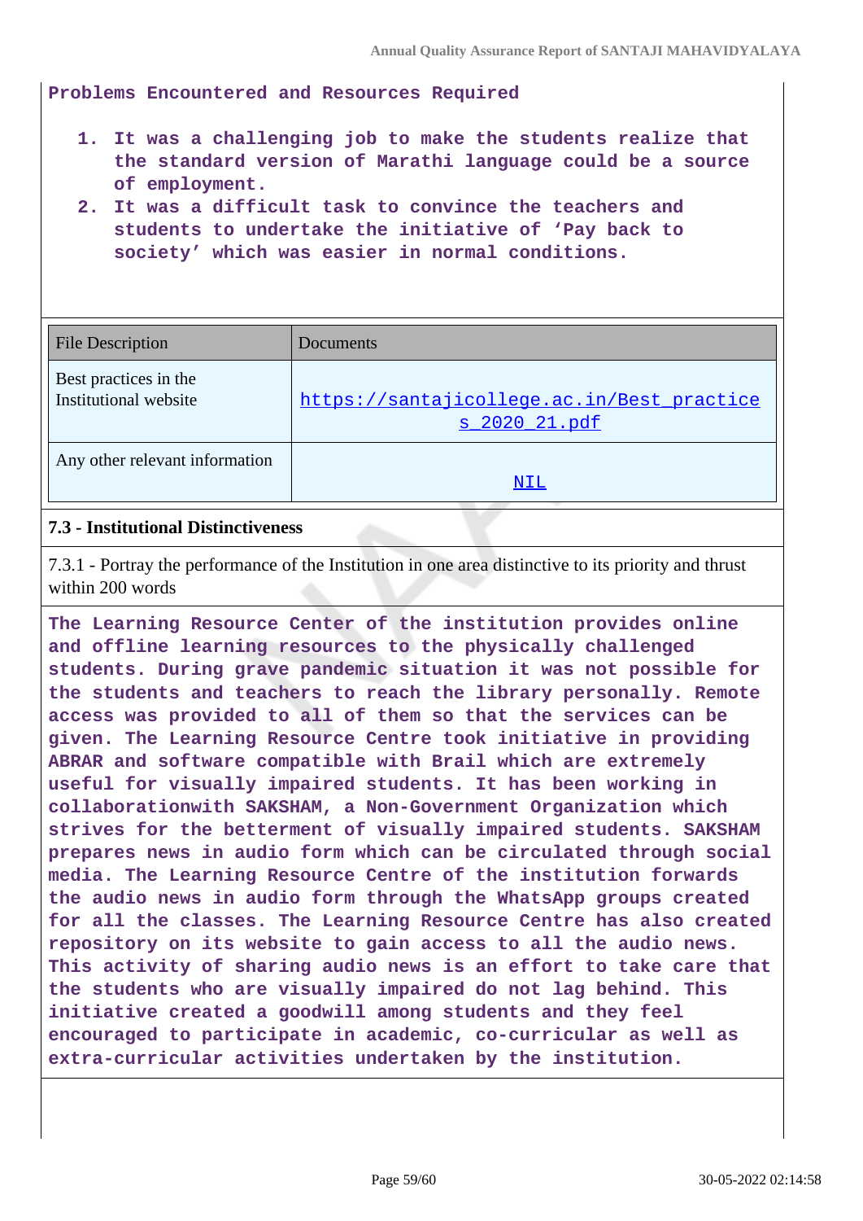**Problems Encountered and Resources Required**

1. **It was a challenging job to make the students realize that the standard version of Marathi language could be a source of employment.**
2. **It was a difficult task to convince the teachers and students to undertake the initiative of 'Pay back to society' which was easier in normal conditions.**

| File Description | Documents |
| --- | --- |
| Best practices in the Institutional website | https://santajicollege.ac.in/Best_practices_2020_21.pdf |
| Any other relevant information | NIL |

**7.3 - Institutional Distinctiveness**

7.3.1 - Portray the performance of the Institution in one area distinctive to its priority and thrust within 200 words

**The Learning Resource Center of the institution provides online and offline learning resources to the physically challenged students. During grave pandemic situation it was not possible for the students and teachers to reach the library personally. Remote access was provided to all of them so that the services can be given. The Learning Resource Centre took initiative in providing ABRAR and software compatible with Brail which are extremely useful for visually impaired students. It has been working in collaborationwith SAKSHAM, a Non-Government Organization which strives for the betterment of visually impaired students. SAKSHAM prepares news in audio form which can be circulated through social media. The Learning Resource Centre of the institution forwards the audio news in audio form through the WhatsApp groups created for all the classes. The Learning Resource Centre has also created repository on its website to gain access to all the audio news. This activity of sharing audio news is an effort to take care that the students who are visually impaired do not lag behind. This initiative created a goodwill among students and they feel encouraged to participate in academic, co-curricular as well as extra-curricular activities undertaken by the institution.**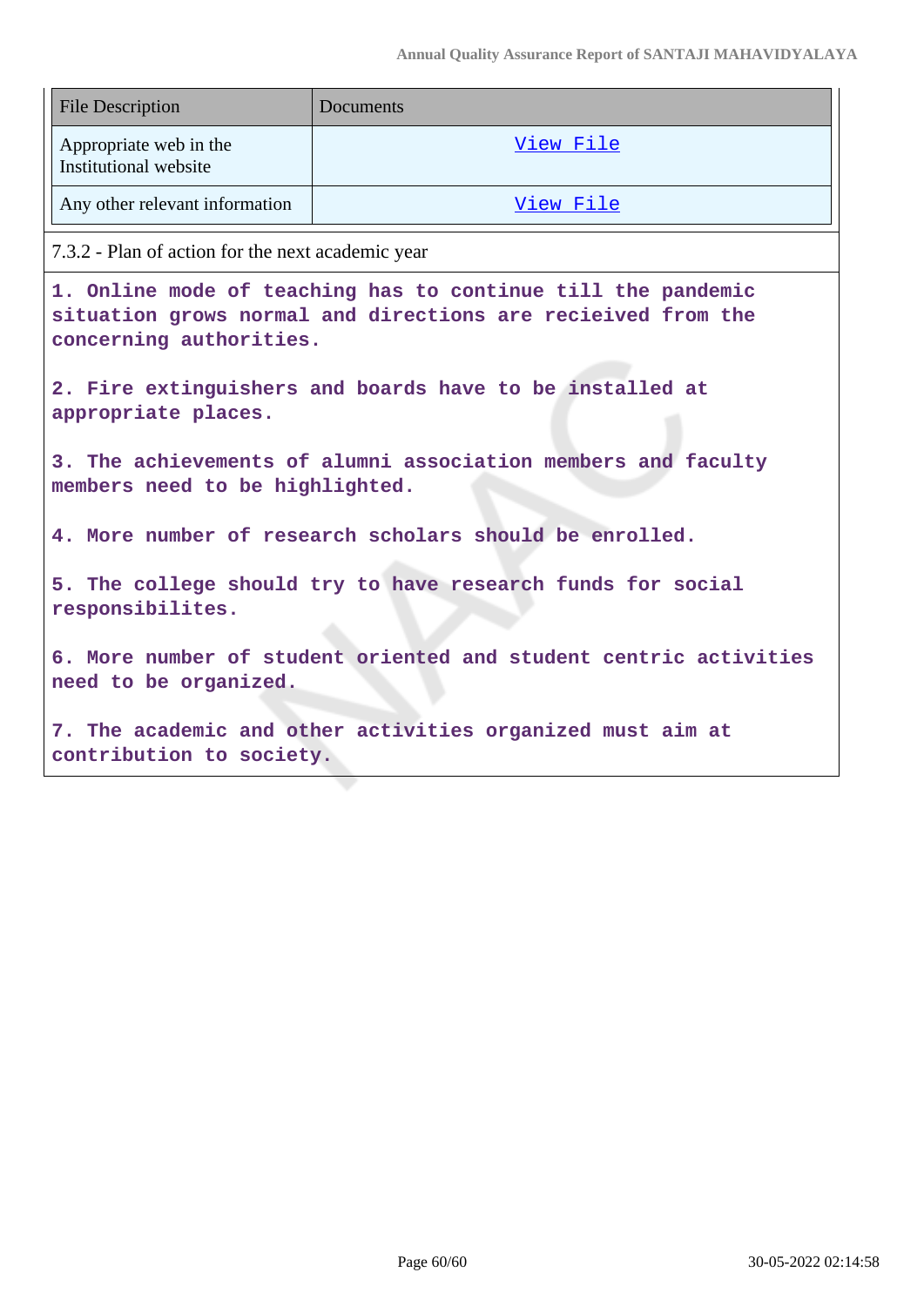| File Description | Documents |
|---|---|
| Appropriate web in the Institutional website | View File |
| Any other relevant information | View File |

7.3.2 - Plan of action for the next academic year

1. Online mode of teaching has to continue till the pandemic situation grows normal and directions are recieived from the concerning authorities.

2. Fire extinguishers and boards have to be installed at appropriate places.

3. The achievements of alumni association members and faculty members need to be highlighted.

4. More number of research scholars should be enrolled.

5. The college should try to have research funds for social responsibilites.

6. More number of student oriented and student centric activities need to be organized.

7. The academic and other activities organized must aim at contribution to society.